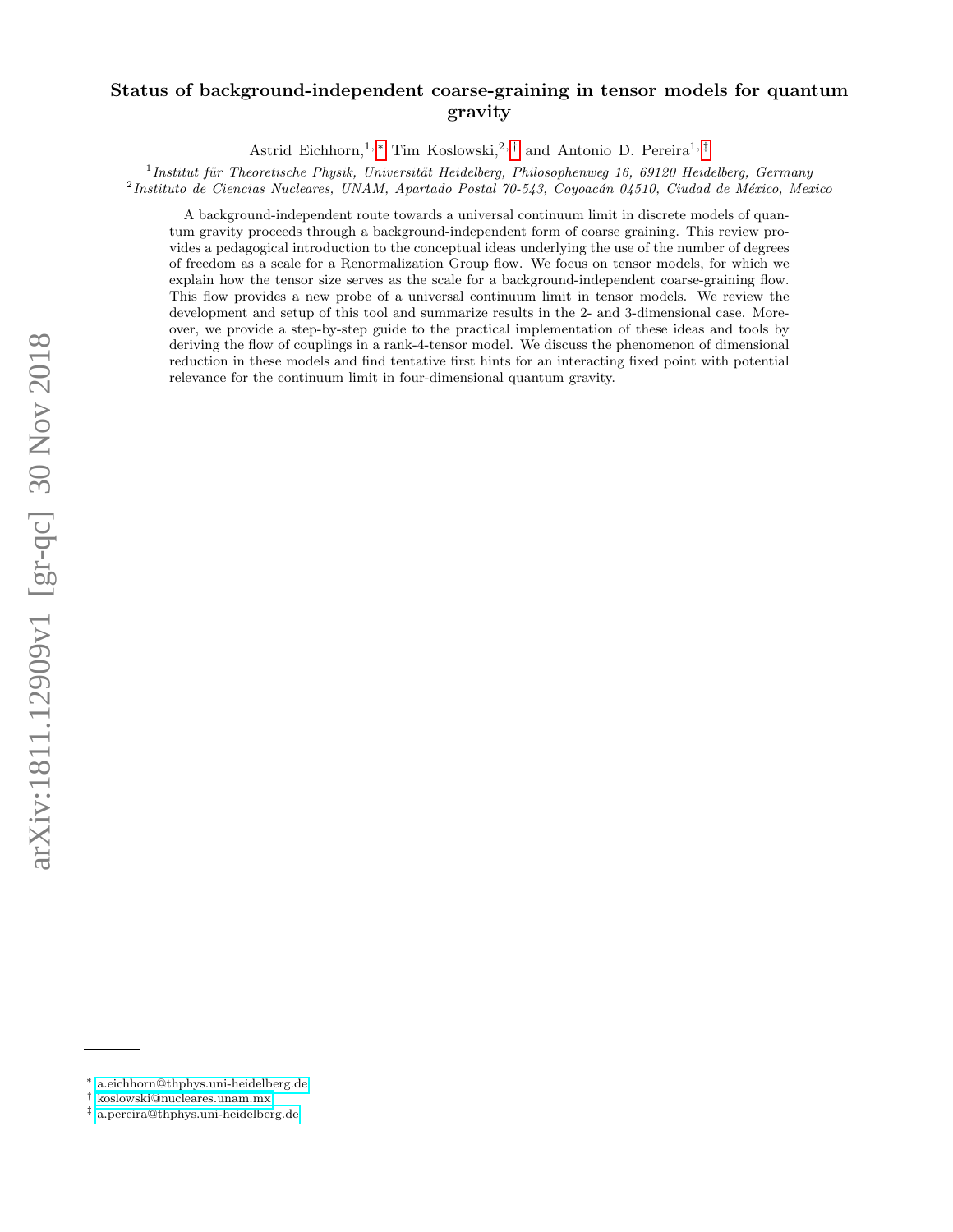# Status of background-independent coarse-graining in tensor models for quantum gravity

Astrid Eichhorn,[1,*] Tim Koslowski,[2,†] and Antonio D. Pereira[1,‡]

[1] *Institut für Theoretische Physik, Universität Heidelberg, Philosophenweg 16, 69120 Heidelberg, Germany*
[2] *Instituto de Ciencias Nucleares, UNAM, Apartado Postal 70-543, Coyoacán 04510, Ciudad de México, Mexico*

A background-independent route towards a universal continuum limit in discrete models of quantum gravity proceeds through a background-independent form of coarse graining. This review provides a pedagogical introduction to the conceptual ideas underlying the use of the number of degrees of freedom as a scale for a Renormalization Group flow. We focus on tensor models, for which we explain how the tensor size serves as the scale for a background-independent coarse-graining flow. This flow provides a new probe of a universal continuum limit in tensor models. We review the development and setup of this tool and summarize results in the 2- and 3-dimensional case. Moreover, we provide a step-by-step guide to the practical implementation of these ideas and tools by deriving the flow of couplings in a rank-4-tensor model. We discuss the phenomenon of dimensional reduction in these models and find tentative first hints for an interacting fixed point with potential relevance for the continuum limit in four-dimensional quantum gravity.

---

[*] a.eichhorn@thphys.uni-heidelberg.de
[†] koslowski@nucleares.unam.mx
[‡] a.pereira@thphys.uni-heidelberg.de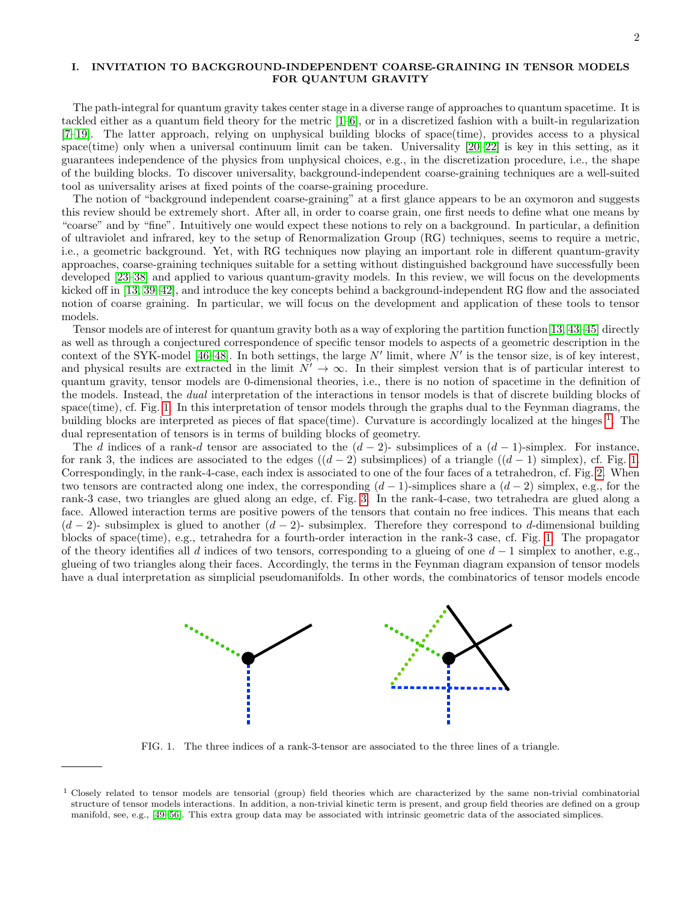## I. INVITATION TO BACKGROUND-INDEPENDENT COARSE-GRAINING IN TENSOR MODELS FOR QUANTUM GRAVITY

The path-integral for quantum gravity takes center stage in a diverse range of approaches to quantum spacetime. It is tackled either as a quantum field theory for the metric [1–6], or in a discretized fashion with a built-in regularization [7–19]. The latter approach, relying on unphysical building blocks of space(time), provides access to a physical space(time) only when a universal continuum limit can be taken. Universality [20–22] is key in this setting, as it guarantees independence of the physics from unphysical choices, e.g., in the discretization procedure, i.e., the shape of the building blocks. To discover universality, background-independent coarse-graining techniques are a well-suited tool as universality arises at fixed points of the coarse-graining procedure.

The notion of "background independent coarse-graining" at a first glance appears to be an oxymoron and suggests this review should be extremely short. After all, in order to coarse grain, one first needs to define what one means by "coarse" and by "fine". Intuitively one would expect these notions to rely on a background. In particular, a definition of ultraviolet and infrared, key to the setup of Renormalization Group (RG) techniques, seems to require a metric, i.e., a geometric background. Yet, with RG techniques now playing an important role in different quantum-gravity approaches, coarse-graining techniques suitable for a setting without distinguished background have successfully been developed [23–38] and applied to various quantum-gravity models. In this review, we will focus on the developments kicked off in [13, 39–42], and introduce the key concepts behind a background-independent RG flow and the associated notion of coarse graining. In particular, we will focus on the development and application of these tools to tensor models.

Tensor models are of interest for quantum gravity both as a way of exploring the partition function [13, 43–45] directly as well as through a conjectured correspondence of specific tensor models to aspects of a geometric description in the context of the SYK-model [46–48]. In both settings, the large $N'$ limit, where $N'$ is the tensor size, is of key interest, and physical results are extracted in the limit $N' \to \infty$. In their simplest version that is of particular interest to quantum gravity, tensor models are 0-dimensional theories, i.e., there is no notion of spacetime in the definition of the models. Instead, the *dual* interpretation of the interactions in tensor models is that of discrete building blocks of space(time), cf. Fig. 1. In this interpretation of tensor models through the graphs dual to the Feynman diagrams, the building blocks are interpreted as pieces of flat space(time). Curvature is accordingly localized at the hinges [1]. The dual representation of tensors is in terms of building blocks of geometry.

The $d$ indices of a rank-$d$ tensor are associated to the $(d-2)$- subsimplices of a $(d-1)$-simplex. For instance, for rank 3, the indices are associated to the edges ($(d-2)$ subsimplices) of a triangle ($(d-1)$ simplex), cf. Fig. 1. Correspondingly, in the rank-4-case, each index is associated to one of the four faces of a tetrahedron, cf. Fig. 2. When two tensors are contracted along one index, the corresponding $(d-1)$-simplices share a $(d-2)$ simplex, e.g., for the rank-3 case, two triangles are glued along an edge, cf. Fig. 3. In the rank-4-case, two tetrahedra are glued along a face. Allowed interaction terms are positive powers of the tensors that contain no free indices. This means that each $(d-2)$- subsimplex is glued to another $(d-2)$- subsimplex. Therefore they correspond to $d$-dimensional building blocks of space(time), e.g., tetrahedra for a fourth-order interaction in the rank-3 case, cf. Fig. 1. The propagator of the theory identifies all $d$ indices of two tensors, corresponding to a glueing of one $d-1$ simplex to another, e.g., glueing of two triangles along their faces. Accordingly, the terms in the Feynman diagram expansion of tensor models have a dual interpretation as simplicial pseudomanifolds. In other words, the combinatorics of tensor models encode

FIG. 1. The three indices of a rank-3-tensor are associated to the three lines of a triangle.

[1] Closely related to tensor models are tensorial (group) field theories which are characterized by the same non-trivial combinatorial structure of tensor models interactions. In addition, a non-trivial kinetic term is present, and group field theories are defined on a group manifold, see, e.g., [49–56]. This extra group data may be associated with intrinsic geometric data of the associated simplices.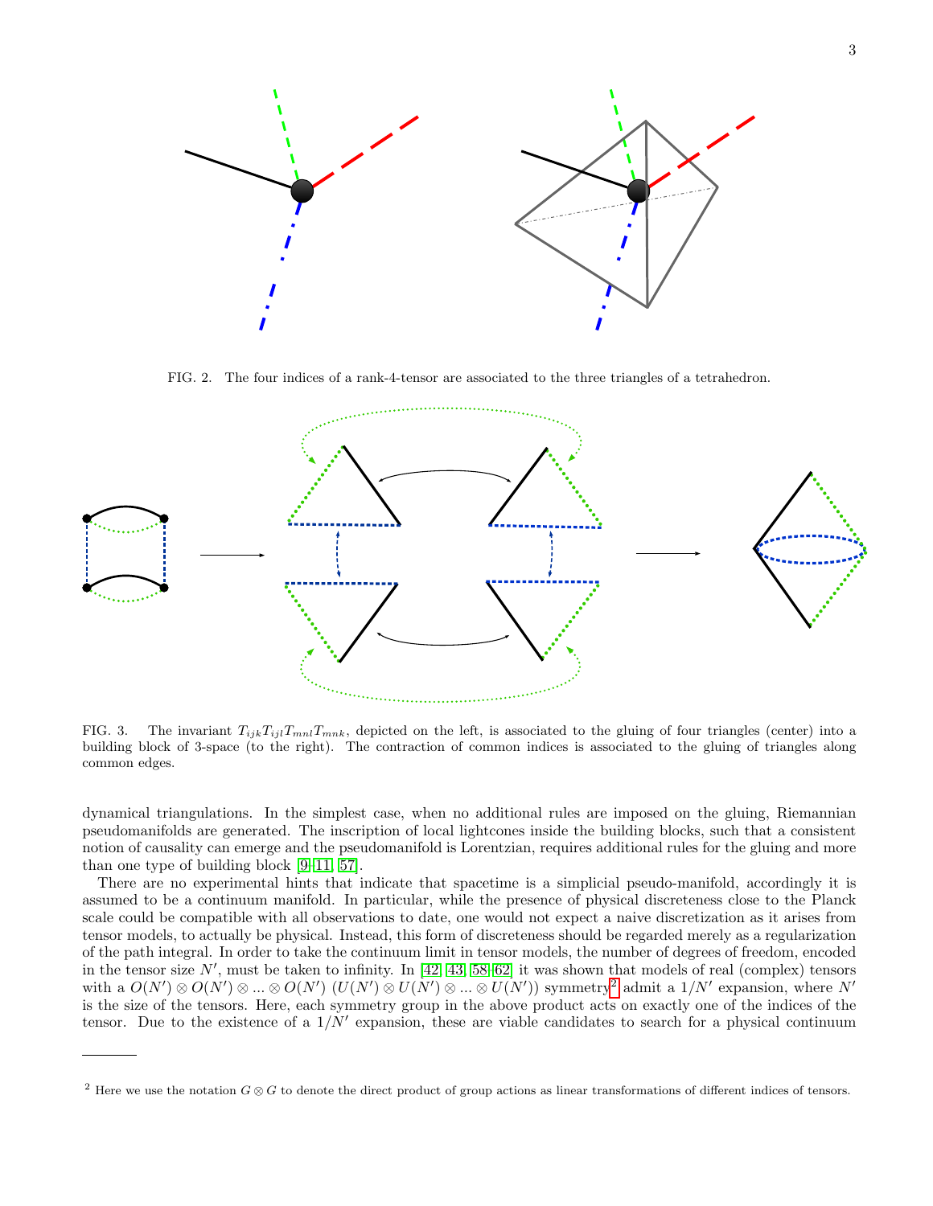FIG. 2. The four indices of a rank-4-tensor are associated to the three triangles of a tetrahedron.

FIG. 3. The invariant $T_{ijk}T_{ijl}T_{mnl}T_{mnk}$, depicted on the left, is associated to the gluing of four triangles (center) into a building block of 3-space (to the right). The contraction of common indices is associated to the gluing of triangles along common edges.

dynamical triangulations. In the simplest case, when no additional rules are imposed on the gluing, Riemannian pseudomanifolds are generated. The inscription of local lightcones inside the building blocks, such that a consistent notion of causality can emerge and the pseudomanifold is Lorentzian, requires additional rules for the gluing and more than one type of building block [9–11, 57].

There are no experimental hints that indicate that spacetime is a simplicial pseudo-manifold, accordingly it is assumed to be a continuum manifold. In particular, while the presence of physical discreteness close to the Planck scale could be compatible with all observations to date, one would not expect a naive discretization as it arises from tensor models, to actually be physical. Instead, this form of discreteness should be regarded merely as a regularization of the path integral. In order to take the continuum limit in tensor models, the number of degrees of freedom, encoded in the tensor size $N'$, must be taken to infinity. In [42, 43, 58–62] it was shown that models of real (complex) tensors with a $O(N') \otimes O(N') \otimes ... \otimes O(N')$ ($U(N') \otimes U(N') \otimes ... \otimes U(N')$) symmetry[2] admit a $1/N'$ expansion, where $N'$ is the size of the tensors. Here, each symmetry group in the above product acts on exactly one of the indices of the tensor. Due to the existence of a $1/N'$ expansion, these are viable candidates to search for a physical continuum

---

[2] Here we use the notation $G \otimes G$ to denote the direct product of group actions as linear transformations of different indices of tensors.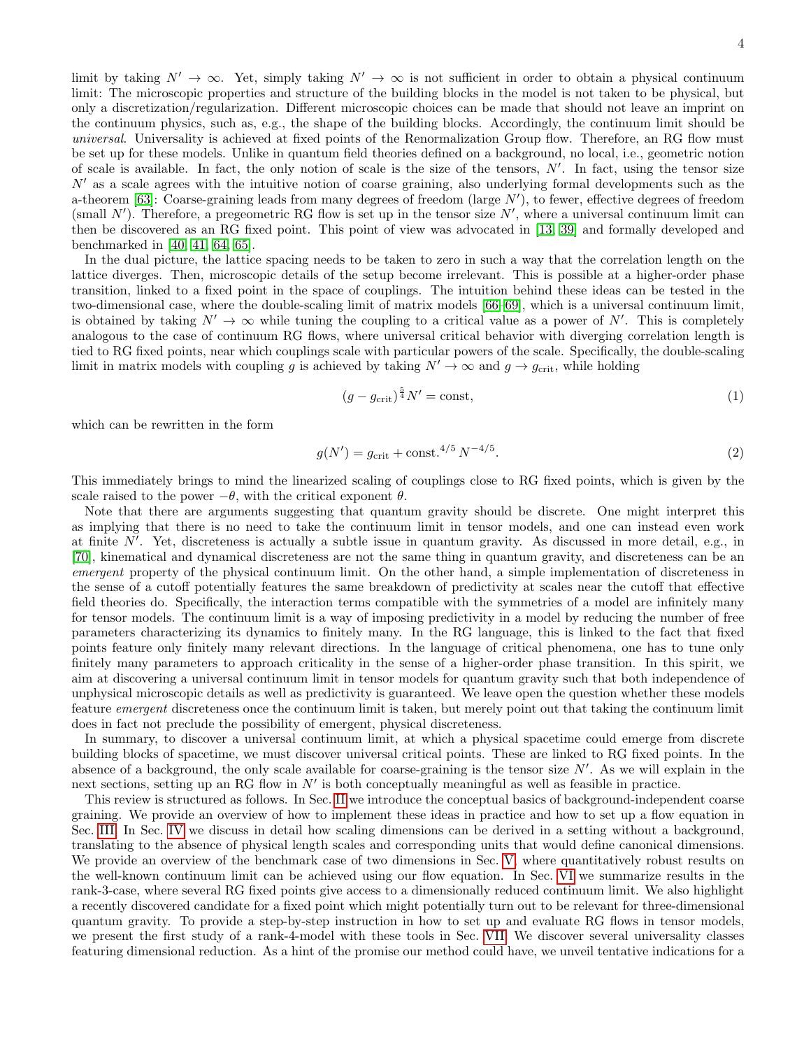limit by taking $N' \to \infty$. Yet, simply taking $N' \to \infty$ is not sufficient in order to obtain a physical continuum limit: The microscopic properties and structure of the building blocks in the model is not taken to be physical, but only a discretization/regularization. Different microscopic choices can be made that should not leave an imprint on the continuum physics, such as, e.g., the shape of the building blocks. Accordingly, the continuum limit should be *universal*. Universality is achieved at fixed points of the Renormalization Group flow. Therefore, an RG flow must be set up for these models. Unlike in quantum field theories defined on a background, no local, i.e., geometric notion of scale is available. In fact, the only notion of scale is the size of the tensors, $N'$. In fact, using the tensor size $N'$ as a scale agrees with the intuitive notion of coarse graining, also underlying formal developments such as the a-theorem [63]: Coarse-graining leads from many degrees of freedom (large $N'$), to fewer, effective degrees of freedom (small $N'$). Therefore, a pregeometric RG flow is set up in the tensor size $N'$, where a universal continuum limit can then be discovered as an RG fixed point. This point of view was advocated in [13, 39] and formally developed and benchmarked in [40, 41, 64, 65].

In the dual picture, the lattice spacing needs to be taken to zero in such a way that the correlation length on the lattice diverges. Then, microscopic details of the setup become irrelevant. This is possible at a higher-order phase transition, linked to a fixed point in the space of couplings. The intuition behind these ideas can be tested in the two-dimensional case, where the double-scaling limit of matrix models [66–69], which is a universal continuum limit, is obtained by taking $N' \to \infty$ while tuning the coupling to a critical value as a power of $N'$. This is completely analogous to the case of continuum RG flows, where universal critical behavior with diverging correlation length is tied to RG fixed points, near which couplings scale with particular powers of the scale. Specifically, the double-scaling limit in matrix models with coupling $g$ is achieved by taking $N' \to \infty$ and $g \to g_{\rm crit}$, while holding

$$(g - g_{\rm crit})^{\frac{5}{4}} N' = \text{const}, \tag{1}$$

which can be rewritten in the form

$$g(N') = g_{\rm crit} + \text{const.}^{4/5}\, N^{-4/5}. \tag{2}$$

This immediately brings to mind the linearized scaling of couplings close to RG fixed points, which is given by the scale raised to the power $-\theta$, with the critical exponent $\theta$.

Note that there are arguments suggesting that quantum gravity should be discrete. One might interpret this as implying that there is no need to take the continuum limit in tensor models, and one can instead even work at finite $N'$. Yet, discreteness is actually a subtle issue in quantum gravity. As discussed in more detail, e.g., in [70], kinematical and dynamical discreteness are not the same thing in quantum gravity, and discreteness can be an *emergent* property of the physical continuum limit. On the other hand, a simple implementation of discreteness in the sense of a cutoff potentially features the same breakdown of predictivity at scales near the cutoff that effective field theories do. Specifically, the interaction terms compatible with the symmetries of a model are infinitely many for tensor models. The continuum limit is a way of imposing predictivity in a model by reducing the number of free parameters characterizing its dynamics to finitely many. In the RG language, this is linked to the fact that fixed points feature only finitely many relevant directions. In the language of critical phenomena, one has to tune only finitely many parameters to approach criticality in the sense of a higher-order phase transition. In this spirit, we aim at discovering a universal continuum limit in tensor models for quantum gravity such that both independence of unphysical microscopic details as well as predictivity is guaranteed. We leave open the question whether these models feature *emergent* discreteness once the continuum limit is taken, but merely point out that taking the continuum limit does in fact not preclude the possibility of emergent, physical discreteness.

In summary, to discover a universal continuum limit, at which a physical spacetime could emerge from discrete building blocks of spacetime, we must discover universal critical points. These are linked to RG fixed points. In the absence of a background, the only scale available for coarse-graining is the tensor size $N'$. As we will explain in the next sections, setting up an RG flow in $N'$ is both conceptually meaningful as well as feasible in practice.

This review is structured as follows. In Sec. II we introduce the conceptual basics of background-independent coarse graining. We provide an overview of how to implement these ideas in practice and how to set up a flow equation in Sec. III. In Sec. IV we discuss in detail how scaling dimensions can be derived in a setting without a background, translating to the absence of physical length scales and corresponding units that would define canonical dimensions. We provide an overview of the benchmark case of two dimensions in Sec. V, where quantitatively robust results on the well-known continuum limit can be achieved using our flow equation. In Sec. VI we summarize results in the rank-3-case, where several RG fixed points give access to a dimensionally reduced continuum limit. We also highlight a recently discovered candidate for a fixed point which might potentially turn out to be relevant for three-dimensional quantum gravity. To provide a step-by-step instruction in how to set up and evaluate RG flows in tensor models, we present the first study of a rank-4-model with these tools in Sec. VII. We discover several universality classes featuring dimensional reduction. As a hint of the promise our method could have, we unveil tentative indications for a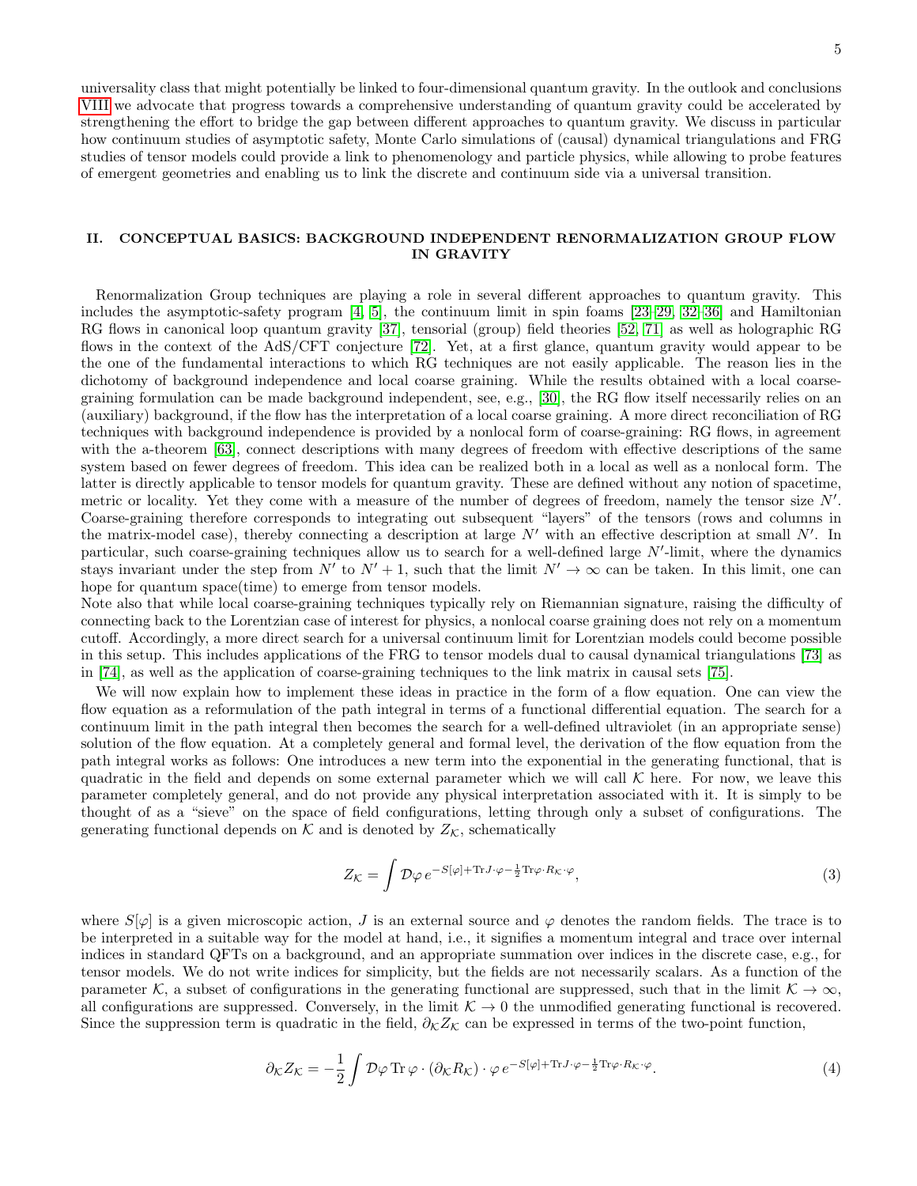universality class that might potentially be linked to four-dimensional quantum gravity. In the outlook and conclusions VIII we advocate that progress towards a comprehensive understanding of quantum gravity could be accelerated by strengthening the effort to bridge the gap between different approaches to quantum gravity. We discuss in particular how continuum studies of asymptotic safety, Monte Carlo simulations of (causal) dynamical triangulations and FRG studies of tensor models could provide a link to phenomenology and particle physics, while allowing to probe features of emergent geometries and enabling us to link the discrete and continuum side via a universal transition.

## II. CONCEPTUAL BASICS: BACKGROUND INDEPENDENT RENORMALIZATION GROUP FLOW IN GRAVITY

Renormalization Group techniques are playing a role in several different approaches to quantum gravity. This includes the asymptotic-safety program [4, 5], the continuum limit in spin foams [23–29, 32–36] and Hamiltonian RG flows in canonical loop quantum gravity [37], tensorial (group) field theories [52, 71] as well as holographic RG flows in the context of the AdS/CFT conjecture [72]. Yet, at a first glance, quantum gravity would appear to be the one of the fundamental interactions to which RG techniques are not easily applicable. The reason lies in the dichotomy of background independence and local coarse graining. While the results obtained with a local coarse-graining formulation can be made background independent, see, e.g., [30], the RG flow itself necessarily relies on an (auxiliary) background, if the flow has the interpretation of a local coarse graining. A more direct reconciliation of RG techniques with background independence is provided by a nonlocal form of coarse-graining: RG flows, in agreement with the a-theorem [63], connect descriptions with many degrees of freedom with effective descriptions of the same system based on fewer degrees of freedom. This idea can be realized both in a local as well as a nonlocal form. The latter is directly applicable to tensor models for quantum gravity. These are defined without any notion of spacetime, metric or locality. Yet they come with a measure of the number of degrees of freedom, namely the tensor size $N'$. Coarse-graining therefore corresponds to integrating out subsequent "layers" of the tensors (rows and columns in the matrix-model case), thereby connecting a description at large $N'$ with an effective description at small $N'$. In particular, such coarse-graining techniques allow us to search for a well-defined large $N'$-limit, where the dynamics stays invariant under the step from $N'$ to $N'+1$, such that the limit $N' \to \infty$ can be taken. In this limit, one can hope for quantum space(time) to emerge from tensor models.
Note also that while local coarse-graining techniques typically rely on Riemannian signature, raising the difficulty of connecting back to the Lorentzian case of interest for physics, a nonlocal coarse graining does not rely on a momentum cutoff. Accordingly, a more direct search for a universal continuum limit for Lorentzian models could become possible in this setup. This includes applications of the FRG to tensor models dual to causal dynamical triangulations [73] as in [74], as well as the application of coarse-graining techniques to the link matrix in causal sets [75].

We will now explain how to implement these ideas in practice in the form of a flow equation. One can view the flow equation as a reformulation of the path integral in terms of a functional differential equation. The search for a continuum limit in the path integral then becomes the search for a well-defined ultraviolet (in an appropriate sense) solution of the flow equation. At a completely general and formal level, the derivation of the flow equation from the path integral works as follows: One introduces a new term into the exponential in the generating functional, that is quadratic in the field and depends on some external parameter which we will call $\mathcal{K}$ here. For now, we leave this parameter completely general, and do not provide any physical interpretation associated with it. It is simply to be thought of as a "sieve" on the space of field configurations, letting through only a subset of configurations. The generating functional depends on $\mathcal{K}$ and is denoted by $Z_{\mathcal{K}}$, schematically

$$Z_{\mathcal{K}} = \int \mathcal{D}\varphi \, e^{-S[\varphi] + \mathrm{Tr} J\cdot\varphi - \frac{1}{2}\mathrm{Tr}\varphi\cdot R_{\mathcal{K}}\cdot\varphi}, \tag{3}$$

where $S[\varphi]$ is a given microscopic action, $J$ is an external source and $\varphi$ denotes the random fields. The trace is to be interpreted in a suitable way for the model at hand, i.e., it signifies a momentum integral and trace over internal indices in standard QFTs on a background, and an appropriate summation over indices in the discrete case, e.g., for tensor models. We do not write indices for simplicity, but the fields are not necessarily scalars. As a function of the parameter $\mathcal{K}$, a subset of configurations in the generating functional are suppressed, such that in the limit $\mathcal{K} \to \infty$, all configurations are suppressed. Conversely, in the limit $\mathcal{K} \to 0$ the unmodified generating functional is recovered. Since the suppression term is quadratic in the field, $\partial_{\mathcal{K}} Z_{\mathcal{K}}$ can be expressed in terms of the two-point function,

$$\partial_{\mathcal{K}} Z_{\mathcal{K}} = -\frac{1}{2}\int \mathcal{D}\varphi \, \mathrm{Tr}\, \varphi\cdot(\partial_{\mathcal{K}} R_{\mathcal{K}})\cdot\varphi \, e^{-S[\varphi] + \mathrm{Tr} J\cdot\varphi - \frac{1}{2}\mathrm{Tr}\varphi\cdot R_{\mathcal{K}}\cdot\varphi}. \tag{4}$$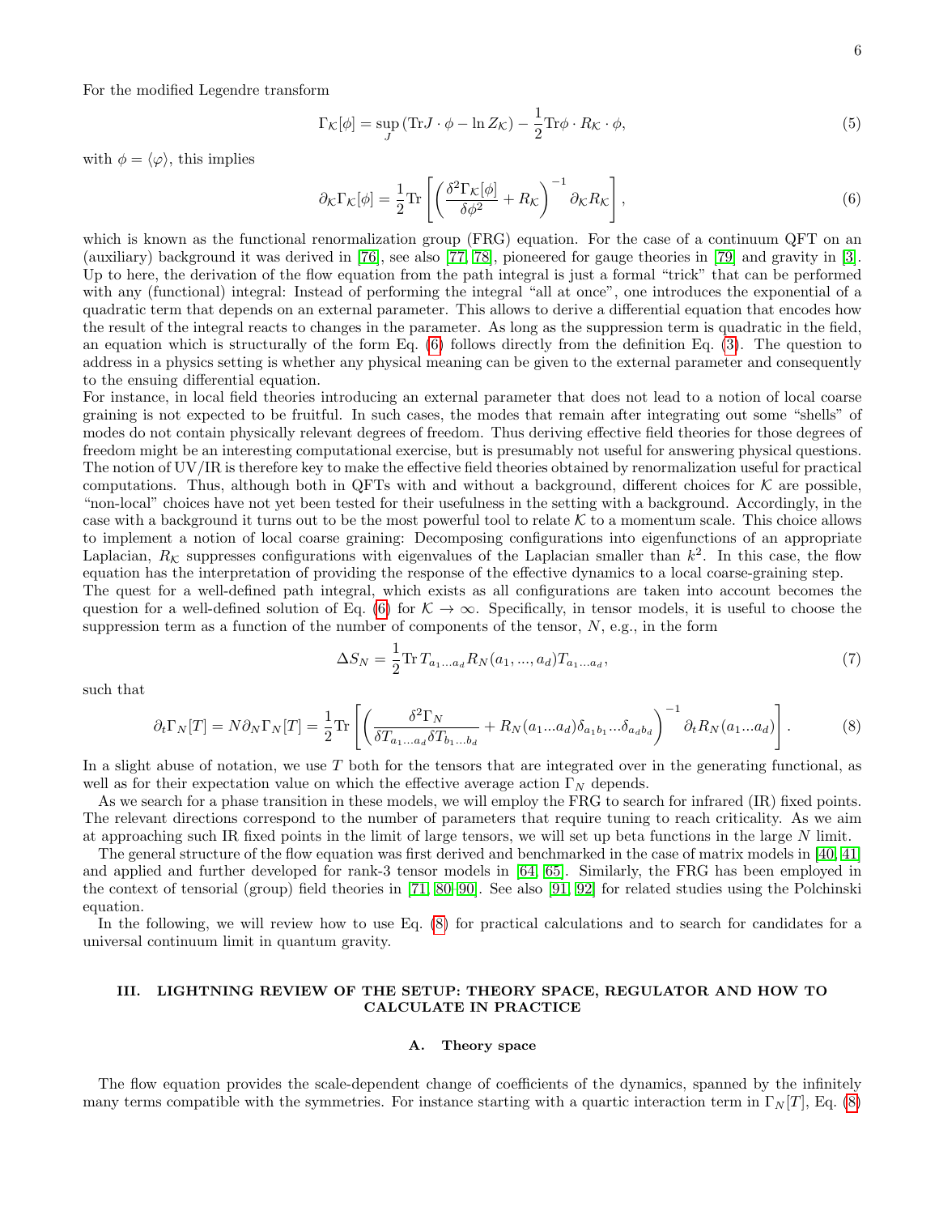For the modified Legendre transform

$$\Gamma_{\mathcal{K}}[\phi] = \sup_J \left(\mathrm{Tr} J \cdot \phi - \ln Z_{\mathcal{K}}\right) - \frac{1}{2}\mathrm{Tr}\phi \cdot R_{\mathcal{K}} \cdot \phi, \tag{5}$$

with $\phi = \langle\varphi\rangle$, this implies

$$\partial_{\mathcal{K}}\Gamma_{\mathcal{K}}[\phi] = \frac{1}{2}\mathrm{Tr}\left[\left(\frac{\delta^2\Gamma_{\mathcal{K}}[\phi]}{\delta\phi^2} + R_{\mathcal{K}}\right)^{-1}\partial_{\mathcal{K}}R_{\mathcal{K}}\right], \tag{6}$$

which is known as the functional renormalization group (FRG) equation. For the case of a continuum QFT on an (auxiliary) background it was derived in [76], see also [77, 78], pioneered for gauge theories in [79] and gravity in [3]. Up to here, the derivation of the flow equation from the path integral is just a formal "trick" that can be performed with any (functional) integral: Instead of performing the integral "all at once", one introduces the exponential of a quadratic term that depends on an external parameter. This allows to derive a differential equation that encodes how the result of the integral reacts to changes in the parameter. As long as the suppression term is quadratic in the field, an equation which is structurally of the form Eq. (6) follows directly from the definition Eq. (3). The question to address in a physics setting is whether any physical meaning can be given to the external parameter and consequently to the ensuing differential equation.

For instance, in local field theories introducing an external parameter that does not lead to a notion of local coarse graining is not expected to be fruitful. In such cases, the modes that remain after integrating out some "shells" of modes do not contain physically relevant degrees of freedom. Thus deriving effective field theories for those degrees of freedom might be an interesting computational exercise, but is presumably not useful for answering physical questions. The notion of UV/IR is therefore key to make the effective field theories obtained by renormalization useful for practical computations. Thus, although both in QFTs with and without a background, different choices for $\mathcal{K}$ are possible, "non-local" choices have not yet been tested for their usefulness in the setting with a background. Accordingly, in the case with a background it turns out to be the most powerful tool to relate $\mathcal{K}$ to a momentum scale. This choice allows to implement a notion of local coarse graining: Decomposing configurations into eigenfunctions of an appropriate Laplacian, $R_{\mathcal{K}}$ suppresses configurations with eigenvalues of the Laplacian smaller than $k^2$. In this case, the flow equation has the interpretation of providing the response of the effective dynamics to a local coarse-graining step.

The quest for a well-defined path integral, which exists as all configurations are taken into account becomes the question for a well-defined solution of Eq. (6) for $\mathcal{K} \to \infty$. Specifically, in tensor models, it is useful to choose the suppression term as a function of the number of components of the tensor, $N$, e.g., in the form

$$\Delta S_N = \frac{1}{2}\mathrm{Tr}\, T_{a_1\ldots a_d} R_N(a_1, ..., a_d) T_{a_1\ldots a_d}, \tag{7}$$

such that

$$\partial_t\Gamma_N[T] = N\partial_N\Gamma_N[T] = \frac{1}{2}\mathrm{Tr}\left[\left(\frac{\delta^2\Gamma_N}{\delta T_{a_1\ldots a_d}\delta T_{b_1\ldots b_d}} + R_N(a_1...a_d)\delta_{a_1b_1}...\delta_{a_db_d}\right)^{-1}\partial_t R_N(a_1...a_d)\right]. \tag{8}$$

In a slight abuse of notation, we use $T$ both for the tensors that are integrated over in the generating functional, as well as for their expectation value on which the effective average action $\Gamma_N$ depends.

As we search for a phase transition in these models, we will employ the FRG to search for infrared (IR) fixed points. The relevant directions correspond to the number of parameters that require tuning to reach criticality. As we aim at approaching such IR fixed points in the limit of large tensors, we will set up beta functions in the large $N$ limit.

The general structure of the flow equation was first derived and benchmarked in the case of matrix models in [40, 41] and applied and further developed for rank-3 tensor models in [64, 65]. Similarly, the FRG has been employed in the context of tensorial (group) field theories in [71, 80–90]. See also [91, 92] for related studies using the Polchinski equation.

In the following, we will review how to use Eq. (8) for practical calculations and to search for candidates for a universal continuum limit in quantum gravity.

## III. LIGHTNING REVIEW OF THE SETUP: THEORY SPACE, REGULATOR AND HOW TO CALCULATE IN PRACTICE

### A. Theory space

The flow equation provides the scale-dependent change of coefficients of the dynamics, spanned by the infinitely many terms compatible with the symmetries. For instance starting with a quartic interaction term in $\Gamma_N[T]$, Eq. (8)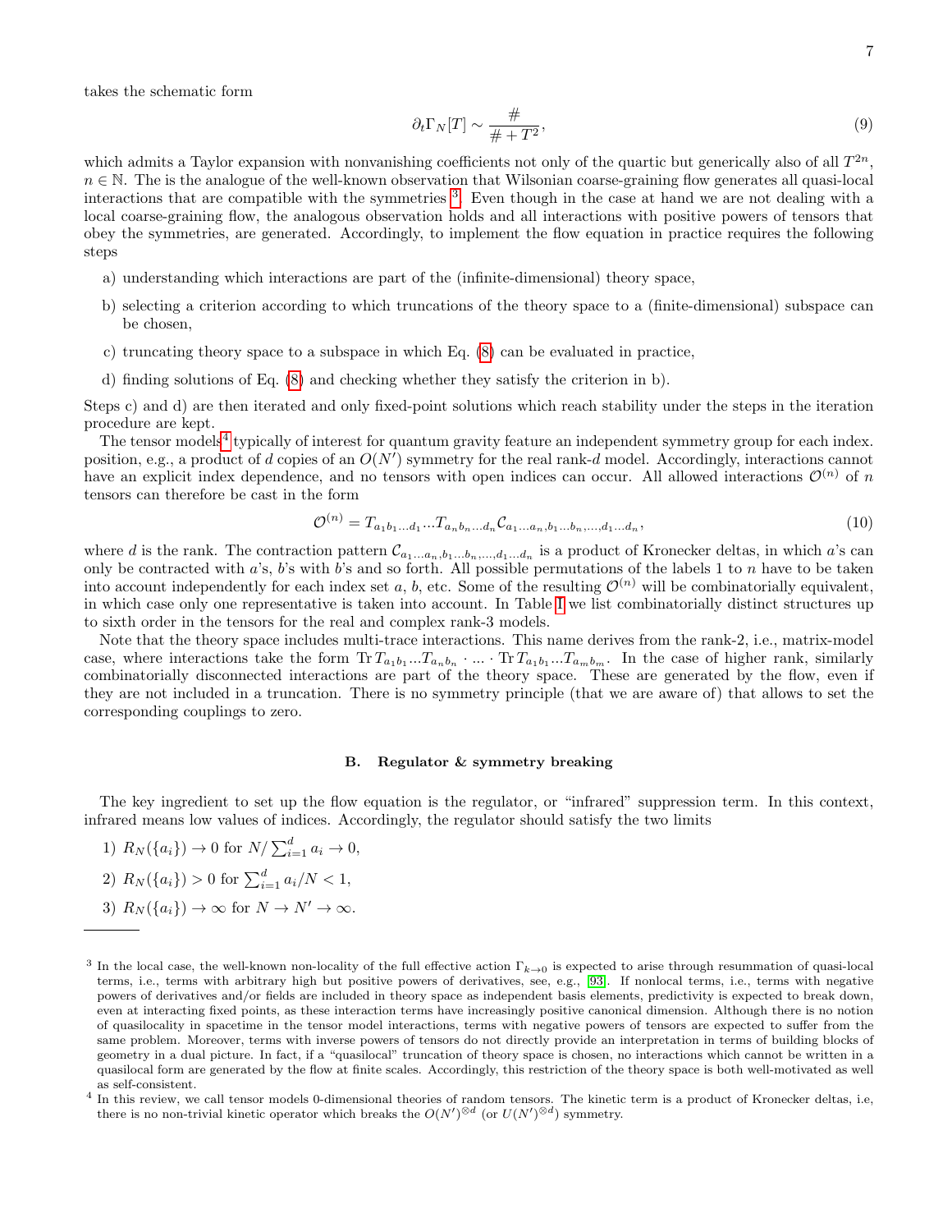takes the schematic form

$$\partial_t \Gamma_N[T] \sim \frac{\#}{\# + T^2}, \tag{9}$$

which admits a Taylor expansion with nonvanishing coefficients not only of the quartic but generically also of all $T^{2n}$, $n \in \mathbb{N}$. The is the analogue of the well-known observation that Wilsonian coarse-graining flow generates all quasi-local interactions that are compatible with the symmetries [3]. Even though in the case at hand we are not dealing with a local coarse-graining flow, the analogous observation holds and all interactions with positive powers of tensors that obey the symmetries, are generated. Accordingly, to implement the flow equation in practice requires the following steps

a) understanding which interactions are part of the (infinite-dimensional) theory space,

b) selecting a criterion according to which truncations of the theory space to a (finite-dimensional) subspace can be chosen,

c) truncating theory space to a subspace in which Eq. (8) can be evaluated in practice,

d) finding solutions of Eq. (8) and checking whether they satisfy the criterion in b).

Steps c) and d) are then iterated and only fixed-point solutions which reach stability under the steps in the iteration procedure are kept.

The tensor models[4] typically of interest for quantum gravity feature an independent symmetry group for each index. position, e.g., a product of $d$ copies of an $O(N')$ symmetry for the real rank-$d$ model. Accordingly, interactions cannot have an explicit index dependence, and no tensors with open indices can occur. All allowed interactions $\mathcal{O}^{(n)}$ of $n$ tensors can therefore be cast in the form

$$\mathcal{O}^{(n)} = T_{a_1 b_1 \dots d_1} \dots T_{a_n b_n \dots d_n} \mathcal{C}_{a_1 \dots a_n, b_1 \dots b_n, \dots, d_1 \dots d_n}, \tag{10}$$

where $d$ is the rank. The contraction pattern $\mathcal{C}_{a_1 \dots a_n, b_1 \dots b_n, \dots, d_1 \dots d_n}$ is a product of Kronecker deltas, in which $a$'s can only be contracted with $a$'s, $b$'s with $b$'s and so forth. All possible permutations of the labels 1 to $n$ have to be taken into account independently for each index set $a$, $b$, etc. Some of the resulting $\mathcal{O}^{(n)}$ will be combinatorially equivalent, in which case only one representative is taken into account. In Table I we list combinatorially distinct structures up to sixth order in the tensors for the real and complex rank-3 models.

Note that the theory space includes multi-trace interactions. This name derives from the rank-2, i.e., matrix-model case, where interactions take the form $\mathrm{Tr}\, T_{a_1 b_1} \dots T_{a_n b_n} \cdot \dots \cdot \mathrm{Tr}\, T_{a_1 b_1} \dots T_{a_m b_m}$. In the case of higher rank, similarly combinatorially disconnected interactions are part of the theory space. These are generated by the flow, even if they are not included in a truncation. There is no symmetry principle (that we are aware of) that allows to set the corresponding couplings to zero.

### B. Regulator & symmetry breaking

The key ingredient to set up the flow equation is the regulator, or "infrared" suppression term. In this context, infrared means low values of indices. Accordingly, the regulator should satisfy the two limits

1) $R_N(\{a_i\}) \to 0$ for $N / \sum_{i=1}^{d} a_i \to 0$,

2) $R_N(\{a_i\}) > 0$ for $\sum_{i=1}^{d} a_i / N < 1$,

3) $R_N(\{a_i\}) \to \infty$ for $N \to N' \to \infty$.

---

[3] In the local case, the well-known non-locality of the full effective action $\Gamma_{k\to 0}$ is expected to arise through resummation of quasi-local terms, i.e., terms with arbitrary high but positive powers of derivatives, see, e.g., [93]. If nonlocal terms, i.e., terms with negative powers of derivatives and/or fields are included in theory space as independent basis elements, predictivity is expected to break down, even at interacting fixed points, as these interaction terms have increasingly positive canonical dimension. Although there is no notion of quasilocality in spacetime in the tensor model interactions, terms with negative powers of tensors are expected to suffer from the same problem. Moreover, terms with inverse powers of tensors do not directly provide an interpretation in terms of building blocks of geometry in a dual picture. In fact, if a "quasilocal" truncation of theory space is chosen, no interactions which cannot be written in a quasilocal form are generated by the flow at finite scales. Accordingly, this restriction of the theory space is both well-motivated as well as self-consistent.

[4] In this review, we call tensor models 0-dimensional theories of random tensors. The kinetic term is a product of Kronecker deltas, i.e, there is no non-trivial kinetic operator which breaks the $O(N')^{\otimes d}$ (or $U(N')^{\otimes d}$) symmetry.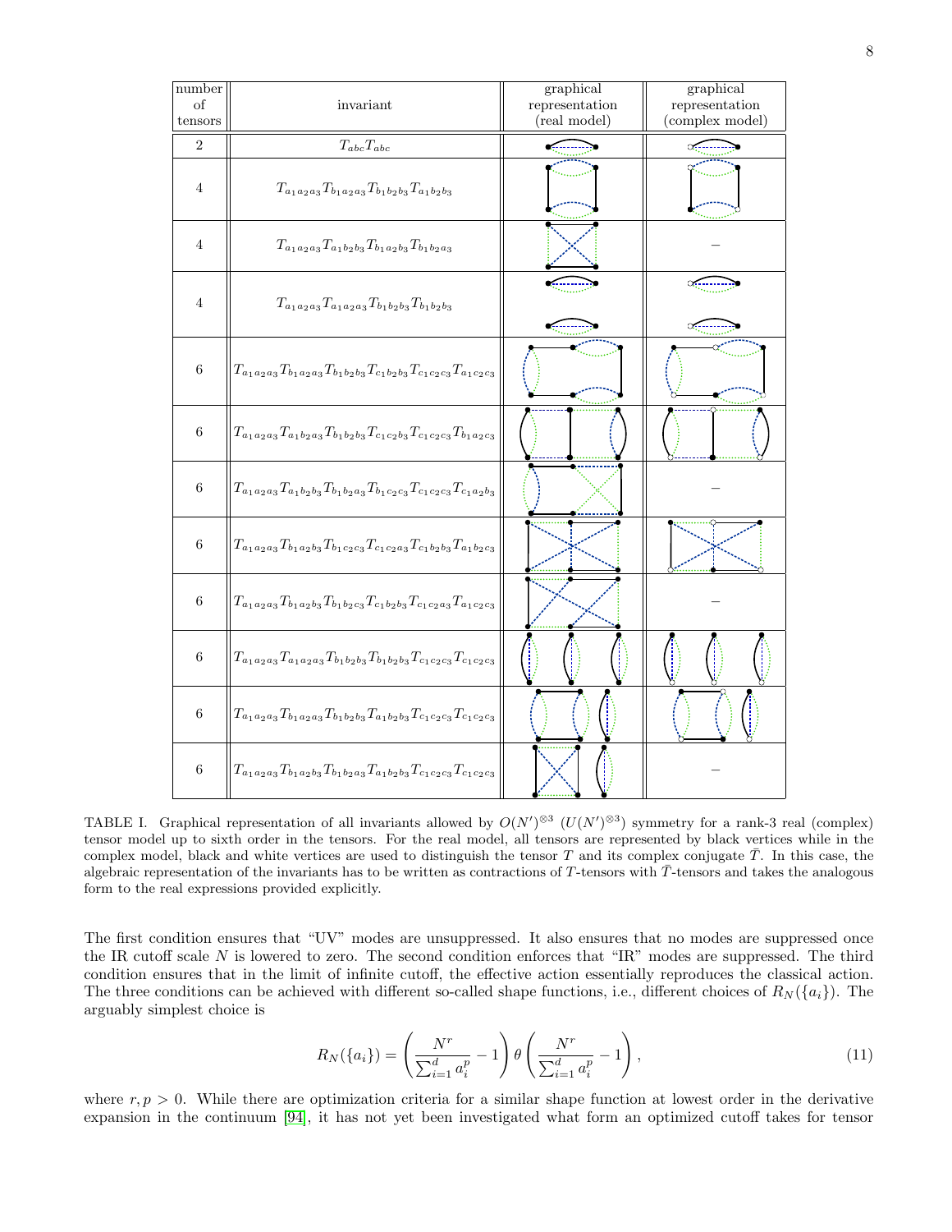| number of tensors | invariant | graphical representation (real model) | graphical representation (complex model) |
|---|---|---|---|
| 2 | $T_{abc}T_{abc}$ | | |
| 4 | $T_{a_1a_2a_3}T_{b_1a_2a_3}T_{b_1b_2b_3}T_{a_1b_2b_3}$ | | |
| 4 | $T_{a_1a_2a_3}T_{a_1b_2b_3}T_{b_1a_2b_3}T_{b_1b_2a_3}$ | | – |
| 4 | $T_{a_1a_2a_3}T_{a_1a_2a_3}T_{b_1b_2b_3}T_{b_1b_2b_3}$ | | |
| 6 | $T_{a_1a_2a_3}T_{b_1a_2a_3}T_{b_1b_2b_3}T_{c_1b_2b_3}T_{c_1c_2c_3}T_{a_1c_2c_3}$ | | |
| 6 | $T_{a_1a_2a_3}T_{a_1b_2a_3}T_{b_1b_2b_3}T_{c_1c_2b_3}T_{c_1c_2c_3}T_{b_1a_2c_3}$ | | |
| 6 | $T_{a_1a_2a_3}T_{a_1b_2b_3}T_{b_1b_2a_3}T_{b_1c_2c_3}T_{c_1c_2c_3}T_{c_1a_2b_3}$ | | – |
| 6 | $T_{a_1a_2a_3}T_{b_1a_2b_3}T_{b_1c_2c_3}T_{c_1c_2a_3}T_{c_1b_2b_3}T_{a_1b_2c_3}$ | | |
| 6 | $T_{a_1a_2a_3}T_{b_1a_2b_3}T_{b_1b_2c_3}T_{c_1b_2b_3}T_{c_1c_2a_3}T_{a_1c_2c_3}$ | | – |
| 6 | $T_{a_1a_2a_3}T_{a_1a_2a_3}T_{b_1b_2b_3}T_{b_1b_2b_3}T_{c_1c_2c_3}T_{c_1c_2c_3}$ | | |
| 6 | $T_{a_1a_2a_3}T_{b_1a_2a_3}T_{b_1b_2b_3}T_{a_1b_2b_3}T_{c_1c_2c_3}T_{c_1c_2c_3}$ | | |
| 6 | $T_{a_1a_2a_3}T_{b_1a_2b_3}T_{b_1b_2a_3}T_{a_1b_2b_3}T_{c_1c_2c_3}T_{c_1c_2c_3}$ | | – |

TABLE I. Graphical representation of all invariants allowed by $O(N')^{\otimes 3}$ ($U(N')^{\otimes 3}$) symmetry for a rank-3 real (complex) tensor model up to sixth order in the tensors. For the real model, all tensors are represented by black vertices while in the complex model, black and white vertices are used to distinguish the tensor $T$ and its complex conjugate $\bar{T}$. In this case, the algebraic representation of the invariants has to be written as contractions of $T$-tensors with $\bar{T}$-tensors and takes the analogous form to the real expressions provided explicitly.

The first condition ensures that "UV" modes are unsuppressed. It also ensures that no modes are suppressed once the IR cutoff scale $N$ is lowered to zero. The second condition enforces that "IR" modes are suppressed. The third condition ensures that in the limit of infinite cutoff, the effective action essentially reproduces the classical action. The three conditions can be achieved with different so-called shape functions, i.e., different choices of $R_N(\{a_i\})$. The arguably simplest choice is

$$R_N(\{a_i\}) = \left(\frac{N^r}{\sum_{i=1}^d a_i^p} - 1\right)\theta\left(\frac{N^r}{\sum_{i=1}^d a_i^p} - 1\right), \tag{11}$$

where $r, p > 0$. While there are optimization criteria for a similar shape function at lowest order in the derivative expansion in the continuum [94], it has not yet been investigated what form an optimized cutoff takes for tensor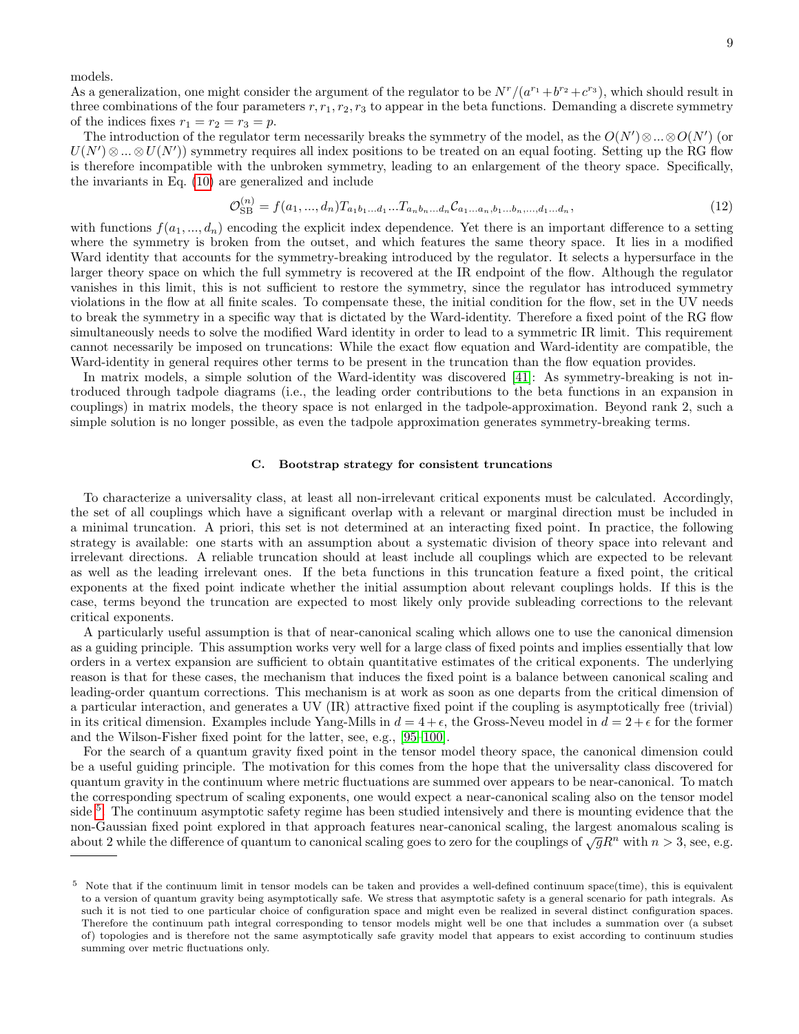models.

As a generalization, one might consider the argument of the regulator to be $N^r/(a^{r_1}+b^{r_2}+c^{r_3})$, which should result in three combinations of the four parameters $r, r_1, r_2, r_3$ to appear in the beta functions. Demanding a discrete symmetry of the indices fixes $r_1 = r_2 = r_3 = p$.

The introduction of the regulator term necessarily breaks the symmetry of the model, as the $O(N')\otimes ... \otimes O(N')$ (or $U(N')\otimes ... \otimes U(N')$) symmetry requires all index positions to be treated on an equal footing. Setting up the RG flow is therefore incompatible with the unbroken symmetry, leading to an enlargement of the theory space. Specifically, the invariants in Eq. (10) are generalized and include

$$\mathcal{O}_{\rm SB}^{(n)} = f(a_1, ..., d_n) T_{a_1 b_1 ... d_1} ... T_{a_n b_n ... d_n} \mathcal{C}_{a_1 ... a_n, b_1 ... b_n, ..., d_1 ... d_n}, \tag{12}$$

with functions $f(a_1, ..., d_n)$ encoding the explicit index dependence. Yet there is an important difference to a setting where the symmetry is broken from the outset, and which features the same theory space. It lies in a modified Ward identity that accounts for the symmetry-breaking introduced by the regulator. It selects a hypersurface in the larger theory space on which the full symmetry is recovered at the IR endpoint of the flow. Although the regulator vanishes in this limit, this is not sufficient to restore the symmetry, since the regulator has introduced symmetry violations in the flow at all finite scales. To compensate these, the initial condition for the flow, set in the UV needs to break the symmetry in a specific way that is dictated by the Ward-identity. Therefore a fixed point of the RG flow simultaneously needs to solve the modified Ward identity in order to lead to a symmetric IR limit. This requirement cannot necessarily be imposed on truncations: While the exact flow equation and Ward-identity are compatible, the Ward-identity in general requires other terms to be present in the truncation than the flow equation provides.

In matrix models, a simple solution of the Ward-identity was discovered [41]: As symmetry-breaking is not introduced through tadpole diagrams (i.e., the leading order contributions to the beta functions in an expansion in couplings) in matrix models, the theory space is not enlarged in the tadpole-approximation. Beyond rank 2, such a simple solution is no longer possible, as even the tadpole approximation generates symmetry-breaking terms.

### C. Bootstrap strategy for consistent truncations

To characterize a universality class, at least all non-irrelevant critical exponents must be calculated. Accordingly, the set of all couplings which have a significant overlap with a relevant or marginal direction must be included in a minimal truncation. A priori, this set is not determined at an interacting fixed point. In practice, the following strategy is available: one starts with an assumption about a systematic division of theory space into relevant and irrelevant directions. A reliable truncation should at least include all couplings which are expected to be relevant as well as the leading irrelevant ones. If the beta functions in this truncation feature a fixed point, the critical exponents at the fixed point indicate whether the initial assumption about relevant couplings holds. If this is the case, terms beyond the truncation are expected to most likely only provide subleading corrections to the relevant critical exponents.

A particularly useful assumption is that of near-canonical scaling which allows one to use the canonical dimension as a guiding principle. This assumption works very well for a large class of fixed points and implies essentially that low orders in a vertex expansion are sufficient to obtain quantitative estimates of the critical exponents. The underlying reason is that for these cases, the mechanism that induces the fixed point is a balance between canonical scaling and leading-order quantum corrections. This mechanism is at work as soon as one departs from the critical dimension of a particular interaction, and generates a UV (IR) attractive fixed point if the coupling is asymptotically free (trivial) in its critical dimension. Examples include Yang-Mills in $d = 4+\epsilon$, the Gross-Neveu model in $d = 2+\epsilon$ for the former and the Wilson-Fisher fixed point for the latter, see, e.g., [95–100].

For the search of a quantum gravity fixed point in the tensor model theory space, the canonical dimension could be a useful guiding principle. The motivation for this comes from the hope that the universality class discovered for quantum gravity in the continuum where metric fluctuations are summed over appears to be near-canonical. To match the corresponding spectrum of scaling exponents, one would expect a near-canonical scaling also on the tensor model side [5]. The continuum asymptotic safety regime has been studied intensively and there is mounting evidence that the non-Gaussian fixed point explored in that approach features near-canonical scaling, the largest anomalous scaling is about 2 while the difference of quantum to canonical scaling goes to zero for the couplings of $\sqrt{g}R^n$ with $n > 3$, see, e.g.

[5] Note that if the continuum limit in tensor models can be taken and provides a well-defined continuum space(time), this is equivalent to a version of quantum gravity being asymptotically safe. We stress that asymptotic safety is a general scenario for path integrals. As such it is not tied to one particular choice of configuration space and might even be realized in several distinct configuration spaces. Therefore the continuum path integral corresponding to tensor models might well be one that includes a summation over (a subset of) topologies and is therefore not the same asymptotically safe gravity model that appears to exist according to continuum studies summing over metric fluctuations only.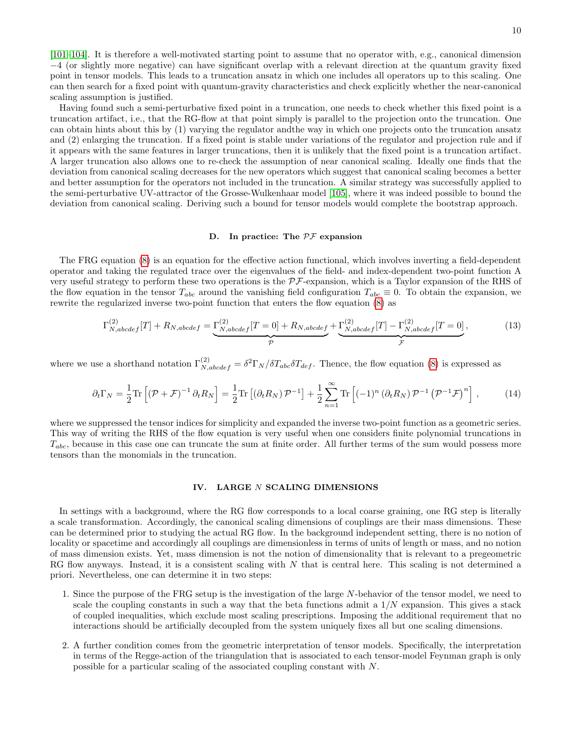[101–104]. It is therefore a well-motivated starting point to assume that no operator with, e.g., canonical dimension $-4$ (or slightly more negative) can have significant overlap with a relevant direction at the quantum gravity fixed point in tensor models. This leads to a truncation ansatz in which one includes all operators up to this scaling. One can then search for a fixed point with quantum-gravity characteristics and check explicitly whether the near-canonical scaling assumption is justified.

Having found such a semi-perturbative fixed point in a truncation, one needs to check whether this fixed point is a truncation artifact, i.e., that the RG-flow at that point simply is parallel to the projection onto the truncation. One can obtain hints about this by (1) varying the regulator andthe way in which one projects onto the truncation ansatz and (2) enlarging the truncation. If a fixed point is stable under variations of the regulator and projection rule and if it appears with the same features in larger truncations, then it is unlikely that the fixed point is a truncation artifact. A larger truncation also allows one to re-check the assumption of near canonical scaling. Ideally one finds that the deviation from canonical scaling decreases for the new operators which suggest that canonical scaling becomes a better and better assumption for the operators not included in the truncation. A similar strategy was successfully applied to the semi-perturbative UV-attractor of the Grosse-Wulkenhaar model [105], where it was indeed possible to bound the deviation from canonical scaling. Deriving such a bound for tensor models would complete the bootstrap approach.

### D. In practice: The $\mathcal{PF}$ expansion

The FRG equation (8) is an equation for the effective action functional, which involves inverting a field-dependent operator and taking the regulated trace over the eigenvalues of the field- and index-dependent two-point function A very useful strategy to perform these two operations is the $\mathcal{PF}$-expansion, which is a Taylor expansion of the RHS of the flow equation in the tensor $T_{abc}$ around the vanishing field configuration $T_{abc} \equiv 0$. To obtain the expansion, we rewrite the regularized inverse two-point function that enters the flow equation (8) as

$$\Gamma^{(2)}_{N,abcdef}[T] + R_{N,abcdef} = \underbrace{\Gamma^{(2)}_{N,abcdef}[T=0] + R_{N,abcdef}}_{\mathcal{P}} + \underbrace{\Gamma^{(2)}_{N,abcdef}[T] - \Gamma^{(2)}_{N,abcdef}[T=0]}_{\mathcal{F}}, \tag{13}$$

where we use a shorthand notation $\Gamma^{(2)}_{N,abcdef} = \delta^2\Gamma_N/\delta T_{abc}\delta T_{def}$. Thence, the flow equation (8) is expressed as

$$\partial_t \Gamma_N = \frac{1}{2}\mathrm{Tr}\left[(\mathcal{P}+\mathcal{F})^{-1}\partial_t R_N\right] = \frac{1}{2}\mathrm{Tr}\left[(\partial_t R_N)\,\mathcal{P}^{-1}\right] + \frac{1}{2}\sum_{n=1}^{\infty}\mathrm{Tr}\left[(-1)^n\,(\partial_t R_N)\,\mathcal{P}^{-1}\left(\mathcal{P}^{-1}\mathcal{F}\right)^n\right], \tag{14}$$

where we suppressed the tensor indices for simplicity and expanded the inverse two-point function as a geometric series. This way of writing the RHS of the flow equation is very useful when one considers finite polynomial truncations in $T_{abc}$, because in this case one can truncate the sum at finite order. All further terms of the sum would possess more tensors than the monomials in the truncation.

## IV. LARGE $N$ SCALING DIMENSIONS

In settings with a background, where the RG flow corresponds to a local coarse graining, one RG step is literally a scale transformation. Accordingly, the canonical scaling dimensions of couplings are their mass dimensions. These can be determined prior to studying the actual RG flow. In the background independent setting, there is no notion of locality or spacetime and accordingly all couplings are dimensionless in terms of units of length or mass, and no notion of mass dimension exists. Yet, mass dimension is not the notion of dimensionality that is relevant to a pregeometric RG flow anyways. Instead, it is a consistent scaling with $N$ that is central here. This scaling is not determined a priori. Nevertheless, one can determine it in two steps:

1. Since the purpose of the FRG setup is the investigation of the large $N$-behavior of the tensor model, we need to scale the coupling constants in such a way that the beta functions admit a $1/N$ expansion. This gives a stack of coupled inequalities, which exclude most scaling prescriptions. Imposing the additional requirement that no interactions should be artificially decoupled from the system uniquely fixes all but one scaling dimensions.

2. A further condition comes from the geometric interpretation of tensor models. Specifically, the interpretation in terms of the Regge-action of the triangulation that is associated to each tensor-model Feynman graph is only possible for a particular scaling of the associated coupling constant with $N$.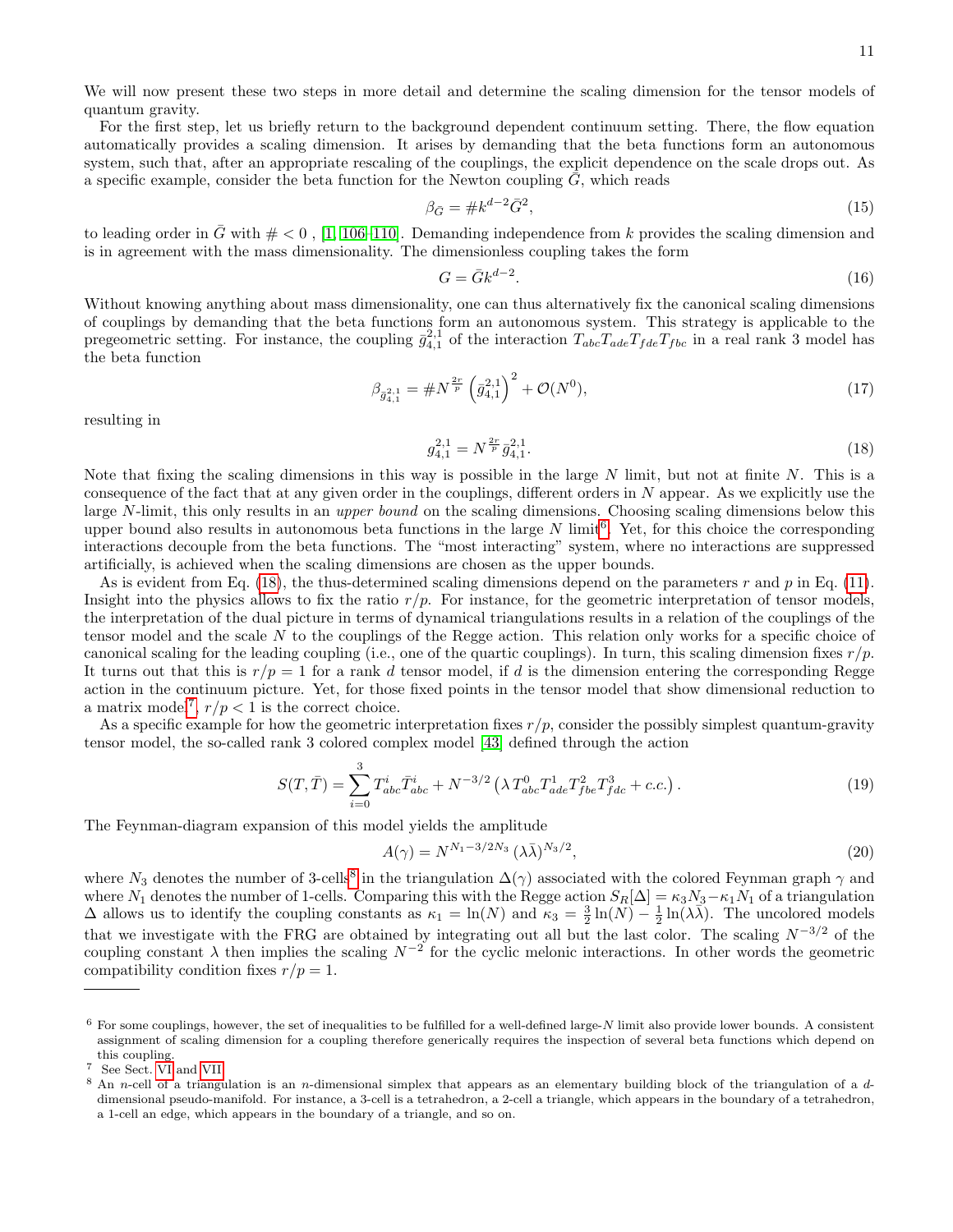We will now present these two steps in more detail and determine the scaling dimension for the tensor models of quantum gravity.

For the first step, let us briefly return to the background dependent continuum setting. There, the flow equation automatically provides a scaling dimension. It arises by demanding that the beta functions form an autonomous system, such that, after an appropriate rescaling of the couplings, the explicit dependence on the scale drops out. As a specific example, consider the beta function for the Newton coupling $\bar{G}$, which reads

$$\beta_{\bar{G}} = \# k^{d-2} \bar{G}^2, \tag{15}$$

to leading order in $\bar{G}$ with $\# < 0$ , [1, 106–110]. Demanding independence from $k$ provides the scaling dimension and is in agreement with the mass dimensionality. The dimensionless coupling takes the form

$$G = \bar{G} k^{d-2}. \tag{16}$$

Without knowing anything about mass dimensionality, one can thus alternatively fix the canonical scaling dimensions of couplings by demanding that the beta functions form an autonomous system. This strategy is applicable to the pregeometric setting. For instance, the coupling $\bar{g}_{4,1}^{2,1}$ of the interaction $T_{abc}T_{ade}T_{fde}T_{fbc}$ in a real rank 3 model has the beta function

$$\beta_{\bar{g}_{4,1}^{2,1}} = \# N^{\frac{2r}{p}} \left(\bar{g}_{4,1}^{2,1}\right)^2 + \mathcal{O}(N^0), \tag{17}$$

resulting in

$$g_{4,1}^{2,1} = N^{\frac{2r}{p}} \bar{g}_{4,1}^{2,1}. \tag{18}$$

Note that fixing the scaling dimensions in this way is possible in the large $N$ limit, but not at finite $N$. This is a consequence of the fact that at any given order in the couplings, different orders in $N$ appear. As we explicitly use the large $N$-limit, this only results in an *upper bound* on the scaling dimensions. Choosing scaling dimensions below this upper bound also results in autonomous beta functions in the large $N$ limit[6]. Yet, for this choice the corresponding interactions decouple from the beta functions. The "most interacting" system, where no interactions are suppressed artificially, is achieved when the scaling dimensions are chosen as the upper bounds.

As is evident from Eq. (18), the thus-determined scaling dimensions depend on the parameters $r$ and $p$ in Eq. (11). Insight into the physics allows to fix the ratio $r/p$. For instance, for the geometric interpretation of tensor models, the interpretation of the dual picture in terms of dynamical triangulations results in a relation of the couplings of the tensor model and the scale $N$ to the couplings of the Regge action. This relation only works for a specific choice of canonical scaling for the leading coupling (i.e., one of the quartic couplings). In turn, this scaling dimension fixes $r/p$. It turns out that this is $r/p = 1$ for a rank $d$ tensor model, if $d$ is the dimension entering the corresponding Regge action in the continuum picture. Yet, for those fixed points in the tensor model that show dimensional reduction to a matrix model[7], $r/p < 1$ is the correct choice.

As a specific example for how the geometric interpretation fixes $r/p$, consider the possibly simplest quantum-gravity tensor model, the so-called rank 3 colored complex model [43] defined through the action

$$S(T, \bar{T}) = \sum_{i=0}^{3} T^i_{abc} \bar{T}^i_{abc} + N^{-3/2} \left(\lambda\, T^0_{abc} T^1_{ade} T^2_{fbe} T^3_{fdc} + c.c.\right). \tag{19}$$

The Feynman-diagram expansion of this model yields the amplitude

$$A(\gamma) = N^{N_1 - 3/2 N_3} \, (\lambda \bar{\lambda})^{N_3/2}, \tag{20}$$

where $N_3$ denotes the number of 3-cells[8] in the triangulation $\Delta(\gamma)$ associated with the colored Feynman graph $\gamma$ and where $N_1$ denotes the number of 1-cells. Comparing this with the Regge action $S_R[\Delta] = \kappa_3 N_3 - \kappa_1 N_1$ of a triangulation $\Delta$ allows us to identify the coupling constants as $\kappa_1 = \ln(N)$ and $\kappa_3 = \frac{3}{2}\ln(N) - \frac{1}{2}\ln(\lambda\bar{\lambda})$. The uncolored models that we investigate with the FRG are obtained by integrating out all but the last color. The scaling $N^{-3/2}$ of the coupling constant $\lambda$ then implies the scaling $N^{-2}$ for the cyclic melonic interactions. In other words the geometric compatibility condition fixes $r/p = 1$.

---

[6] For some couplings, however, the set of inequalities to be fulfilled for a well-defined large-$N$ limit also provide lower bounds. A consistent assignment of scaling dimension for a coupling therefore generically requires the inspection of several beta functions which depend on this coupling.

[7] See Sect. VI and VII.

[8] An $n$-cell of a triangulation is an $n$-dimensional simplex that appears as an elementary building block of the triangulation of a $d$-dimensional pseudo-manifold. For instance, a 3-cell is a tetrahedron, a 2-cell a triangle, which appears in the boundary of a tetrahedron, a 1-cell an edge, which appears in the boundary of a triangle, and so on.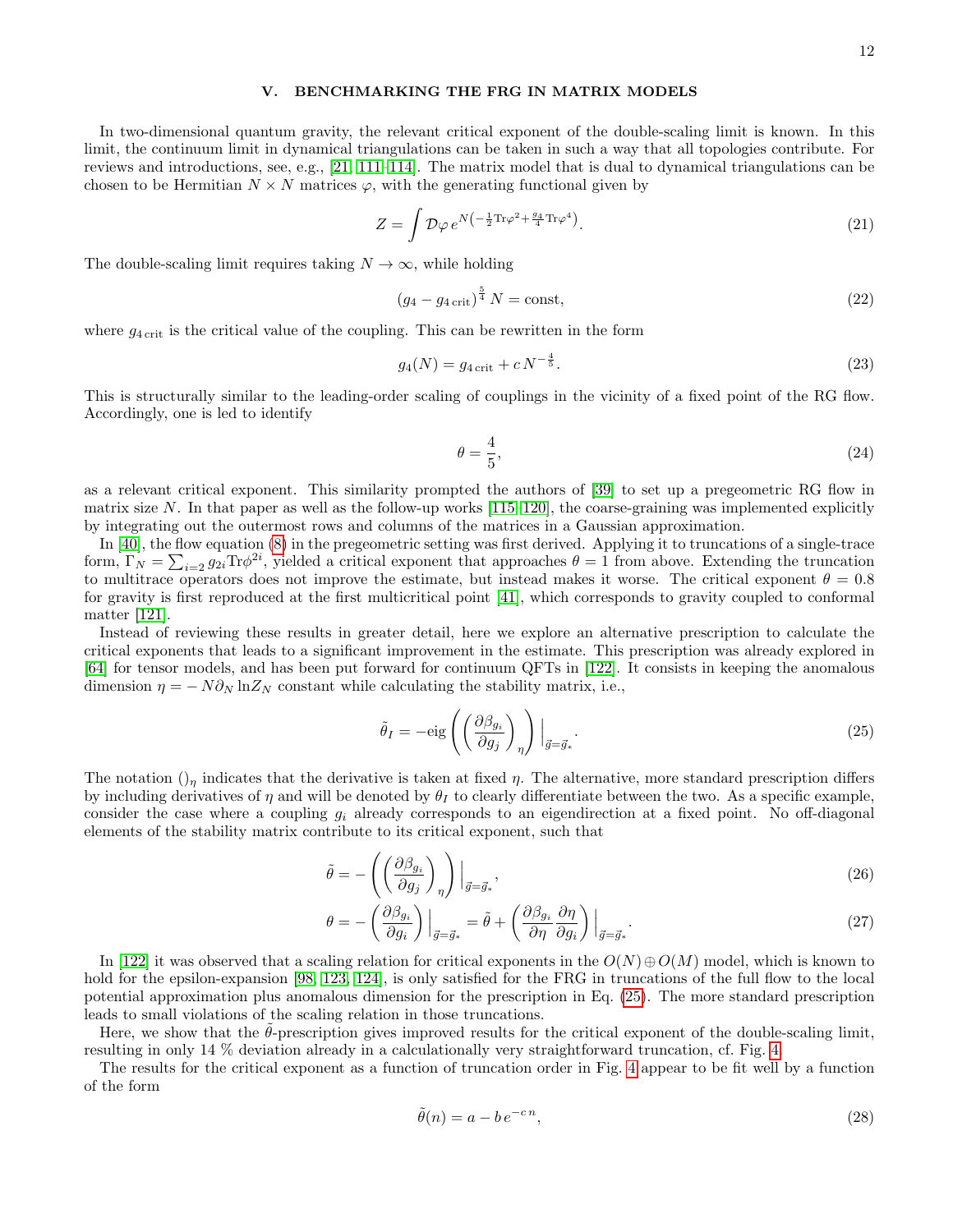## V. BENCHMARKING THE FRG IN MATRIX MODELS

In two-dimensional quantum gravity, the relevant critical exponent of the double-scaling limit is known. In this limit, the continuum limit in dynamical triangulations can be taken in such a way that all topologies contribute. For reviews and introductions, see, e.g., [21, 111–114]. The matrix model that is dual to dynamical triangulations can be chosen to be Hermitian $N \times N$ matrices $\varphi$, with the generating functional given by

$$Z = \int \mathcal{D}\varphi \, e^{N\left(-\frac{1}{2}\mathrm{Tr}\varphi^2 + \frac{g_4}{4}\mathrm{Tr}\varphi^4\right)}. \tag{21}$$

The double-scaling limit requires taking $N \to \infty$, while holding

$$\left(g_4 - g_{4\,\mathrm{crit}}\right)^{\frac{5}{4}} N = \mathrm{const}, \tag{22}$$

where $g_{4\,\mathrm{crit}}$ is the critical value of the coupling. This can be rewritten in the form

$$g_4(N) = g_{4\,\mathrm{crit}} + c\, N^{-\frac{4}{5}}. \tag{23}$$

This is structurally similar to the leading-order scaling of couplings in the vicinity of a fixed point of the RG flow. Accordingly, one is led to identify

$$\theta = \frac{4}{5}, \tag{24}$$

as a relevant critical exponent. This similarity prompted the authors of [39] to set up a pregeometric RG flow in matrix size $N$. In that paper as well as the follow-up works [115–120], the coarse-graining was implemented explicitly by integrating out the outermost rows and columns of the matrices in a Gaussian approximation.

In [40], the flow equation (8) in the pregeometric setting was first derived. Applying it to truncations of a single-trace form, $\Gamma_N = \sum_{i=2} g_{2i} \mathrm{Tr}\phi^{2i}$, yielded a critical exponent that approaches $\theta = 1$ from above. Extending the truncation to multitrace operators does not improve the estimate, but instead makes it worse. The critical exponent $\theta = 0.8$ for gravity is first reproduced at the first multicritical point [41], which corresponds to gravity coupled to conformal matter [121].

Instead of reviewing these results in greater detail, here we explore an alternative prescription to calculate the critical exponents that leads to a significant improvement in the estimate. This prescription was already explored in [64] for tensor models, and has been put forward for continuum QFTs in [122]. It consists in keeping the anomalous dimension $\eta = -N\partial_N \ln Z_N$ constant while calculating the stability matrix, i.e.,

$$\tilde{\theta}_I = -\mathrm{eig}\left(\left(\frac{\partial \beta_{g_i}}{\partial g_j}\right)_\eta\right)\Big|_{\vec{g}=\vec{g}_*}. \tag{25}$$

The notation $()_\eta$ indicates that the derivative is taken at fixed $\eta$. The alternative, more standard prescription differs by including derivatives of $\eta$ and will be denoted by $\theta_I$ to clearly differentiate between the two. As a specific example, consider the case where a coupling $g_i$ already corresponds to an eigendirection at a fixed point. No off-diagonal elements of the stability matrix contribute to its critical exponent, such that

$$\tilde{\theta} = -\left(\left(\frac{\partial \beta_{g_i}}{\partial g_j}\right)_\eta\right)\Big|_{\vec{g}=\vec{g}_*}, \tag{26}$$

$$\theta = -\left(\frac{\partial \beta_{g_i}}{\partial g_i}\right)\Big|_{\vec{g}=\vec{g}_*} = \tilde{\theta} + \left(\frac{\partial \beta_{g_i}}{\partial \eta}\frac{\partial \eta}{\partial g_i}\right)\Big|_{\vec{g}=\vec{g}_*}. \tag{27}$$

In [122] it was observed that a scaling relation for critical exponents in the $O(N) \oplus O(M)$ model, which is known to hold for the epsilon-expansion [98, 123, 124], is only satisfied for the FRG in truncations of the full flow to the local potential approximation plus anomalous dimension for the prescription in Eq. (25). The more standard prescription leads to small violations of the scaling relation in those truncations.

Here, we show that the $\tilde{\theta}$-prescription gives improved results for the critical exponent of the double-scaling limit, resulting in only 14 % deviation already in a calculationally very straightforward truncation, cf. Fig. 4.

The results for the critical exponent as a function of truncation order in Fig. 4 appear to be fit well by a function of the form

$$\tilde{\theta}(n) = a - b\, e^{-c\, n}, \tag{28}$$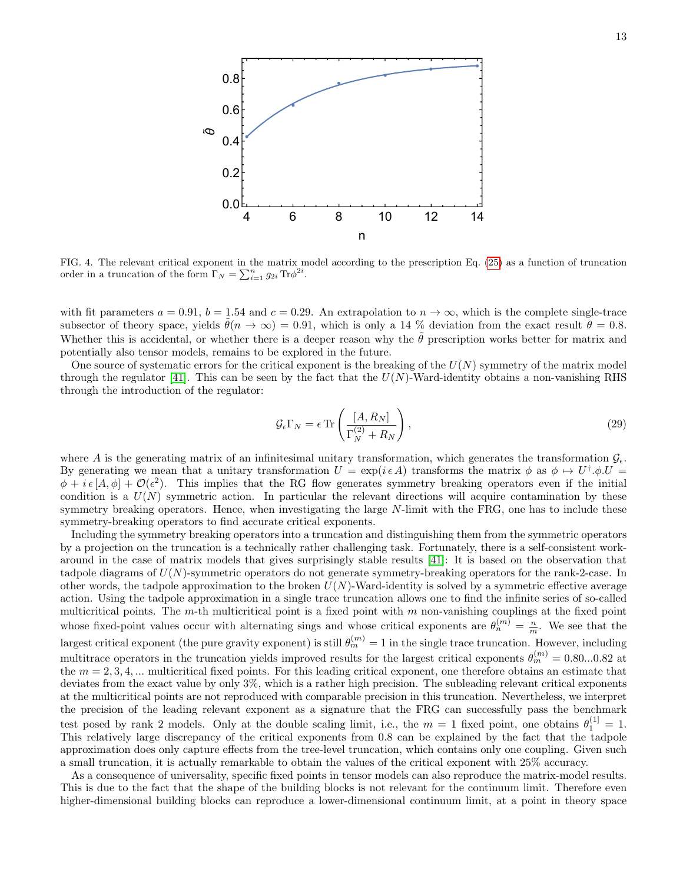FIG. 4. The relevant critical exponent in the matrix model according to the prescription Eq. (25) as a function of truncation order in a truncation of the form $\Gamma_N = \sum_{i=1}^{n} g_{2i}\,\mathrm{Tr}\phi^{2i}$.

with fit parameters $a = 0.91$, $b = 1.54$ and $c = 0.29$. An extrapolation to $n \to \infty$, which is the complete single-trace subsector of theory space, yields $\tilde{\theta}(n \to \infty) = 0.91$, which is only a 14 % deviation from the exact result $\theta = 0.8$. Whether this is accidental, or whether there is a deeper reason why the $\tilde{\theta}$ prescription works better for matrix and potentially also tensor models, remains to be explored in the future.

One source of systematic errors for the critical exponent is the breaking of the $U(N)$ symmetry of the matrix model through the regulator [41]. This can be seen by the fact that the $U(N)$-Ward-identity obtains a non-vanishing RHS through the introduction of the regulator:

$$\mathcal{G}_\epsilon \Gamma_N = \epsilon\,\mathrm{Tr}\left(\frac{[A, R_N]}{\Gamma_N^{(2)} + R_N}\right), \tag{29}$$

where $A$ is the generating matrix of an infinitesimal unitary transformation, which generates the transformation $\mathcal{G}_\epsilon$. By generating we mean that a unitary transformation $U = \exp(i\,\epsilon\,A)$ transforms the matrix $\phi$ as $\phi \mapsto U^\dagger.\phi.U = \phi + i\,\epsilon\,[A, \phi] + \mathcal{O}(\epsilon^2)$. This implies that the RG flow generates symmetry breaking operators even if the initial condition is a $U(N)$ symmetric action. In particular the relevant directions will acquire contamination by these symmetry breaking operators. Hence, when investigating the large $N$-limit with the FRG, one has to include these symmetry-breaking operators to find accurate critical exponents.

Including the symmetry breaking operators into a truncation and distinguishing them from the symmetric operators by a projection on the truncation is a technically rather challenging task. Fortunately, there is a self-consistent work-around in the case of matrix models that gives surprisingly stable results [41]: It is based on the observation that tadpole diagrams of $U(N)$-symmetric operators do not generate symmetry-breaking operators for the rank-2-case. In other words, the tadpole approximation to the broken $U(N)$-Ward-identity is solved by a symmetric effective average action. Using the tadpole approximation in a single trace truncation allows one to find the infinite series of so-called multicritical points. The $m$-th multicritical point is a fixed point with $m$ non-vanishing couplings at the fixed point whose fixed-point values occur with alternating sings and whose critical exponents are $\theta_n^{(m)} = \frac{n}{m}$. We see that the largest critical exponent (the pure gravity exponent) is still $\theta_m^{(m)} = 1$ in the single trace truncation. However, including multitrace operators in the truncation yields improved results for the largest critical exponents $\theta_m^{(m)} = 0.80...0.82$ at the $m = 2, 3, 4, ...$ multicritical fixed points. For this leading critical exponent, one therefore obtains an estimate that deviates from the exact value by only 3%, which is a rather high precision. The subleading relevant critical exponents at the multicritical points are not reproduced with comparable precision in this truncation. Nevertheless, we interpret the precision of the leading relevant exponent as a signature that the FRG can successfully pass the benchmark test posed by rank 2 models. Only at the double scaling limit, i.e., the $m = 1$ fixed point, one obtains $\theta_1^{[1]} = 1$. This relatively large discrepancy of the critical exponents from 0.8 can be explained by the fact that the tadpole approximation does only capture effects from the tree-level truncation, which contains only one coupling. Given such a small truncation, it is actually remarkable to obtain the values of the critical exponent with 25% accuracy.

As a consequence of universality, specific fixed points in tensor models can also reproduce the matrix-model results. This is due to the fact that the shape of the building blocks is not relevant for the continuum limit. Therefore even higher-dimensional building blocks can reproduce a lower-dimensional continuum limit, at a point in theory space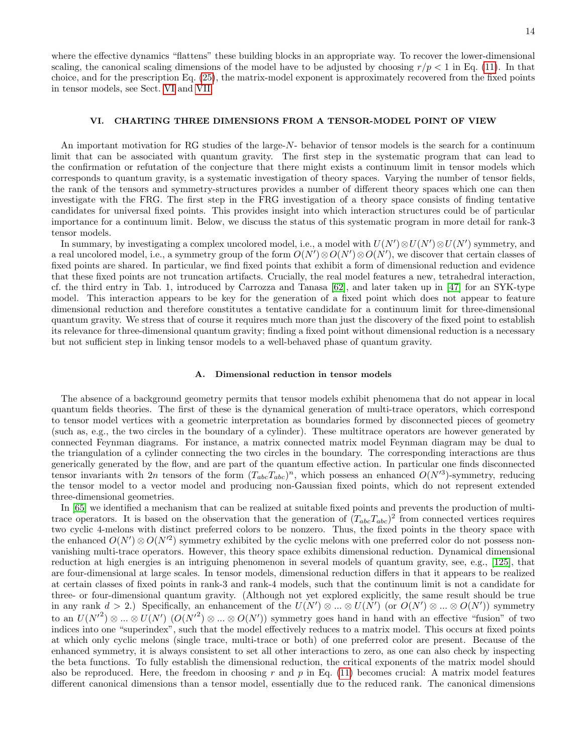where the effective dynamics "flattens" these building blocks in an appropriate way. To recover the lower-dimensional scaling, the canonical scaling dimensions of the model have to be adjusted by choosing $r/p < 1$ in Eq. (11). In that choice, and for the prescription Eq. (25), the matrix-model exponent is approximately recovered from the fixed points in tensor models, see Sect. VI and VII.

## VI. CHARTING THREE DIMENSIONS FROM A TENSOR-MODEL POINT OF VIEW

An important motivation for RG studies of the large-$N$- behavior of tensor models is the search for a continuum limit that can be associated with quantum gravity. The first step in the systematic program that can lead to the confirmation or refutation of the conjecture that there might exists a continuum limit in tensor models which corresponds to quantum gravity, is a systematic investigation of theory spaces. Varying the number of tensor fields, the rank of the tensors and symmetry-structures provides a number of different theory spaces which one can then investigate with the FRG. The first step in the FRG investigation of a theory space consists of finding tentative candidates for universal fixed points. This provides insight into which interaction structures could be of particular importance for a continuum limit. Below, we discuss the status of this systematic program in more detail for rank-3 tensor models.

In summary, by investigating a complex uncolored model, i.e., a model with $U(N')\otimes U(N')\otimes U(N')$ symmetry, and a real uncolored model, i.e., a symmetry group of the form $O(N')\otimes O(N')\otimes O(N')$, we discover that certain classes of fixed points are shared. In particular, we find fixed points that exhibit a form of dimensional reduction and evidence that these fixed points are not truncation artifacts. Crucially, the real model features a new, tetrahedral interaction, cf. the third entry in Tab. 1, introduced by Carrozza and Tanasa [62], and later taken up in [47] for an SYK-type model. This interaction appears to be key for the generation of a fixed point which does not appear to feature dimensional reduction and therefore constitutes a tentative candidate for a continuum limit for three-dimensional quantum gravity. We stress that of course it requires much more than just the discovery of the fixed point to establish its relevance for three-dimensional quantum gravity; finding a fixed point without dimensional reduction is a necessary but not sufficient step in linking tensor models to a well-behaved phase of quantum gravity.

### A. Dimensional reduction in tensor models

The absence of a background geometry permits that tensor models exhibit phenomena that do not appear in local quantum fields theories. The first of these is the dynamical generation of multi-trace operators, which correspond to tensor model vertices with a geometric interpretation as boundaries formed by disconnected pieces of geometry (such as, e.g., the two circles in the boundary of a cylinder). These multitrace operators are however generated by connected Feynman diagrams. For instance, a matrix connected matrix model Feynman diagram may be dual to the triangulation of a cylinder connecting the two circles in the boundary. The corresponding interactions are thus generically generated by the flow, and are part of the quantum effective action. In particular one finds disconnected tensor invariants with $2n$ tensors of the form $(T_{abc}T_{abc})^n$, which possess an enhanced $O(N'^3)$-symmetry, reducing the tensor model to a vector model and producing non-Gaussian fixed points, which do not represent extended three-dimensional geometries.

In [65] we identified a mechanism that can be realized at suitable fixed points and prevents the production of multi-trace operators. It is based on the observation that the generation of $(T_{abc}T_{abc})^2$ from connected vertices requires two cyclic 4-melons with distinct preferred colors to be nonzero. Thus, the fixed points in the theory space with the enhanced $O(N')\otimes O(N'^2)$ symmetry exhibited by the cyclic melons with one preferred color do not possess non-vanishing multi-trace operators. However, this theory space exhibits dimensional reduction. Dynamical dimensional reduction at high energies is an intriguing phenomenon in several models of quantum gravity, see, e.g., [125], that are four-dimensional at large scales. In tensor models, dimensional reduction differs in that it appears to be realized at certain classes of fixed points in rank-3 and rank-4 models, such that the continuum limit is not a candidate for three- or four-dimensional quantum gravity. (Although not yet explored explicitly, the same result should be true in any rank $d > 2$.) Specifically, an enhancement of the $U(N')\otimes ...\otimes U(N')$ (or $O(N')\otimes ...\otimes O(N')$) symmetry to an $U(N'^2)\otimes ...\otimes U(N')$ ($O(N'^2)\otimes ...\otimes O(N')$) symmetry goes hand in hand with an effective "fusion" of two indices into one "superindex", such that the model effectively reduces to a matrix model. This occurs at fixed points at which only cyclic melons (single trace, multi-trace or both) of one preferred color are present. Because of the enhanced symmetry, it is always consistent to set all other interactions to zero, as one can also check by inspecting the beta functions. To fully establish the dimensional reduction, the critical exponents of the matrix model should also be reproduced. Here, the freedom in choosing $r$ and $p$ in Eq. (11) becomes crucial: A matrix model features different canonical dimensions than a tensor model, essentially due to the reduced rank. The canonical dimensions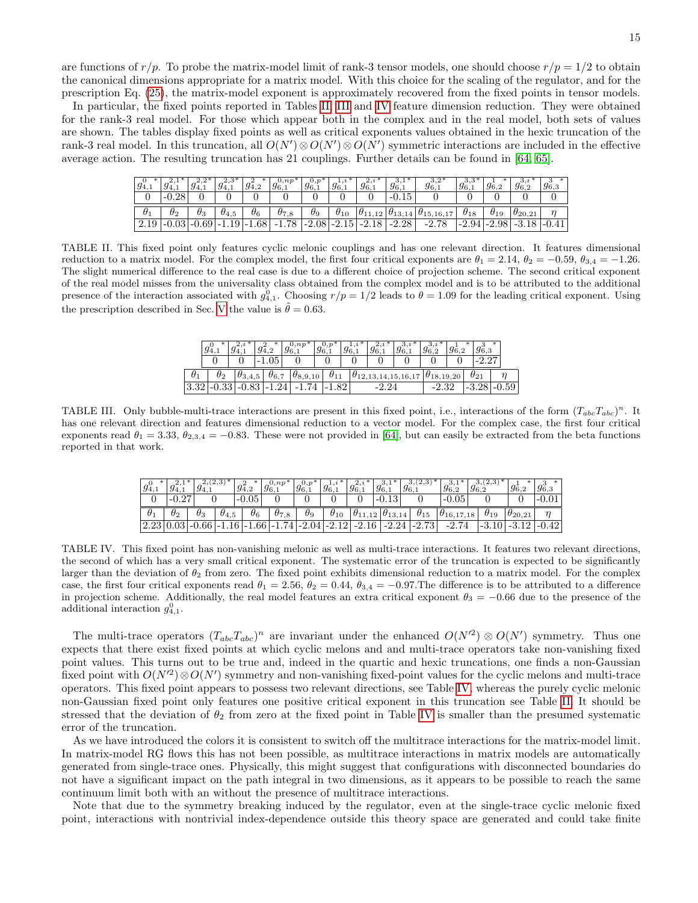are functions of $r/p$. To probe the matrix-model limit of rank-3 tensor models, one should choose $r/p = 1/2$ to obtain the canonical dimensions appropriate for a matrix model. With this choice for the scaling of the regulator, and for the prescription Eq. (25), the matrix-model exponent is approximately recovered from the fixed points in tensor models.

In particular, the fixed points reported in Tables II, III and IV feature dimension reduction. They were obtained for the rank-3 real model. For those which appear both in the complex and in the real model, both sets of values are shown. The tables display fixed points as well as critical exponents values obtained in the hexic truncation of the rank-3 real model. In this truncation, all $O(N') \otimes O(N') \otimes O(N')$ symmetric interactions are included in the effective average action. The resulting truncation has 21 couplings. Further details can be found in [64, 65].

| $g_{4,1}^{0\,*}$ | $g_{4,1}^{2,1*}$ | $g_{4,1}^{2,2*}$ | $g_{4,1}^{2,3*}$ | $g_{4,2}^{2\,*}$ | $g_{6,1}^{0,np*}$ | $g_{6,1}^{0,p*}$ | $g_{6,1}^{1,i*}$ | $g_{6,1}^{2,i*}$ | $g_{6,1}^{3,1*}$ | $g_{6,1}^{3,2*}$ | $g_{6,1}^{3,3*}$ | $g_{6,2}^{1\,*}$ | $g_{6,2}^{3,i*}$ | $g_{6,3}^{3\,*}$ |
|---|---|---|---|---|---|---|---|---|---|---|---|---|---|---|
| 0 | -0.28 | 0 | 0 | 0 | 0 | 0 | 0 | 0 | -0.15 | 0 | 0 | 0 | 0 | 0 |

| $\theta_1$ | $\theta_2$ | $\theta_3$ | $\theta_{4,5}$ | $\theta_6$ | $\theta_{7,8}$ | $\theta_9$ | $\theta_{10}$ | $\theta_{11,12}$ | $\theta_{13,14}$ | $\theta_{15,16,17}$ | $\theta_{18}$ | $\theta_{19}$ | $\theta_{20,21}$ | $\eta$ |
|---|---|---|---|---|---|---|---|---|---|---|---|---|---|---|
| 2.19 | -0.03 | -0.69 | -1.19 | -1.68 | -1.78 | -2.08 | -2.15 | -2.18 | -2.28 | -2.78 | -2.94 | -2.98 | -3.18 | -0.41 |

TABLE II. This fixed point only features cyclic melonic couplings and has one relevant direction. It features dimensional reduction to a matrix model. For the complex model, the first four critical exponents are $\theta_1 = 2.14$, $\theta_2 = -0.59$, $\theta_{3,4} = -1.26$. The slight numerical difference to the real case is due to a different choice of projection scheme. The second critical exponent of the real model misses from the universality class obtained from the complex model and is to be attributed to the additional presence of the interaction associated with $g_{4,1}^0$. Choosing $r/p = 1/2$ leads to $\theta = 1.09$ for the leading critical exponent. Using the prescription described in Sec. V the value is $\tilde{\theta} = 0.63$.

| $g_{4,1}^{0\,*}$ | $g_{4,1}^{2,i*}$ | $g_{4,2}^{2\,*}$ | $g_{6,1}^{0,np*}$ | $g_{6,1}^{0,p*}$ | $g_{6,1}^{1,i*}$ | $g_{6,1}^{2,i*}$ | $g_{6,1}^{3,i*}$ | $g_{6,2}^{3,i*}$ | $g_{6,2}^{1\,*}$ | $g_{6,3}^{3\,*}$ |
|---|---|---|---|---|---|---|---|---|---|---|
| 0 | 0 | -1.05 | 0 | 0 | 0 | 0 | 0 | 0 | 0 | -2.27 |

| $\theta_1$ | $\theta_2$ | $\theta_{3,4,5}$ | $\theta_{6,7}$ | $\theta_{8,9,10}$ | $\theta_{11}$ | $\theta_{12,13,14,15,16,17}$ | $\theta_{18,19,20}$ | $\theta_{21}$ | $\eta$ |
|---|---|---|---|---|---|---|---|---|---|
| 3.32 | -0.33 | -0.83 | -1.24 | -1.74 | -1.82 | -2.24 | -2.32 | -3.28 | -0.59 |

TABLE III. Only bubble-multi-trace interactions are present in this fixed point, i.e., interactions of the form $(T_{abc}T_{abc})^n$. It has one relevant direction and features dimensional reduction to a vector model. For the complex case, the first four critical exponents read $\theta_1 = 3.33$, $\theta_{2,3,4} = -0.83$. These were not provided in [64], but can easily be extracted from the beta functions reported in that work.

| $g_{4,1}^{0\,*}$ | $g_{4,1}^{2,1*}$ | $g_{4,1}^{2,(2,3)*}$ | $g_{4,2}^{2\,*}$ | $g_{6,1}^{0,np*}$ | $g_{6,1}^{0,p*}$ | $g_{6,1}^{1,i*}$ | $g_{6,1}^{2,i*}$ | $g_{6,1}^{3,1*}$ | $g_{6,1}^{3,(2,3)*}$ | $g_{6,2}^{3,1*}$ | $g_{6,2}^{3,(2,3)*}$ | $g_{6,2}^{1\,*}$ | $g_{6,3}^{3\,*}$ |
|---|---|---|---|---|---|---|---|---|---|---|---|---|---|
| 0 | -0.27 | 0 | -0.05 | 0 | 0 | 0 | 0 | -0.13 | 0 | -0.05 | 0 | 0 | -0.01 |

| $\theta_1$ | $\theta_2$ | $\theta_3$ | $\theta_{4,5}$ | $\theta_6$ | $\theta_{7,8}$ | $\theta_9$ | $\theta_{10}$ | $\theta_{11,12}$ | $\theta_{13,14}$ | $\theta_{15}$ | $\theta_{16,17,18}$ | $\theta_{19}$ | $\theta_{20,21}$ | $\eta$ |
|---|---|---|---|---|---|---|---|---|---|---|---|---|---|---|
| 2.23 | 0.03 | -0.66 | -1.16 | -1.66 | -1.74 | -2.04 | -2.12 | -2.16 | -2.24 | -2.73 | -2.74 | -3.10 | -3.12 | -0.42 |

TABLE IV. This fixed point has non-vanishing melonic as well as multi-trace interactions. It features two relevant directions, the second of which has a very small critical exponent. The systematic error of the truncation is expected to be significantly larger than the deviation of $\theta_2$ from zero. The fixed point exhibits dimensional reduction to a matrix model. For the complex case, the first four critical exponents read $\theta_1 = 2.56$, $\theta_2 = 0.44$, $\theta_{3,4} = -0.97$.The difference is to be attributed to a difference in projection scheme. Additionally, the real model features an extra critical exponent $\theta_3 = -0.66$ due to the presence of the additional interaction $g_{4,1}^0$.

The multi-trace operators $(T_{abc}T_{abc})^n$ are invariant under the enhanced $O(N'^2) \otimes O(N')$ symmetry. Thus one expects that there exist fixed points at which cyclic melons and and multi-trace operators take non-vanishing fixed point values. This turns out to be true and, indeed in the quartic and hexic truncations, one finds a non-Gaussian fixed point with $O(N'^2) \otimes O(N')$ symmetry and non-vanishing fixed-point values for the cyclic melons and multi-trace operators. This fixed point appears to possess two relevant directions, see Table IV, whereas the purely cyclic melonic non-Gaussian fixed point only features one positive critical exponent in this truncation see Table II. It should be stressed that the deviation of $\theta_2$ from zero at the fixed point in Table IV is smaller than the presumed systematic error of the truncation.

As we have introduced the colors it is consistent to switch off the multitrace interactions for the matrix-model limit. In matrix-model RG flows this has not been possible, as multitrace interactions in matrix models are automatically generated from single-trace ones. Physically, this might suggest that configurations with disconnected boundaries do not have a significant impact on the path integral in two dimensions, as it appears to be possible to reach the same continuum limit both with an without the presence of multitrace interactions.

Note that due to the symmetry breaking induced by the regulator, even at the single-trace cyclic melonic fixed point, interactions with nontrivial index-dependence outside this theory space are generated and could take finite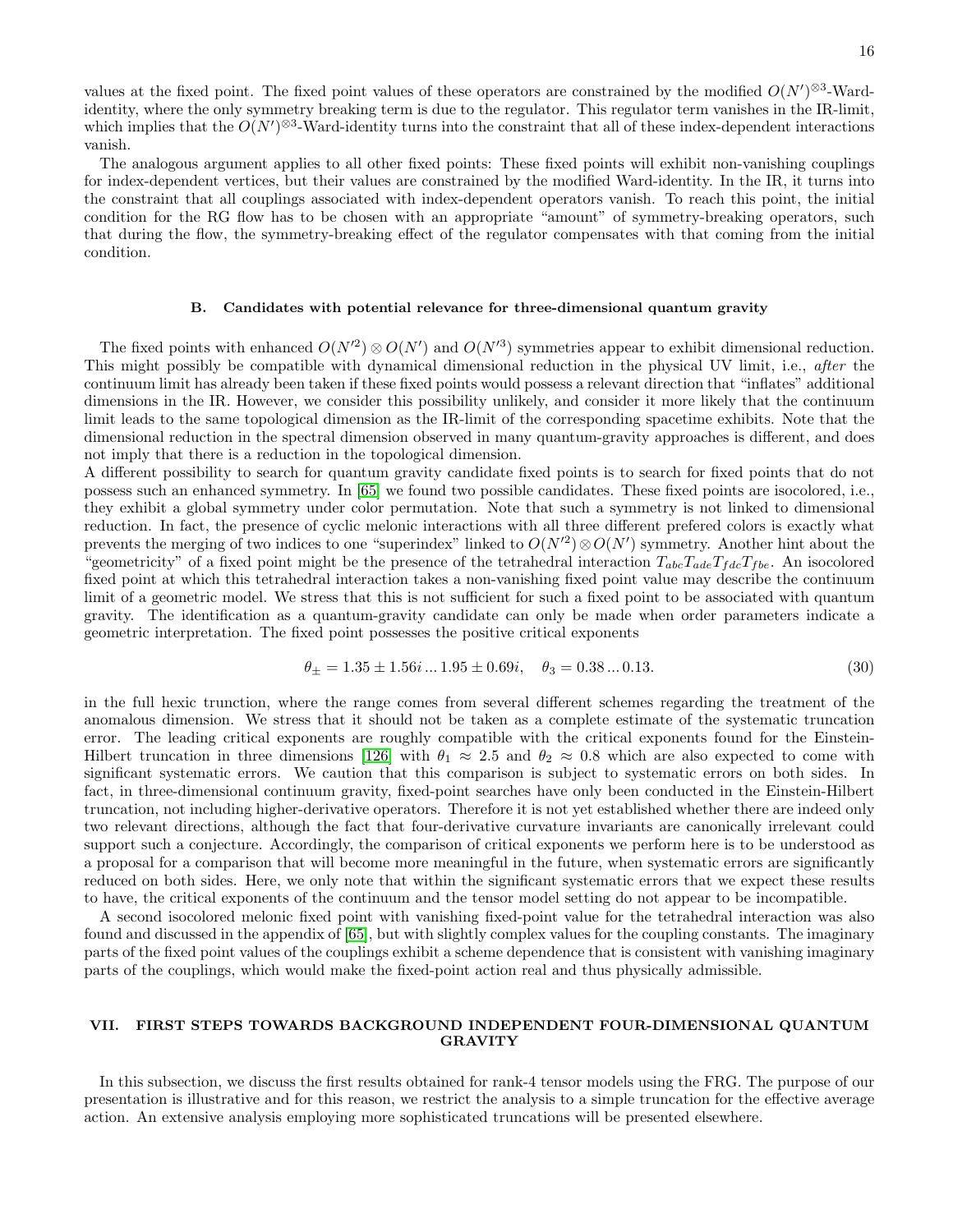values at the fixed point. The fixed point values of these operators are constrained by the modified $O(N')^{\otimes 3}$-Ward-identity, where the only symmetry breaking term is due to the regulator. This regulator term vanishes in the IR-limit, which implies that the $O(N')^{\otimes 3}$-Ward-identity turns into the constraint that all of these index-dependent interactions vanish.

The analogous argument applies to all other fixed points: These fixed points will exhibit non-vanishing couplings for index-dependent vertices, but their values are constrained by the modified Ward-identity. In the IR, it turns into the constraint that all couplings associated with index-dependent operators vanish. To reach this point, the initial condition for the RG flow has to be chosen with an appropriate "amount" of symmetry-breaking operators, such that during the flow, the symmetry-breaking effect of the regulator compensates with that coming from the initial condition.

### B. Candidates with potential relevance for three-dimensional quantum gravity

The fixed points with enhanced $O(N'^2) \otimes O(N')$ and $O(N'^3)$ symmetries appear to exhibit dimensional reduction. This might possibly be compatible with dynamical dimensional reduction in the physical UV limit, i.e., *after* the continuum limit has already been taken if these fixed points would possess a relevant direction that "inflates" additional dimensions in the IR. However, we consider this possibility unlikely, and consider it more likely that the continuum limit leads to the same topological dimension as the IR-limit of the corresponding spacetime exhibits. Note that the dimensional reduction in the spectral dimension observed in many quantum-gravity approaches is different, and does not imply that there is a reduction in the topological dimension.

A different possibility to search for quantum gravity candidate fixed points is to search for fixed points that do not possess such an enhanced symmetry. In [65] we found two possible candidates. These fixed points are isocolored, i.e., they exhibit a global symmetry under color permutation. Note that such a symmetry is not linked to dimensional reduction. In fact, the presence of cyclic melonic interactions with all three different prefered colors is exactly what prevents the merging of two indices to one "superindex" linked to $O(N'^2) \otimes O(N')$ symmetry. Another hint about the "geometricity" of a fixed point might be the presence of the tetrahedral interaction $T_{abc}T_{ade}T_{fdc}T_{fbe}$. An isocolored fixed point at which this tetrahedral interaction takes a non-vanishing fixed point value may describe the continuum limit of a geometric model. We stress that this is not sufficient for such a fixed point to be associated with quantum gravity. The identification as a quantum-gravity candidate can only be made when order parameters indicate a geometric interpretation. The fixed point possesses the positive critical exponents

$$\theta_{\pm} = 1.35 \pm 1.56i \dots 1.95 \pm 0.69i, \quad \theta_3 = 0.38 \dots 0.13. \tag{30}$$

in the full hexic trunction, where the range comes from several different schemes regarding the treatment of the anomalous dimension. We stress that it should not be taken as a complete estimate of the systematic truncation error. The leading critical exponents are roughly compatible with the critical exponents found for the Einstein-Hilbert truncation in three dimensions [126] with $\theta_1 \approx 2.5$ and $\theta_2 \approx 0.8$ which are also expected to come with significant systematic errors. We caution that this comparison is subject to systematic errors on both sides. In fact, in three-dimensional continuum gravity, fixed-point searches have only been conducted in the Einstein-Hilbert truncation, not including higher-derivative operators. Therefore it is not yet established whether there are indeed only two relevant directions, although the fact that four-derivative curvature invariants are canonically irrelevant could support such a conjecture. Accordingly, the comparison of critical exponents we perform here is to be understood as a proposal for a comparison that will become more meaningful in the future, when systematic errors are significantly reduced on both sides. Here, we only note that within the significant systematic errors that we expect these results to have, the critical exponents of the continuum and the tensor model setting do not appear to be incompatible.

A second isocolored melonic fixed point with vanishing fixed-point value for the tetrahedral interaction was also found and discussed in the appendix of [65], but with slightly complex values for the coupling constants. The imaginary parts of the fixed point values of the couplings exhibit a scheme dependence that is consistent with vanishing imaginary parts of the couplings, which would make the fixed-point action real and thus physically admissible.

## VII. FIRST STEPS TOWARDS BACKGROUND INDEPENDENT FOUR-DIMENSIONAL QUANTUM GRAVITY

In this subsection, we discuss the first results obtained for rank-4 tensor models using the FRG. The purpose of our presentation is illustrative and for this reason, we restrict the analysis to a simple truncation for the effective average action. An extensive analysis employing more sophisticated truncations will be presented elsewhere.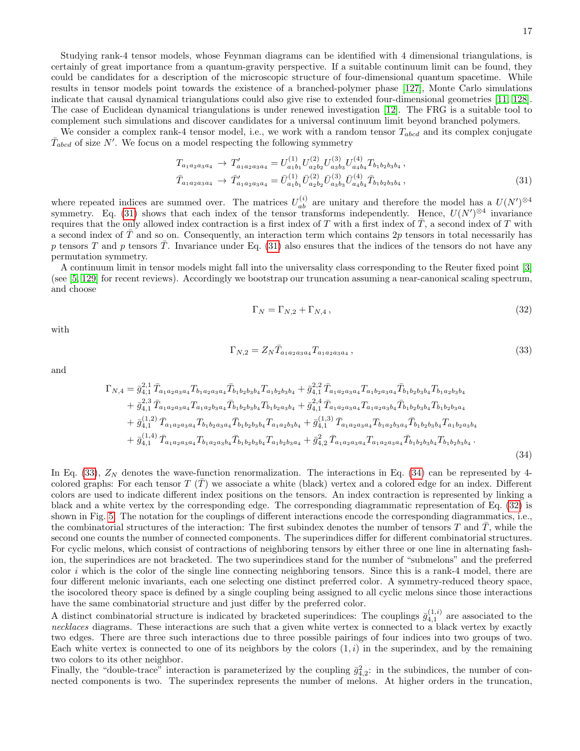Studying rank-4 tensor models, whose Feynman diagrams can be identified with 4 dimensional triangulations, is certainly of great importance from a quantum-gravity perspective. If a suitable continuum limit can be found, they could be candidates for a description of the microscopic structure of four-dimensional quantum spacetime. While results in tensor models point towards the existence of a branched-polymer phase [127], Monte Carlo simulations indicate that causal dynamical triangulations could also give rise to extended four-dimensional geometries [11, 128]. The case of Euclidean dynamical triangulations is under renewed investigation [12]. The FRG is a suitable tool to complement such simulations and discover candidates for a universal continuum limit beyond branched polymers.

We consider a complex rank-4 tensor model, i.e., we work with a random tensor $T_{abcd}$ and its complex conjugate $\bar{T}_{abcd}$ of size $N'$. We focus on a model respecting the following symmetry

$$
\begin{aligned}
T_{a_1a_2a_3a_4} &\rightarrow T'_{a_1a_2a_3a_4} = U^{(1)}_{a_1b_1}U^{(2)}_{a_2b_2}U^{(3)}_{a_3b_3}U^{(4)}_{a_4b_4}T_{b_1b_2b_3b_4}\,,\\
\bar{T}_{a_1a_2a_3a_4} &\rightarrow \bar{T}'_{a_1a_2a_3a_4} = \bar{U}^{(1)}_{a_1b_1}\bar{U}^{(2)}_{a_2b_2}\bar{U}^{(3)}_{a_3b_3}\bar{U}^{(4)}_{a_4b_4}\bar{T}_{b_1b_2b_3b_4}\,,
\end{aligned}
\tag{31}
$$

where repeated indices are summed over. The matrices $U^{(i)}_{ab}$ are unitary and therefore the model has a $U(N')^{\otimes 4}$ symmetry. Eq. (31) shows that each index of the tensor transforms independently. Hence, $U(N')^{\otimes 4}$ invariance requires that the only allowed index contraction is a first index of $T$ with a first index of $\bar{T}$, a second index of $T$ with a second index of $\bar{T}$ and so on. Consequently, an interaction term which contains $2p$ tensors in total necessarily has $p$ tensors $T$ and $p$ tensors $\bar{T}$. Invariance under Eq. (31) also ensures that the indices of the tensors do not have any permutation symmetry.

A continuum limit in tensor models might fall into the universality class corresponding to the Reuter fixed point [3] (see [5, 129] for recent reviews). Accordingly we bootstrap our truncation assuming a near-canonical scaling spectrum, and choose

$$
\Gamma_N = \Gamma_{N,2} + \Gamma_{N,4}\,,
\tag{32}
$$

with

$$
\Gamma_{N,2} = Z_N \bar{T}_{a_1a_2a_3a_4}T_{a_1a_2a_3a_4}\,,
\tag{33}
$$

and

$$
\begin{aligned}
\Gamma_{N,4} = {}& \bar{g}^{2,1}_{4,1}\,\bar{T}_{a_1a_2a_3a_4}T_{b_1a_2a_3a_4}\bar{T}_{b_1b_2b_3b_4}T_{a_1b_2b_3b_4} + \bar{g}^{2,2}_{4,1}\,\bar{T}_{a_1a_2a_3a_4}T_{a_1b_2a_3a_4}\bar{T}_{b_1b_2b_3b_4}T_{b_1a_2b_3b_4}\\
&+ \bar{g}^{2,3}_{4,1}\,\bar{T}_{a_1a_2a_3a_4}T_{a_1a_2b_3a_4}\bar{T}_{b_1b_2b_3b_4}T_{b_1b_2a_3b_4} + \bar{g}^{2,4}_{4,1}\,\bar{T}_{a_1a_2a_3a_4}T_{a_1a_2a_3b_4}\bar{T}_{b_1b_2b_3b_4}T_{b_1b_2b_3a_4}\\
&+ \bar{g}^{(1,2)}_{4,1}\,\bar{T}_{a_1a_2a_3a_4}T_{b_1b_2a_3a_4}\bar{T}_{b_1b_2b_3b_4}T_{a_1a_2b_3b_4} + \bar{g}^{(1,3)}_{4,1}\,\bar{T}_{a_1a_2a_3a_4}T_{b_1a_2b_3a_4}\bar{T}_{b_1b_2b_3b_4}T_{a_1b_2a_3b_4}\\
&+ \bar{g}^{(1,4)}_{4,1}\,\bar{T}_{a_1a_2a_3a_4}T_{b_1a_2a_3b_4}\bar{T}_{b_1b_2b_3b_4}T_{a_1b_2b_3a_4} + \bar{g}^{2}_{4,2}\,\bar{T}_{a_1a_2a_3a_4}T_{a_1a_2a_3a_4}\bar{T}_{b_1b_2b_3b_4}T_{b_1b_2b_3b_4}\,.
\end{aligned}
\tag{34}
$$

In Eq. (33), $Z_N$ denotes the wave-function renormalization. The interactions in Eq. (34) can be represented by 4-colored graphs: For each tensor $T$ ($\bar{T}$) we associate a white (black) vertex and a colored edge for an index. Different colors are used to indicate different index positions on the tensors. An index contraction is represented by linking a black and a white vertex by the corresponding edge. The corresponding diagrammatic representation of Eq. (32) is shown in Fig. 5. The notation for the couplings of different interactions encode the corresponding diagrammatics, i.e., the combinatorial structures of the interaction: The first subindex denotes the number of tensors $T$ and $\bar{T}$, while the second one counts the number of connected components. The superindices differ for different combinatorial structures. For cyclic melons, which consist of contractions of neighboring tensors by either three or one line in alternating fashion, the superindices are not bracketed. The two superindices stand for the number of "submelons" and the preferred color $i$ which is the color of the single line connecting neighboring tensors. Since this is a rank-4 model, there are four different melonic invariants, each one selecting one distinct preferred color. A symmetry-reduced theory space, the isocolored theory space is defined by a single coupling being assigned to all cyclic melons since those interactions have the same combinatorial structure and just differ by the preferred color.

A distinct combinatorial structure is indicated by bracketed superindices: The couplings $\bar{g}^{(1,i)}_{4,1}$ are associated to the *necklaces* diagrams. These interactions are such that a given white vertex is connected to a black vertex by exactly two edges. There are three such interactions due to three possible pairings of four indices into two groups of two. Each white vertex is connected to one of its neighbors by the colors $(1,i)$ in the superindex, and by the remaining two colors to its other neighbor.

Finally, the "double-trace" interaction is parameterized by the coupling $\bar{g}^{2}_{4,2}$: in the subindices, the number of connected components is two. The superindex represents the number of melons. At higher orders in the truncation,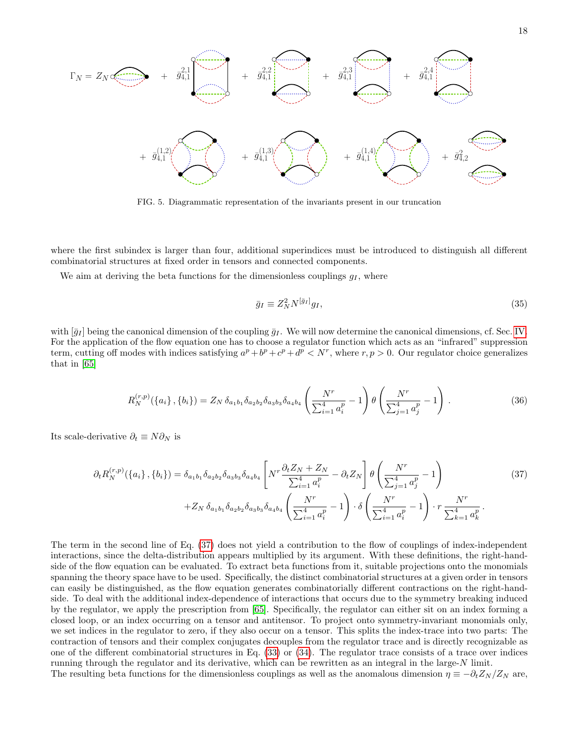$\Gamma_N = Z_N$ [diagram] $+ \; \bar{g}_{4,1}^{2,1}$ [diagram] $+ \; \bar{g}_{4,1}^{2,2}$ [diagram] $+ \; \bar{g}_{4,1}^{2,3}$ [diagram] $+ \; \bar{g}_{4,1}^{2,4}$ [diagram]

$+ \; \bar{g}_{4,1}^{(1,2)}$ [diagram] $+ \; \bar{g}_{4,1}^{(1,3)}$ [diagram] $+ \; \bar{g}_{4,1}^{(1,4)}$ [diagram] $+ \; \bar{g}_{4,2}^{2}$ [diagram]

FIG. 5. Diagrammatic representation of the invariants present in our truncation

where the first subindex is larger than four, additional superindices must be introduced to distinguish all different combinatorial structures at fixed order in tensors and connected components.

We aim at deriving the beta functions for the dimensionless couplings $g_I$, where

$$\bar{g}_I \equiv Z_N^2 N^{[\bar{g}_I]} g_I, \tag{35}$$

with $[\bar{g}_I]$ being the canonical dimension of the coupling $\bar{g}_I$. We will now determine the canonical dimensions, cf. Sec. IV. For the application of the flow equation one has to choose a regulator function which acts as an "infrared" suppression term, cutting off modes with indices satisfying $a^p + b^p + c^p + d^p < N^r$, where $r, p > 0$. Our regulator choice generalizes that in [65]

$$R_N^{(r,p)}(\{a_i\}, \{b_i\}) = Z_N \, \delta_{a_1 b_1} \delta_{a_2 b_2} \delta_{a_3 b_3} \delta_{a_4 b_4} \left( \frac{N^r}{\sum_{i=1}^4 a_i^p} - 1 \right) \theta \left( \frac{N^r}{\sum_{j=1}^4 a_j^p} - 1 \right). \tag{36}$$

Its scale-derivative $\partial_t \equiv N \partial_N$ is

$$\begin{aligned}
\partial_t R_N^{(r,p)}(\{a_i\}, \{b_i\}) = \; & \delta_{a_1 b_1} \delta_{a_2 b_2} \delta_{a_3 b_3} \delta_{a_4 b_4} \left[ N^r \frac{\partial_t Z_N + Z_N}{\sum_{i=1}^4 a_i^p} - \partial_t Z_N \right] \theta \left( \frac{N^r}{\sum_{j=1}^4 a_j^p} - 1 \right) \\
& + Z_N \, \delta_{a_1 b_1} \delta_{a_2 b_2} \delta_{a_3 b_3} \delta_{a_4 b_4} \left( \frac{N^r}{\sum_{i=1}^4 a_i^p} - 1 \right) \cdot \delta \left( \frac{N^r}{\sum_{i=1}^4 a_i^p} - 1 \right) \cdot r \, \frac{N^r}{\sum_{k=1}^4 a_k^p}.
\end{aligned} \tag{37}$$

The term in the second line of Eq. (37) does not yield a contribution to the flow of couplings of index-independent interactions, since the delta-distribution appears multiplied by its argument. With these definitions, the right-hand-side of the flow equation can be evaluated. To extract beta functions from it, suitable projections onto the monomials spanning the theory space have to be used. Specifically, the distinct combinatorial structures at a given order in tensors can easily be distinguished, as the flow equation generates combinatorially different contractions on the right-hand-side. To deal with the additional index-dependence of interactions that occurs due to the symmetry breaking induced by the regulator, we apply the prescription from [65]. Specifically, the regulator can either sit on an index forming a closed loop, or an index occurring on a tensor and antitensor. To project onto symmetry-invariant monomials only, we set indices in the regulator to zero, if they also occur on a tensor. This splits the index-trace into two parts: The contraction of tensors and their complex conjugates decouples from the regulator trace and is directly recognizable as one of the different combinatorial structures in Eq. (33) or (34). The regulator trace consists of a trace over indices running through the regulator and its derivative, which can be rewritten as an integral in the large-$N$ limit.
The resulting beta functions for the dimensionless couplings as well as the anomalous dimension $\eta \equiv -\partial_t Z_N / Z_N$ are,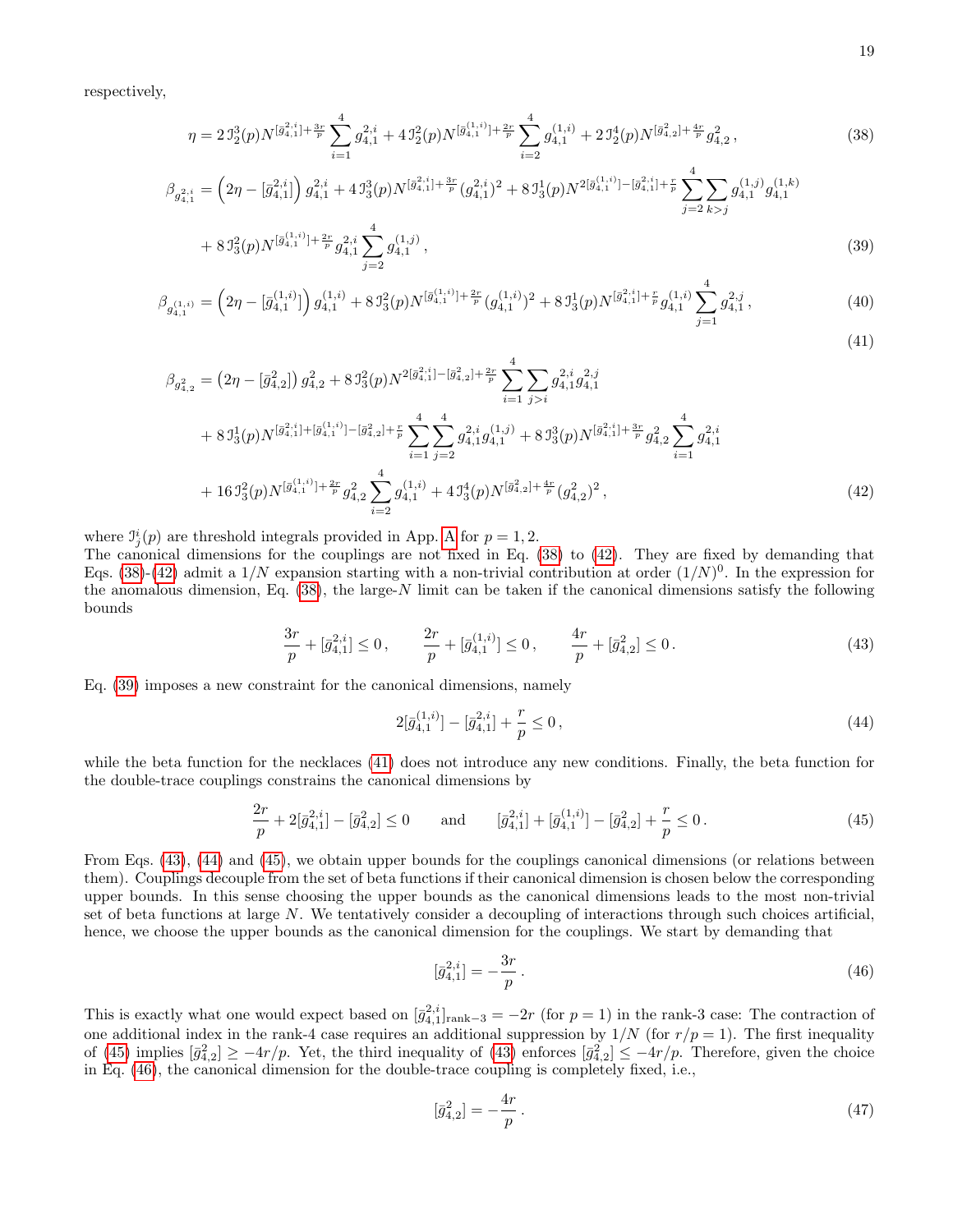respectively,

$$\eta = 2\,\mathfrak{I}_2^3(p) N^{[\bar g_{4,1}^{2,i}]+\frac{3r}{p}} \sum_{i=1}^4 g_{4,1}^{2,i} + 4\,\mathfrak{I}_2^2(p) N^{[\bar g_{4,1}^{(1,i)}]+\frac{2r}{p}} \sum_{i=2}^4 g_{4,1}^{(1,i)} + 2\,\mathfrak{I}_2^4(p) N^{[\bar g_{4,2}^{2}]+\frac{4r}{p}} g_{4,2}^2\,, \tag{38}$$

$$\begin{aligned}\beta_{g_{4,1}^{2,i}} &= \left(2\eta - [\bar g_{4,1}^{2,i}]\right) g_{4,1}^{2,i} + 4\,\mathfrak{I}_3^3(p) N^{[\bar g_{4,1}^{2,i}]+\frac{3r}{p}} (g_{4,1}^{2,i})^2 + 8\,\mathfrak{I}_3^1(p) N^{2[\bar g_{4,1}^{(1,i)}]-[\bar g_{4,1}^{2,i}]+\frac{r}{p}} \sum_{j=2}^4 \sum_{k>j} g_{4,1}^{(1,j)} g_{4,1}^{(1,k)} \\ &\quad + 8\,\mathfrak{I}_3^2(p) N^{[\bar g_{4,1}^{(1,i)}]+\frac{2r}{p}} g_{4,1}^{2,i} \sum_{j=2}^4 g_{4,1}^{(1,j)}\,,\end{aligned} \tag{39}$$

$$\beta_{g_{4,1}^{(1,i)}} = \left(2\eta - [\bar g_{4,1}^{(1,i)}]\right) g_{4,1}^{(1,i)} + 8\,\mathfrak{I}_3^2(p) N^{[\bar g_{4,1}^{(1,i)}]+\frac{2r}{p}} (g_{4,1}^{(1,i)})^2 + 8\,\mathfrak{I}_3^1(p) N^{[\bar g_{4,1}^{2,i}]+\frac{r}{p}} g_{4,1}^{(1,i)} \sum_{j=1}^4 g_{4,1}^{2,j}\,, \tag{40}$$

$$\tag{41}$$

$$\begin{aligned}\beta_{g_{4,2}^2} &= \left(2\eta - [\bar g_{4,2}^2]\right) g_{4,2}^2 + 8\,\mathfrak{I}_3^2(p) N^{2[\bar g_{4,1}^{2,i}]-[\bar g_{4,2}^2]+\frac{2r}{p}} \sum_{i=1}^4 \sum_{j>i} g_{4,1}^{2,i} g_{4,1}^{2,j} \\ &\quad + 8\,\mathfrak{I}_3^1(p) N^{[\bar g_{4,1}^{2,i}]+[\bar g_{4,1}^{(1,i)}]-[\bar g_{4,2}^2]+\frac{r}{p}} \sum_{i=1}^4 \sum_{j=2}^4 g_{4,1}^{2,i} g_{4,1}^{(1,j)} + 8\,\mathfrak{I}_3^3(p) N^{[\bar g_{4,1}^{2,i}]+\frac{3r}{p}} g_{4,2}^2 \sum_{i=1}^4 g_{4,1}^{2,i} \\ &\quad + 16\,\mathfrak{I}_3^2(p) N^{[\bar g_{4,1}^{(1,i)}]+\frac{2r}{p}} g_{4,2}^2 \sum_{i=2}^4 g_{4,1}^{(1,i)} + 4\,\mathfrak{I}_3^4(p) N^{[\bar g_{4,2}^2]+\frac{4r}{p}} (g_{4,2}^2)^2\,,\end{aligned} \tag{42}$$

where $\mathfrak{I}_j^i(p)$ are threshold integrals provided in App. A for $p = 1, 2$.
The canonical dimensions for the couplings are not fixed in Eq. (38) to (42). They are fixed by demanding that Eqs. (38)-(42) admit a $1/N$ expansion starting with a non-trivial contribution at order $(1/N)^0$. In the expression for the anomalous dimension, Eq. (38), the large-$N$ limit can be taken if the canonical dimensions satisfy the following bounds

$$\frac{3r}{p} + [\bar g_{4,1}^{2,i}] \le 0\,, \qquad \frac{2r}{p} + [\bar g_{4,1}^{(1,i)}] \le 0\,, \qquad \frac{4r}{p} + [\bar g_{4,2}^2] \le 0\,. \tag{43}$$

Eq. (39) imposes a new constraint for the canonical dimensions, namely

$$2[\bar g_{4,1}^{(1,i)}] - [\bar g_{4,1}^{2,i}] + \frac{r}{p} \le 0\,, \tag{44}$$

while the beta function for the necklaces (41) does not introduce any new conditions. Finally, the beta function for the double-trace couplings constrains the canonical dimensions by

$$\frac{2r}{p} + 2[\bar g_{4,1}^{2,i}] - [\bar g_{4,2}^2] \le 0 \qquad \text{and} \qquad [\bar g_{4,1}^{2,i}] + [\bar g_{4,1}^{(1,i)}] - [\bar g_{4,2}^2] + \frac{r}{p} \le 0\,. \tag{45}$$

From Eqs. (43), (44) and (45), we obtain upper bounds for the couplings canonical dimensions (or relations between them). Couplings decouple from the set of beta functions if their canonical dimension is chosen below the corresponding upper bounds. In this sense choosing the upper bounds as the canonical dimensions leads to the most non-trivial set of beta functions at large $N$. We tentatively consider a decoupling of interactions through such choices artificial, hence, we choose the upper bounds as the canonical dimension for the couplings. We start by demanding that

$$[\bar g_{4,1}^{2,i}] = -\frac{3r}{p}\,. \tag{46}$$

This is exactly what one would expect based on $[\bar g_{4,1}^{2,i}]_{\text{rank}-3} = -2r$ (for $p = 1$) in the rank-3 case: The contraction of one additional index in the rank-4 case requires an additional suppression by $1/N$ (for $r/p = 1$). The first inequality of (45) implies $[\bar g_{4,2}^2] \ge -4r/p$. Yet, the third inequality of (43) enforces $[\bar g_{4,2}^2] \le -4r/p$. Therefore, given the choice in Eq. (46), the canonical dimension for the double-trace coupling is completely fixed, i.e.,

$$[\bar g_{4,2}^2] = -\frac{4r}{p}\,. \tag{47}$$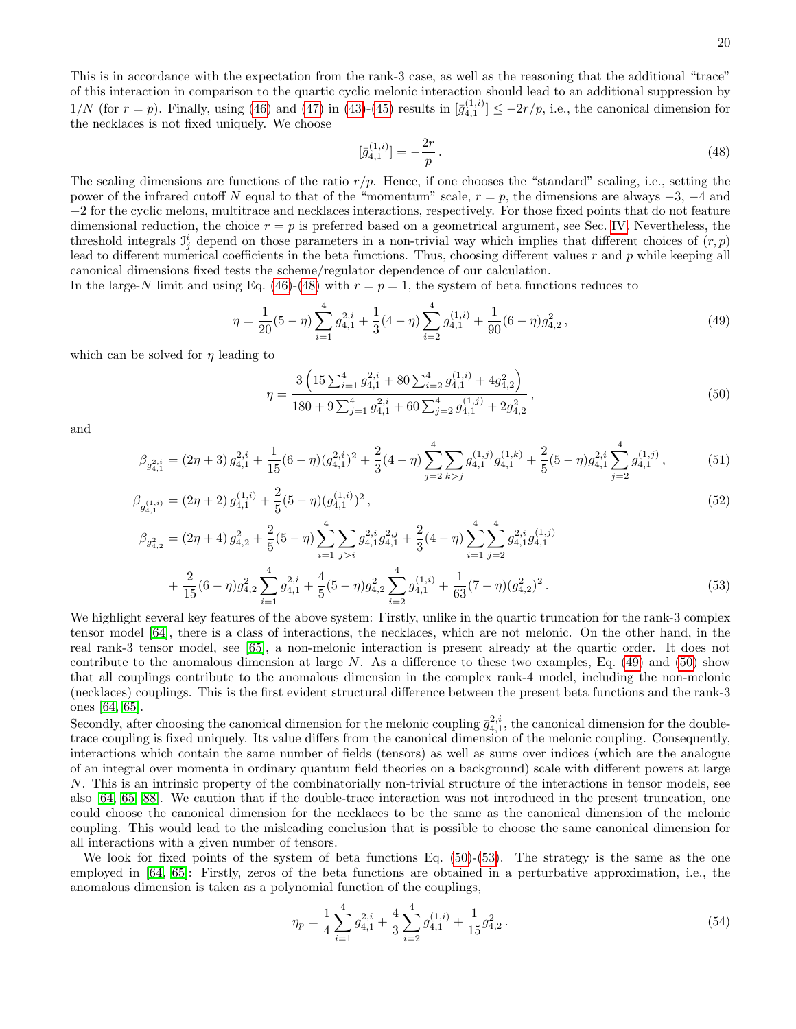This is in accordance with the expectation from the rank-3 case, as well as the reasoning that the additional "trace" of this interaction in comparison to the quartic cyclic melonic interaction should lead to an additional suppression by $1/N$ (for $r = p$). Finally, using (46) and (47) in (43)-(45) results in $[\bar{g}_{4,1}^{(1,i)}] \leq -2r/p$, i.e., the canonical dimension for the necklaces is not fixed uniquely. We choose

$$[\bar{g}_{4,1}^{(1,i)}] = -\frac{2r}{p}\,. \tag{48}$$

The scaling dimensions are functions of the ratio $r/p$. Hence, if one chooses the "standard" scaling, i.e., setting the power of the infrared cutoff $N$ equal to that of the "momentum" scale, $r = p$, the dimensions are always $-3$, $-4$ and $-2$ for the cyclic melons, multitrace and necklaces interactions, respectively. For those fixed points that do not feature dimensional reduction, the choice $r = p$ is preferred based on a geometrical argument, see Sec. IV. Nevertheless, the threshold integrals $\mathcal{I}_j^i$ depend on those parameters in a non-trivial way which implies that different choices of $(r, p)$ lead to different numerical coefficients in the beta functions. Thus, choosing different values $r$ and $p$ while keeping all canonical dimensions fixed tests the scheme/regulator dependence of our calculation.
In the large-$N$ limit and using Eq. (46)-(48) with $r = p = 1$, the system of beta functions reduces to

$$\eta = \frac{1}{20}(5-\eta)\sum_{i=1}^{4} g_{4,1}^{2,i} + \frac{1}{3}(4-\eta)\sum_{i=2}^{4} g_{4,1}^{(1,i)} + \frac{1}{90}(6-\eta)g_{4,2}^{2}\,, \tag{49}$$

which can be solved for $\eta$ leading to

$$\eta = \frac{3\left(15\sum_{i=1}^{4} g_{4,1}^{2,i} + 80\sum_{i=2}^{4} g_{4,1}^{(1,i)} + 4g_{4,2}^{2}\right)}{180 + 9\sum_{j=1}^{4} g_{4,1}^{2,i} + 60\sum_{j=2}^{4} g_{4,1}^{(1,j)} + 2g_{4,2}^{2}}\,, \tag{50}$$

and

$$\beta_{g_{4,1}^{2,i}} = (2\eta+3)\,g_{4,1}^{2,i} + \frac{1}{15}(6-\eta)(g_{4,1}^{2,i})^2 + \frac{2}{3}(4-\eta)\sum_{j=2}^{4}\sum_{k>j} g_{4,1}^{(1,j)}g_{4,1}^{(1,k)} + \frac{2}{5}(5-\eta)g_{4,1}^{2,i}\sum_{j=2}^{4} g_{4,1}^{(1,j)}\,, \tag{51}$$

$$\beta_{g_{4,1}^{(1,i)}} = (2\eta+2)\,g_{4,1}^{(1,i)} + \frac{2}{5}(5-\eta)(g_{4,1}^{(1,i)})^2\,, \tag{52}$$

$$\begin{aligned}\beta_{g_{4,2}^{2}} = {}&(2\eta+4)\,g_{4,2}^{2} + \frac{2}{5}(5-\eta)\sum_{i=1}^{4}\sum_{j>i} g_{4,1}^{2,i}g_{4,1}^{2,j} + \frac{2}{3}(4-\eta)\sum_{i=1}^{4}\sum_{j=2}^{4} g_{4,1}^{2,i}g_{4,1}^{(1,j)}\\ &+ \frac{2}{15}(6-\eta)g_{4,2}^{2}\sum_{i=1}^{4} g_{4,1}^{2,i} + \frac{4}{5}(5-\eta)g_{4,2}^{2}\sum_{i=2}^{4} g_{4,1}^{(1,i)} + \frac{1}{63}(7-\eta)(g_{4,2}^{2})^2\,.\end{aligned} \tag{53}$$

We highlight several key features of the above system: Firstly, unlike in the quartic truncation for the rank-3 complex tensor model [64], there is a class of interactions, the necklaces, which are not melonic. On the other hand, in the real rank-3 tensor model, see [65], a non-melonic interaction is present already at the quartic order. It does not contribute to the anomalous dimension at large $N$. As a difference to these two examples, Eq. (49) and (50) show that all couplings contribute to the anomalous dimension in the complex rank-4 model, including the non-melonic (necklaces) couplings. This is the first evident structural difference between the present beta functions and the rank-3 ones [64, 65].
Secondly, after choosing the canonical dimension for the melonic coupling $\bar{g}_{4,1}^{2,i}$, the canonical dimension for the double-trace coupling is fixed uniquely. Its value differs from the canonical dimension of the melonic coupling. Consequently, interactions which contain the same number of fields (tensors) as well as sums over indices (which are the analogue of an integral over momenta in ordinary quantum field theories on a background) scale with different powers at large $N$. This is an intrinsic property of the combinatorially non-trivial structure of the interactions in tensor models, see also [64, 65, 88]. We caution that if the double-trace interaction was not introduced in the present truncation, one could choose the canonical dimension for the necklaces to be the same as the canonical dimension of the melonic coupling. This would lead to the misleading conclusion that is possible to choose the same canonical dimension for all interactions with a given number of tensors.

We look for fixed points of the system of beta functions Eq. (50)-(53). The strategy is the same as the one employed in [64, 65]: Firstly, zeros of the beta functions are obtained in a perturbative approximation, i.e., the anomalous dimension is taken as a polynomial function of the couplings,

$$\eta_p = \frac{1}{4}\sum_{i=1}^{4} g_{4,1}^{2,i} + \frac{4}{3}\sum_{i=2}^{4} g_{4,1}^{(1,i)} + \frac{1}{15}g_{4,2}^{2}\,. \tag{54}$$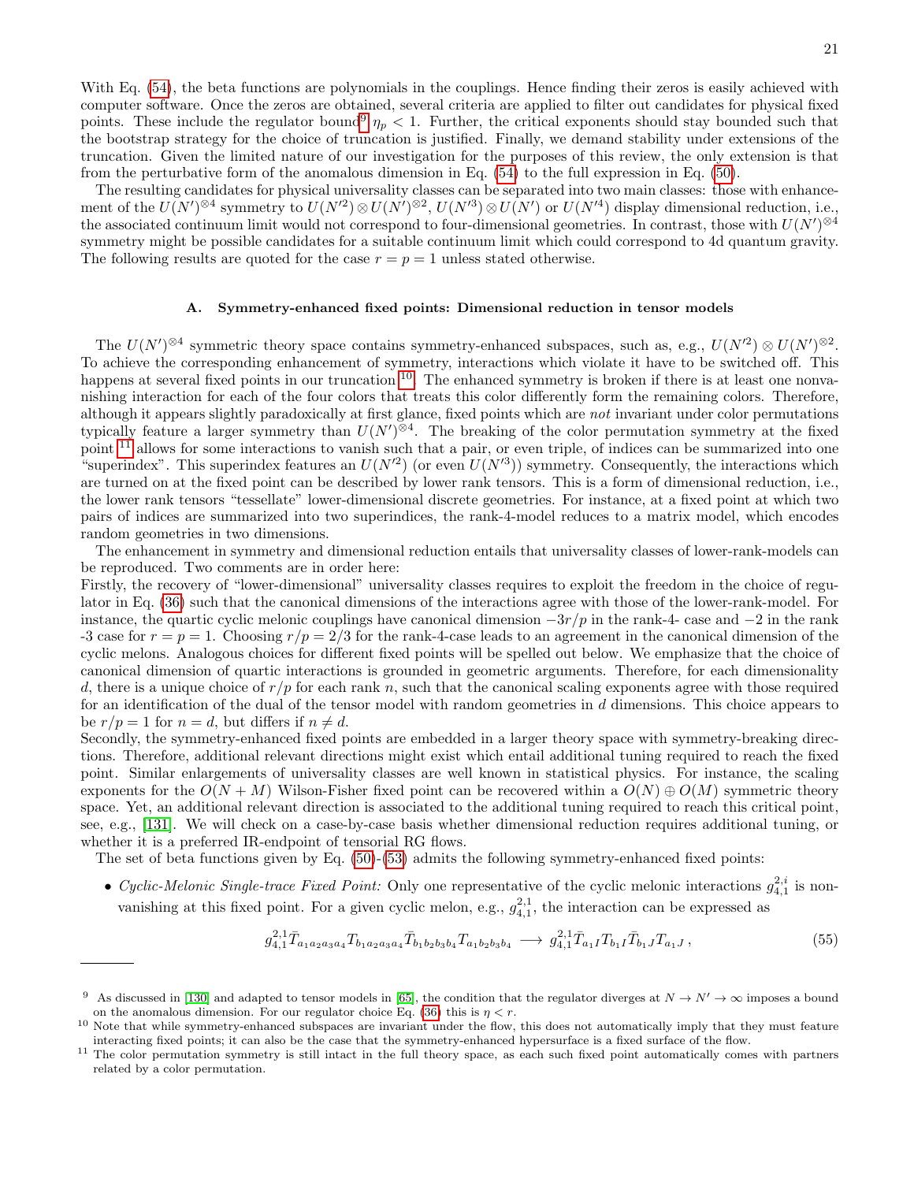With Eq. (54), the beta functions are polynomials in the couplings. Hence finding their zeros is easily achieved with computer software. Once the zeros are obtained, several criteria are applied to filter out candidates for physical fixed points. These include the regulator bound[9] $\eta_p < 1$. Further, the critical exponents should stay bounded such that the bootstrap strategy for the choice of truncation is justified. Finally, we demand stability under extensions of the truncation. Given the limited nature of our investigation for the purposes of this review, the only extension is that from the perturbative form of the anomalous dimension in Eq. (54) to the full expression in Eq. (50).

The resulting candidates for physical universality classes can be separated into two main classes: those with enhancement of the $U(N')^{\otimes 4}$ symmetry to $U(N'^2) \otimes U(N')^{\otimes 2}$, $U(N'^3) \otimes U(N')$ or $U(N'^4)$ display dimensional reduction, i.e., the associated continuum limit would not correspond to four-dimensional geometries. In contrast, those with $U(N')^{\otimes 4}$ symmetry might be possible candidates for a suitable continuum limit which could correspond to 4d quantum gravity. The following results are quoted for the case $r = p = 1$ unless stated otherwise.

### A. Symmetry-enhanced fixed points: Dimensional reduction in tensor models

The $U(N')^{\otimes 4}$ symmetric theory space contains symmetry-enhanced subspaces, such as, e.g., $U(N'^2) \otimes U(N')^{\otimes 2}$. To achieve the corresponding enhancement of symmetry, interactions which violate it have to be switched off. This happens at several fixed points in our truncation[10]. The enhanced symmetry is broken if there is at least one nonvanishing interaction for each of the four colors that treats this color differently form the remaining colors. Therefore, although it appears slightly paradoxically at first glance, fixed points which are *not* invariant under color permutations typically feature a larger symmetry than $U(N')^{\otimes 4}$. The breaking of the color permutation symmetry at the fixed point[11] allows for some interactions to vanish such that a pair, or even triple, of indices can be summarized into one "superindex". This superindex features an $U(N'^2)$ (or even $U(N'^3)$) symmetry. Consequently, the interactions which are turned on at the fixed point can be described by lower rank tensors. This is a form of dimensional reduction, i.e., the lower rank tensors "tessellate" lower-dimensional discrete geometries. For instance, at a fixed point at which two pairs of indices are summarized into two superindices, the rank-4-model reduces to a matrix model, which encodes random geometries in two dimensions.

The enhancement in symmetry and dimensional reduction entails that universality classes of lower-rank-models can be reproduced. Two comments are in order here:
Firstly, the recovery of "lower-dimensional" universality classes requires to exploit the freedom in the choice of regulator in Eq. (36) such that the canonical dimensions of the interactions agree with those of the lower-rank-model. For instance, the quartic cyclic melonic couplings have canonical dimension $-3r/p$ in the rank-4- case and $-2$ in the rank -3 case for $r = p = 1$. Choosing $r/p = 2/3$ for the rank-4-case leads to an agreement in the canonical dimension of the cyclic melons. Analogous choices for different fixed points will be spelled out below. We emphasize that the choice of canonical dimension of quartic interactions is grounded in geometric arguments. Therefore, for each dimensionality $d$, there is a unique choice of $r/p$ for each rank $n$, such that the canonical scaling exponents agree with those required for an identification of the dual of the tensor model with random geometries in $d$ dimensions. This choice appears to be $r/p = 1$ for $n = d$, but differs if $n \neq d$.
Secondly, the symmetry-enhanced fixed points are embedded in a larger theory space with symmetry-breaking directions. Therefore, additional relevant directions might exist which entail additional tuning required to reach the fixed point. Similar enlargements of universality classes are well known in statistical physics. For instance, the scaling exponents for the $O(N + M)$ Wilson-Fisher fixed point can be recovered within a $O(N) \oplus O(M)$ symmetric theory space. Yet, an additional relevant direction is associated to the additional tuning required to reach this critical point, see, e.g., [131]. We will check on a case-by-case basis whether dimensional reduction requires additional tuning, or whether it is a preferred IR-endpoint of tensorial RG flows.

The set of beta functions given by Eq. (50)-(53) admits the following symmetry-enhanced fixed points:

- *Cyclic-Melonic Single-trace Fixed Point:* Only one representative of the cyclic melonic interactions $g_{4,1}^{2,i}$ is nonvanishing at this fixed point. For a given cyclic melon, e.g., $g_{4,1}^{2,1}$, the interaction can be expressed as

$$g_{4,1}^{2,1} \bar{T}_{a_1 a_2 a_3 a_4} T_{b_1 a_2 a_3 a_4} \bar{T}_{b_1 b_2 b_3 b_4} T_{a_1 b_2 b_3 b_4} \longrightarrow g_{4,1}^{2,1} \bar{T}_{a_1 I} T_{b_1 I} \bar{T}_{b_1 J} T_{a_1 J} \,, \tag{55}$$

---

[9] As discussed in [130] and adapted to tensor models in [65], the condition that the regulator diverges at $N \to N' \to \infty$ imposes a bound on the anomalous dimension. For our regulator choice Eq. (36) this is $\eta < r$.

[10] Note that while symmetry-enhanced subspaces are invariant under the flow, this does not automatically imply that they must feature interacting fixed points; it can also be the case that the symmetry-enhanced hypersurface is a fixed surface of the flow.

[11] The color permutation symmetry is still intact in the full theory space, as each such fixed point automatically comes with partners related by a color permutation.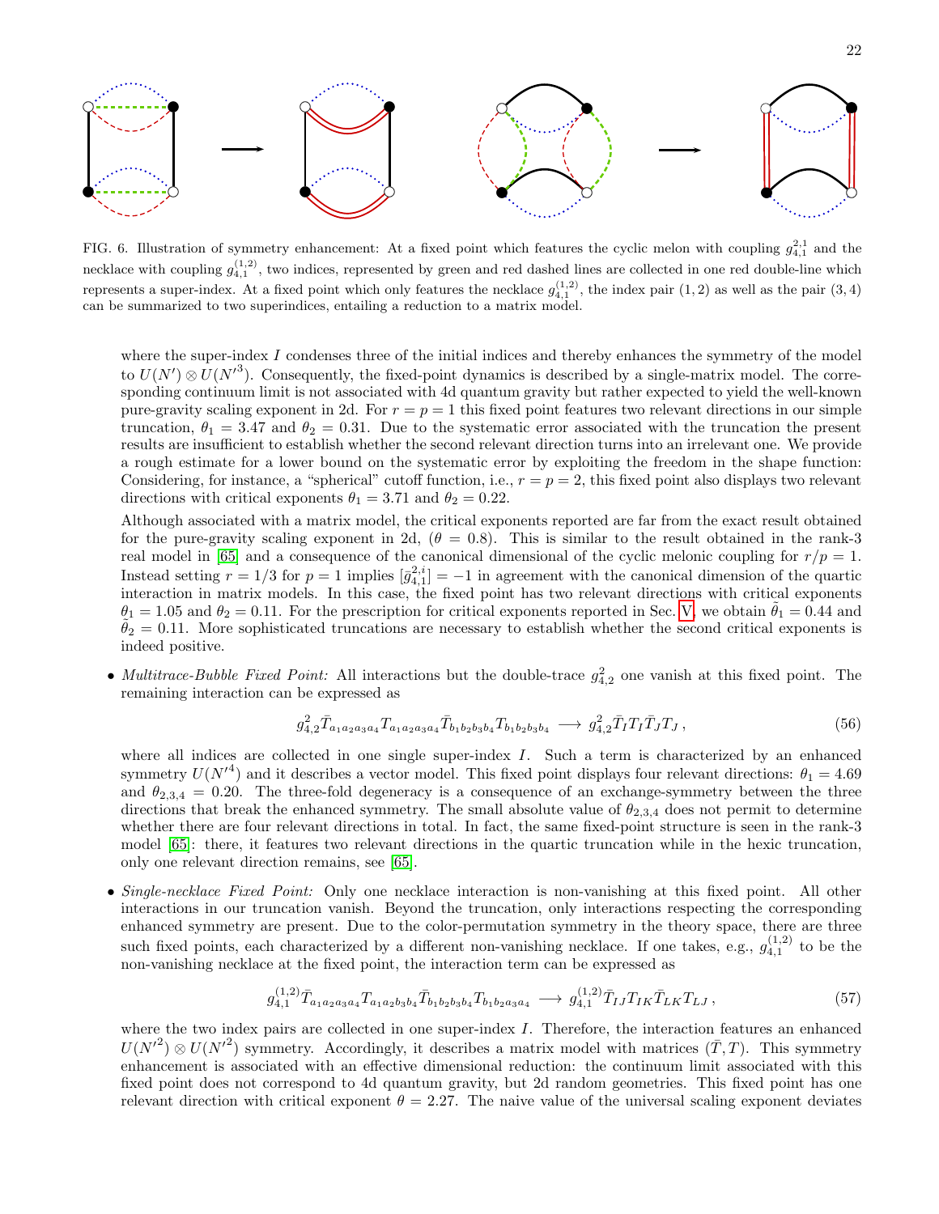FIG. 6. Illustration of symmetry enhancement: At a fixed point which features the cyclic melon with coupling $g_{4,1}^{2,1}$ and the necklace with coupling $g_{4,1}^{(1,2)}$, two indices, represented by green and red dashed lines are collected in one red double-line which represents a super-index. At a fixed point which only features the necklace $g_{4,1}^{(1,2)}$, the index pair $(1,2)$ as well as the pair $(3,4)$ can be summarized to two superindices, entailing a reduction to a matrix model.

where the super-index $I$ condenses three of the initial indices and thereby enhances the symmetry of the model to $U(N') \otimes U(N'^3)$. Consequently, the fixed-point dynamics is described by a single-matrix model. The corresponding continuum limit is not associated with 4d quantum gravity but rather expected to yield the well-known pure-gravity scaling exponent in 2d. For $r = p = 1$ this fixed point features two relevant directions in our simple truncation, $\theta_1 = 3.47$ and $\theta_2 = 0.31$. Due to the systematic error associated with the truncation the present results are insufficient to establish whether the second relevant direction turns into an irrelevant one. We provide a rough estimate for a lower bound on the systematic error by exploiting the freedom in the shape function: Considering, for instance, a "spherical" cutoff function, i.e., $r = p = 2$, this fixed point also displays two relevant directions with critical exponents $\theta_1 = 3.71$ and $\theta_2 = 0.22$.

Although associated with a matrix model, the critical exponents reported are far from the exact result obtained for the pure-gravity scaling exponent in 2d, ($\theta = 0.8$). This is similar to the result obtained in the rank-3 real model in [65] and a consequence of the canonical dimensional of the cyclic melonic coupling for $r/p = 1$. Instead setting $r = 1/3$ for $p = 1$ implies $[\bar{g}_{4,1}^{2,i}] = -1$ in agreement with the canonical dimension of the quartic interaction in matrix models. In this case, the fixed point has two relevant directions with critical exponents $\theta_1 = 1.05$ and $\theta_2 = 0.11$. For the prescription for critical exponents reported in Sec. V, we obtain $\tilde{\theta}_1 = 0.44$ and $\tilde{\theta}_2 = 0.11$. More sophisticated truncations are necessary to establish whether the second critical exponents is indeed positive.

- *Multitrace-Bubble Fixed Point:* All interactions but the double-trace $g_{4,2}^2$ one vanish at this fixed point. The remaining interaction can be expressed as

$$g_{4,2}^2 \bar{T}_{a_1a_2a_3a_4} T_{a_1a_2a_3a_4} \bar{T}_{b_1b_2b_3b_4} T_{b_1b_2b_3b_4} \longrightarrow g_{4,2}^2 \bar{T}_I T_I \bar{T}_J T_J \,, \tag{56}$$

where all indices are collected in one single super-index $I$. Such a term is characterized by an enhanced symmetry $U(N'^4)$ and it describes a vector model. This fixed point displays four relevant directions: $\theta_1 = 4.69$ and $\theta_{2,3,4} = 0.20$. The three-fold degeneracy is a consequence of an exchange-symmetry between the three directions that break the enhanced symmetry. The small absolute value of $\theta_{2,3,4}$ does not permit to determine whether there are four relevant directions in total. In fact, the same fixed-point structure is seen in the rank-3 model [65]: there, it features two relevant directions in the quartic truncation while in the hexic truncation, only one relevant direction remains, see [65].

- *Single-necklace Fixed Point:* Only one necklace interaction is non-vanishing at this fixed point. All other interactions in our truncation vanish. Beyond the truncation, only interactions respecting the corresponding enhanced symmetry are present. Due to the color-permutation symmetry in the theory space, there are three such fixed points, each characterized by a different non-vanishing necklace. If one takes, e.g., $g_{4,1}^{(1,2)}$ to be the non-vanishing necklace at the fixed point, the interaction term can be expressed as

$$g_{4,1}^{(1,2)} \bar{T}_{a_1a_2a_3a_4} T_{a_1a_2b_3b_4} \bar{T}_{b_1b_2b_3b_4} T_{b_1b_2a_3a_4} \longrightarrow g_{4,1}^{(1,2)} \bar{T}_{IJ} T_{IK} \bar{T}_{LK} T_{LJ} \,, \tag{57}$$

where the two index pairs are collected in one super-index $I$. Therefore, the interaction features an enhanced $U(N'^2) \otimes U(N'^2)$ symmetry. Accordingly, it describes a matrix model with matrices $(\bar{T}, T)$. This symmetry enhancement is associated with an effective dimensional reduction: the continuum limit associated with this fixed point does not correspond to 4d quantum gravity, but 2d random geometries. This fixed point has one relevant direction with critical exponent $\theta = 2.27$. The naive value of the universal scaling exponent deviates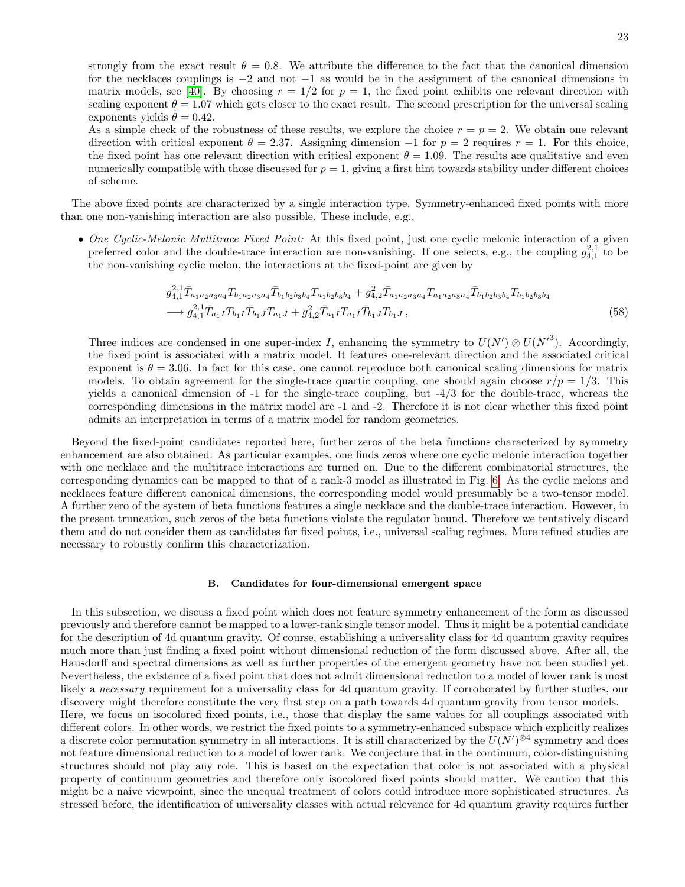strongly from the exact result $\theta = 0.8$. We attribute the difference to the fact that the canonical dimension for the necklaces couplings is $-2$ and not $-1$ as would be in the assignment of the canonical dimensions in matrix models, see [40]. By choosing $r = 1/2$ for $p = 1$, the fixed point exhibits one relevant direction with scaling exponent $\theta = 1.07$ which gets closer to the exact result. The second prescription for the universal scaling exponents yields $\tilde{\theta} = 0.42$.
As a simple check of the robustness of these results, we explore the choice $r = p = 2$. We obtain one relevant direction with critical exponent $\theta = 2.37$. Assigning dimension $-1$ for $p = 2$ requires $r = 1$. For this choice, the fixed point has one relevant direction with critical exponent $\theta = 1.09$. The results are qualitative and even numerically compatible with those discussed for $p = 1$, giving a first hint towards stability under different choices of scheme.

The above fixed points are characterized by a single interaction type. Symmetry-enhanced fixed points with more than one non-vanishing interaction are also possible. These include, e.g.,

- *One Cyclic-Melonic Multitrace Fixed Point:* At this fixed point, just one cyclic melonic interaction of a given preferred color and the double-trace interaction are non-vanishing. If one selects, e.g., the coupling $g_{4,1}^{2,1}$ to be the non-vanishing cyclic melon, the interactions at the fixed-point are given by

$$
\begin{aligned}
&g_{4,1}^{2,1}\bar{T}_{a_1a_2a_3a_4}T_{b_1a_2a_3a_4}\bar{T}_{b_1b_2b_3b_4}T_{a_1b_2b_3b_4} + g_{4,2}^{2}\bar{T}_{a_1a_2a_3a_4}T_{a_1a_2a_3a_4}\bar{T}_{b_1b_2b_3b_4}T_{b_1b_2b_3b_4} \\
&\longrightarrow g_{4,1}^{2,1}\bar{T}_{a_1I}T_{b_1I}\bar{T}_{b_1J}T_{a_1J} + g_{4,2}^{2}\bar{T}_{a_1I}T_{a_1I}\bar{T}_{b_1J}T_{b_1J}\,,
\end{aligned}
\tag{58}
$$

  Three indices are condensed in one super-index $I$, enhancing the symmetry to $U(N') \otimes U(N'^3)$. Accordingly, the fixed point is associated with a matrix model. It features one-relevant direction and the associated critical exponent is $\theta = 3.06$. In fact for this case, one cannot reproduce both canonical scaling dimensions for matrix models. To obtain agreement for the single-trace quartic coupling, one should again choose $r/p = 1/3$. This yields a canonical dimension of -1 for the single-trace coupling, but -4/3 for the double-trace, whereas the corresponding dimensions in the matrix model are -1 and -2. Therefore it is not clear whether this fixed point admits an interpretation in terms of a matrix model for random geometries.

Beyond the fixed-point candidates reported here, further zeros of the beta functions characterized by symmetry enhancement are also obtained. As particular examples, one finds zeros where one cyclic melonic interaction together with one necklace and the multitrace interactions are turned on. Due to the different combinatorial structures, the corresponding dynamics can be mapped to that of a rank-3 model as illustrated in Fig. 6. As the cyclic melons and necklaces feature different canonical dimensions, the corresponding model would presumably be a two-tensor model. A further zero of the system of beta functions features a single necklace and the double-trace interaction. However, in the present truncation, such zeros of the beta functions violate the regulator bound. Therefore we tentatively discard them and do not consider them as candidates for fixed points, i.e., universal scaling regimes. More refined studies are necessary to robustly confirm this characterization.

### B. Candidates for four-dimensional emergent space

In this subsection, we discuss a fixed point which does not feature symmetry enhancement of the form as discussed previously and therefore cannot be mapped to a lower-rank single tensor model. Thus it might be a potential candidate for the description of 4d quantum gravity. Of course, establishing a universality class for 4d quantum gravity requires much more than just finding a fixed point without dimensional reduction of the form discussed above. After all, the Hausdorff and spectral dimensions as well as further properties of the emergent geometry have not been studied yet. Nevertheless, the existence of a fixed point that does not admit dimensional reduction to a model of lower rank is most likely a *necessary* requirement for a universality class for 4d quantum gravity. If corroborated by further studies, our discovery might therefore constitute the very first step on a path towards 4d quantum gravity from tensor models.
Here, we focus on isocolored fixed points, i.e., those that display the same values for all couplings associated with different colors. In other words, we restrict the fixed points to a symmetry-enhanced subspace which explicitly realizes a discrete color permutation symmetry in all interactions. It is still characterized by the $U(N')^{\otimes 4}$ symmetry and does not feature dimensional reduction to a model of lower rank. We conjecture that in the continuum, color-distinguishing structures should not play any role. This is based on the expectation that color is not associated with a physical property of continuum geometries and therefore only isocolored fixed points should matter. We caution that this might be a naive viewpoint, since the unequal treatment of colors could introduce more sophisticated structures. As stressed before, the identification of universality classes with actual relevance for 4d quantum gravity requires further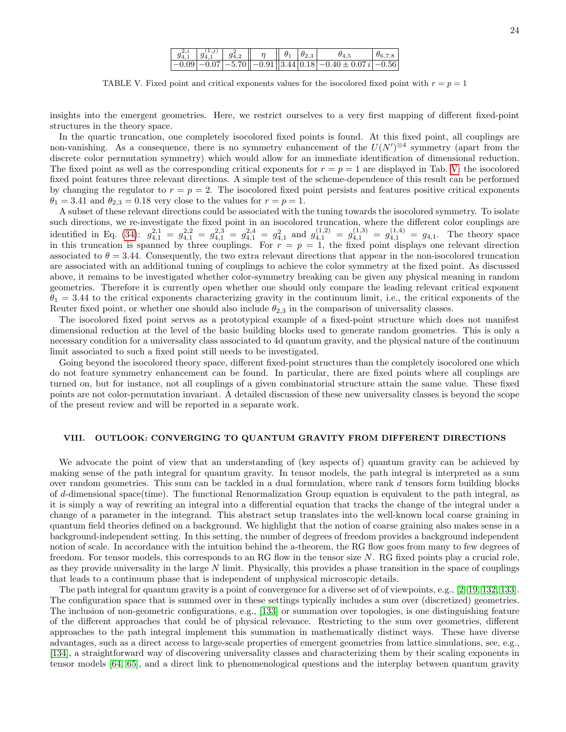| $g_{4,1}^{2,i}$ | $g_{4,1}^{(1,j)}$ | $g_{4,2}^{2}$ | $\eta$ | $\theta_1$ | $\theta_{2,3}$ | $\theta_{4,5}$ | $\theta_{6,7,8}$ |
|---|---|---|---|---|---|---|---|
| $-0.09$ | $-0.07$ | $-5.70$ | $-0.91$ | $3.44$ | $0.18$ | $-0.40 \pm 0.07\, i$ | $-0.56$ |

TABLE V. Fixed point and critical exponents values for the isocolored fixed point with $r = p = 1$

insights into the emergent geometries. Here, we restrict ourselves to a very first mapping of different fixed-point structures in the theory space.

In the quartic truncation, one completely isocolored fixed points is found. At this fixed point, all couplings are non-vanishing. As a consequence, there is no symmetry enhancement of the $U(N')^{\otimes 4}$ symmetry (apart from the discrete color permutation symmetry) which would allow for an immediate identification of dimensional reduction. The fixed point as well as the corresponding critical exponents for $r = p = 1$ are displayed in Tab. V: the isocolored fixed point features three relevant directions. A simple test of the scheme-dependence of this result can be performed by changing the regulator to $r = p = 2$. The isocolored fixed point persists and features positive critical exponents $\theta_1 = 3.41$ and $\theta_{2,3} = 0.18$ very close to the values for $r = p = 1$.

A subset of these relevant directions could be associated with the tuning towards the isocolored symmetry. To isolate such directions, we re-investigate the fixed point in an isocolored truncation, where the different color couplings are identified in Eq. (34): $g_{4,1}^{2,1} = g_{4,1}^{2,2} = g_{4,1}^{2,3} = g_{4,1}^{2,4} = g_{4,1}^{2}$ and $g_{4,1}^{(1,2)} = g_{4,1}^{(1,3)} = g_{4,1}^{(1,4)} = g_{4,1}$. The theory space in this truncation is spanned by three couplings. For $r = p = 1$, the fixed point displays one relevant direction associated to $\theta = 3.44$. Consequently, the two extra relevant directions that appear in the non-isocolored truncation are associated with an additional tuning of couplings to achieve the color symmetry at the fixed point. As discussed above, it remains to be investigated whether color-symmetry breaking can be given any physical meaning in random geometries. Therefore it is currently open whether one should only compare the leading relevant critical exponent $\theta_1 = 3.44$ to the critical exponents characterizing gravity in the continuum limit, i.e., the critical exponents of the Reuter fixed point, or whether one should also include $\theta_{2,3}$ in the comparison of universality classes.

The isocolored fixed point serves as a prototypical example of a fixed-point structure which does not manifest dimensional reduction at the level of the basic building blocks used to generate random geometries. This is only a necessary condition for a universality class associated to 4d quantum gravity, and the physical nature of the continuum limit associated to such a fixed point still needs to be investigated.

Going beyond the isocolored theory space, different fixed-point structures than the completely isocolored one which do not feature symmetry enhancement can be found. In particular, there are fixed points where all couplings are turned on, but for instance, not all couplings of a given combinatorial structure attain the same value. These fixed points are not color-permutation invariant. A detailed discussion of these new universality classes is beyond the scope of the present review and will be reported in a separate work.

## VIII. OUTLOOK: CONVERGING TO QUANTUM GRAVITY FROM DIFFERENT DIRECTIONS

We advocate the point of view that an understanding of (key aspects of) quantum gravity can be achieved by making sense of the path integral for quantum gravity. In tensor models, the path integral is interpreted as a sum over random geometries. This sum can be tackled in a dual formulation, where rank $d$ tensors form building blocks of $d$-dimensional space(time). The functional Renormalization Group equation is equivalent to the path integral, as it is simply a way of rewriting an integral into a differential equation that tracks the change of the integral under a change of a parameter in the integrand. This abstract setup translates into the well-known local coarse graining in quantum field theories defined on a background. We highlight that the notion of coarse graining also makes sense in a background-independent setting. In this setting, the number of degrees of freedom provides a background independent notion of scale. In accordance with the intuition behind the a-theorem, the RG flow goes from many to few degrees of freedom. For tensor models, this corresponds to an RG flow in the tensor size $N$. RG fixed points play a crucial role, as they provide universality in the large $N$ limit. Physically, this provides a phase transition in the space of couplings that leads to a continuum phase that is independent of unphysical microscopic details.

The path integral for quantum gravity is a point of convergence for a diverse set of of viewpoints, e.g., [2–19, 132, 133]. The configuration space that is summed over in these settings typically includes a sum over (discretized) geometries. The inclusion of non-geometric configurations, e.g., [133] or summation over topologies, is one distinguishing feature of the different approaches that could be of physical relevance. Restricting to the sum over geometries, different approaches to the path integral implement this summation in mathematically distinct ways. These have diverse advantages, such as a direct access to large-scale properties of emergent geometries from lattice simulations, see, e.g., [134], a straightforward way of discovering universality classes and characterizing them by their scaling exponents in tensor models [64, 65], and a direct link to phenomenological questions and the interplay between quantum gravity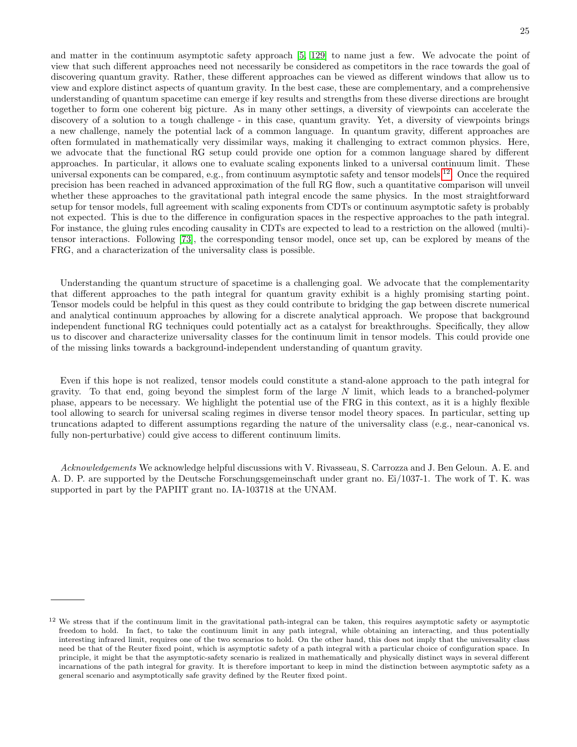and matter in the continuum asymptotic safety approach [5, 129] to name just a few. We advocate the point of view that such different approaches need not necessarily be considered as competitors in the race towards the goal of discovering quantum gravity. Rather, these different approaches can be viewed as different windows that allow us to view and explore distinct aspects of quantum gravity. In the best case, these are complementary, and a comprehensive understanding of quantum spacetime can emerge if key results and strengths from these diverse directions are brought together to form one coherent big picture. As in many other settings, a diversity of viewpoints can accelerate the discovery of a solution to a tough challenge - in this case, quantum gravity. Yet, a diversity of viewpoints brings a new challenge, namely the potential lack of a common language. In quantum gravity, different approaches are often formulated in mathematically very dissimilar ways, making it challenging to extract common physics. Here, we advocate that the functional RG setup could provide one option for a common language shared by different approaches. In particular, it allows one to evaluate scaling exponents linked to a universal continuum limit. These universal exponents can be compared, e.g., from continuum asymptotic safety and tensor models.[12] Once the required precision has been reached in advanced approximation of the full RG flow, such a quantitative comparison will unveil whether these approaches to the gravitational path integral encode the same physics. In the most straightforward setup for tensor models, full agreement with scaling exponents from CDTs or continuum asymptotic safety is probably not expected. This is due to the difference in configuration spaces in the respective approaches to the path integral. For instance, the gluing rules encoding causality in CDTs are expected to lead to a restriction on the allowed (multi)-tensor interactions. Following [73], the corresponding tensor model, once set up, can be explored by means of the FRG, and a characterization of the universality class is possible.

Understanding the quantum structure of spacetime is a challenging goal. We advocate that the complementarity that different approaches to the path integral for quantum gravity exhibit is a highly promising starting point. Tensor models could be helpful in this quest as they could contribute to bridging the gap between discrete numerical and analytical continuum approaches by allowing for a discrete analytical approach. We propose that background independent functional RG techniques could potentially act as a catalyst for breakthroughs. Specifically, they allow us to discover and characterize universality classes for the continuum limit in tensor models. This could provide one of the missing links towards a background-independent understanding of quantum gravity.

Even if this hope is not realized, tensor models could constitute a stand-alone approach to the path integral for gravity. To that end, going beyond the simplest form of the large $N$ limit, which leads to a branched-polymer phase, appears to be necessary. We highlight the potential use of the FRG in this context, as it is a highly flexible tool allowing to search for universal scaling regimes in diverse tensor model theory spaces. In particular, setting up truncations adapted to different assumptions regarding the nature of the universality class (e.g., near-canonical vs. fully non-perturbative) could give access to different continuum limits.

*Acknowledgements* We acknowledge helpful discussions with V. Rivasseau, S. Carrozza and J. Ben Geloun. A. E. and A. D. P. are supported by the Deutsche Forschungsgemeinschaft under grant no. Ei/1037-1. The work of T. K. was supported in part by the PAPIIT grant no. IA-103718 at the UNAM.

---

[12] We stress that if the continuum limit in the gravitational path-integral can be taken, this requires asymptotic safety or asymptotic freedom to hold. In fact, to take the continuum limit in any path integral, while obtaining an interacting, and thus potentially interesting infrared limit, requires one of the two scenarios to hold. On the other hand, this does not imply that the universality class need be that of the Reuter fixed point, which is asymptotic safety of a path integral with a particular choice of configuration space. In principle, it might be that the asymptotic-safety scenario is realized in mathematically and physically distinct ways in several different incarnations of the path integral for gravity. It is therefore important to keep in mind the distinction between asymptotic safety as a general scenario and asymptotically safe gravity defined by the Reuter fixed point.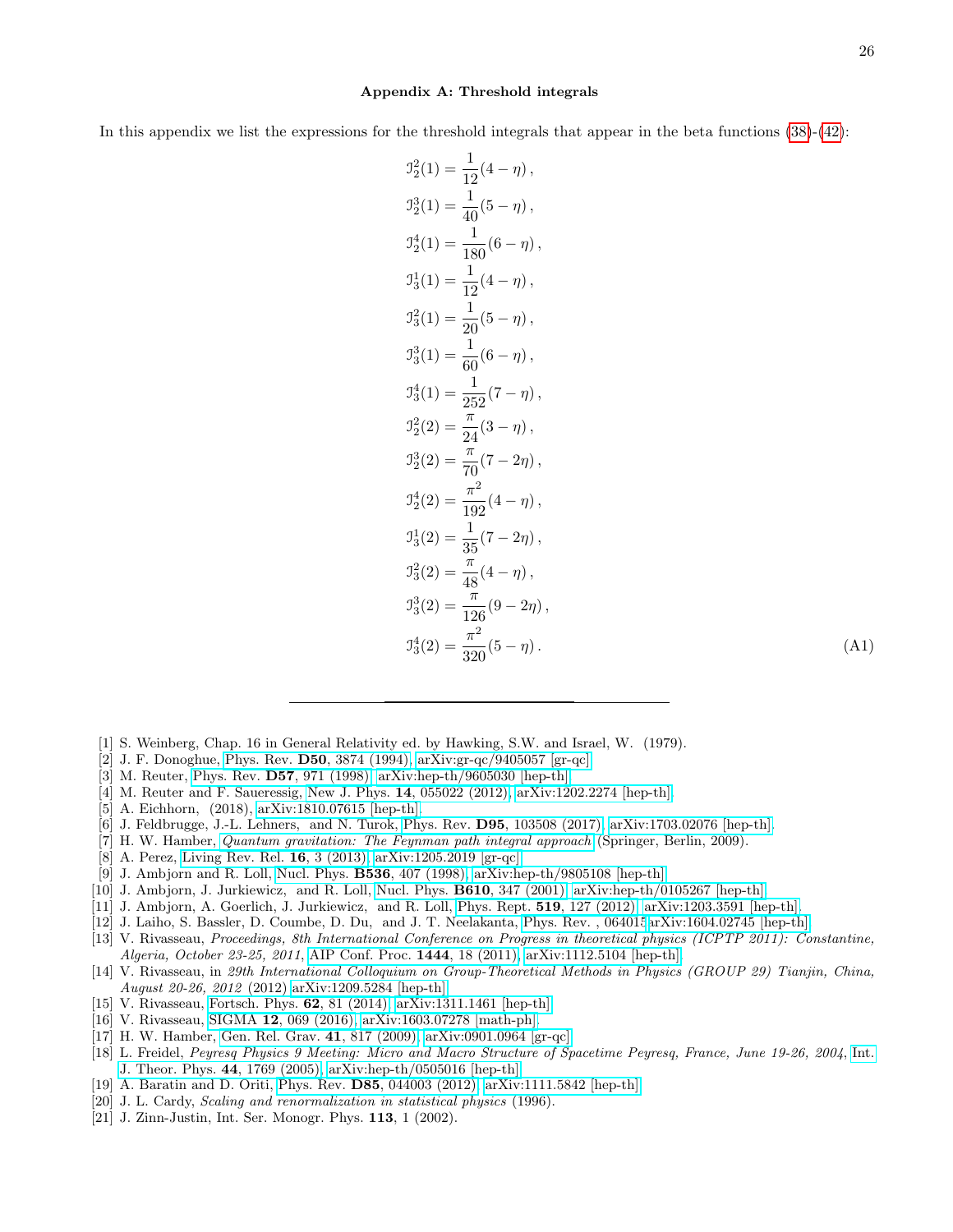### Appendix A: Threshold integrals

In this appendix we list the expressions for the threshold integrals that appear in the beta functions (38)-(42):

$$
\begin{aligned}
\mathcal{I}_2^2(1) &= \frac{1}{12}(4-\eta)\,,\\
\mathcal{I}_2^3(1) &= \frac{1}{40}(5-\eta)\,,\\
\mathcal{I}_2^4(1) &= \frac{1}{180}(6-\eta)\,,\\
\mathcal{I}_3^1(1) &= \frac{1}{12}(4-\eta)\,,\\
\mathcal{I}_3^2(1) &= \frac{1}{20}(5-\eta)\,,\\
\mathcal{I}_3^3(1) &= \frac{1}{60}(6-\eta)\,,\\
\mathcal{I}_3^4(1) &= \frac{1}{252}(7-\eta)\,,\\
\mathcal{I}_2^2(2) &= \frac{\pi}{24}(3-\eta)\,,\\
\mathcal{I}_2^3(2) &= \frac{\pi}{70}(7-2\eta)\,,\\
\mathcal{I}_2^4(2) &= \frac{\pi^2}{192}(4-\eta)\,,\\
\mathcal{I}_3^1(2) &= \frac{1}{35}(7-2\eta)\,,\\
\mathcal{I}_3^2(2) &= \frac{\pi}{48}(4-\eta)\,,\\
\mathcal{I}_3^3(2) &= \frac{\pi}{126}(9-2\eta)\,,\\
\mathcal{I}_3^4(2) &= \frac{\pi^2}{320}(5-\eta)\,.
\end{aligned}
\tag{A1}
$$

---

[1] S. Weinberg, Chap. 16 in General Relativity ed. by Hawking, S.W. and Israel, W. (1979).
[2] J. F. Donoghue, Phys. Rev. **D50**, 3874 (1994), arXiv:gr-qc/9405057 [gr-qc].
[3] M. Reuter, Phys. Rev. **D57**, 971 (1998), arXiv:hep-th/9605030 [hep-th].
[4] M. Reuter and F. Saueressig, New J. Phys. **14**, 055022 (2012), arXiv:1202.2274 [hep-th].
[5] A. Eichhorn, (2018), arXiv:1810.07615 [hep-th].
[6] J. Feldbrugge, J.-L. Lehners, and N. Turok, Phys. Rev. **D95**, 103508 (2017), arXiv:1703.02076 [hep-th].
[7] H. W. Hamber, *Quantum gravitation: The Feynman path integral approach* (Springer, Berlin, 2009).
[8] A. Perez, Living Rev. Rel. **16**, 3 (2013), arXiv:1205.2019 [gr-qc].
[9] J. Ambjorn and R. Loll, Nucl. Phys. **B536**, 407 (1998), arXiv:hep-th/9805108 [hep-th].
[10] J. Ambjorn, J. Jurkiewicz, and R. Loll, Nucl. Phys. **B610**, 347 (2001), arXiv:hep-th/0105267 [hep-th].
[11] J. Ambjorn, A. Goerlich, J. Jurkiewicz, and R. Loll, Phys. Rept. **519**, 127 (2012), arXiv:1203.3591 [hep-th].
[12] J. Laiho, S. Bassler, D. Coumbe, D. Du, and J. T. Neelakanta, Phys. Rev. , 064015 arXiv:1604.02745 [hep-th].
[13] V. Rivasseau, *Proceedings, 8th International Conference on Progress in theoretical physics (ICPTP 2011): Constantine, Algeria, October 23-25, 2011*, AIP Conf. Proc. **1444**, 18 (2011), arXiv:1112.5104 [hep-th].
[14] V. Rivasseau, in *29th International Colloquium on Group-Theoretical Methods in Physics (GROUP 29) Tianjin, China, August 20-26, 2012* (2012) arXiv:1209.5284 [hep-th].
[15] V. Rivasseau, Fortsch. Phys. **62**, 81 (2014), arXiv:1311.1461 [hep-th].
[16] V. Rivasseau, SIGMA **12**, 069 (2016), arXiv:1603.07278 [math-ph].
[17] H. W. Hamber, Gen. Rel. Grav. **41**, 817 (2009), arXiv:0901.0964 [gr-qc].
[18] L. Freidel, *Peyresq Physics 9 Meeting: Micro and Macro Structure of Spacetime Peyresq, France, June 19-26, 2004*, Int. J. Theor. Phys. **44**, 1769 (2005), arXiv:hep-th/0505016 [hep-th].
[19] A. Baratin and D. Oriti, Phys. Rev. **D85**, 044003 (2012), arXiv:1111.5842 [hep-th].
[20] J. L. Cardy, *Scaling and renormalization in statistical physics* (1996).
[21] J. Zinn-Justin, Int. Ser. Monogr. Phys. **113**, 1 (2002).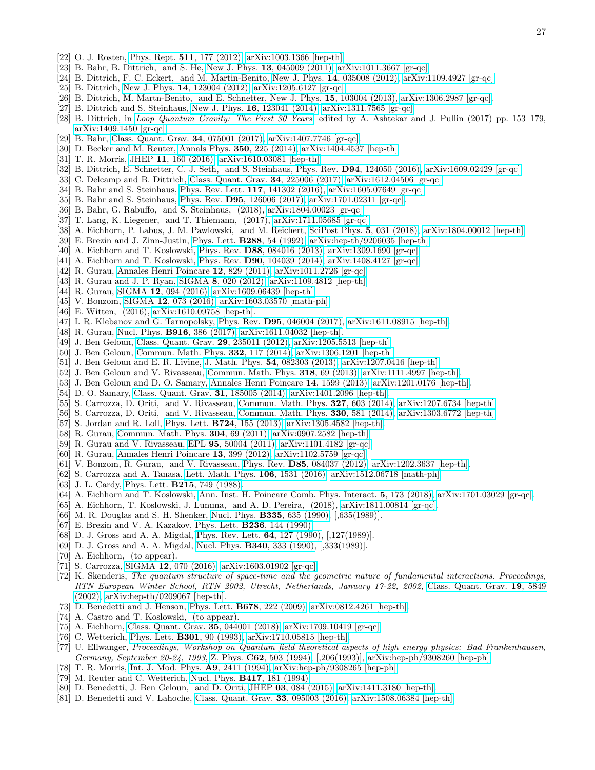[22] O. J. Rosten, Phys. Rept. **511**, 177 (2012), arXiv:1003.1366 [hep-th].
[23] B. Bahr, B. Dittrich, and S. He, New J. Phys. **13**, 045009 (2011), arXiv:1011.3667 [gr-qc].
[24] B. Dittrich, F. C. Eckert, and M. Martin-Benito, New J. Phys. **14**, 035008 (2012), arXiv:1109.4927 [gr-qc].
[25] B. Dittrich, New J. Phys. **14**, 123004 (2012), arXiv:1205.6127 [gr-qc].
[26] B. Dittrich, M. Martn-Benito, and E. Schnetter, New J. Phys. **15**, 103004 (2013), arXiv:1306.2987 [gr-qc].
[27] B. Dittrich and S. Steinhaus, New J. Phys. **16**, 123041 (2014), arXiv:1311.7565 [gr-qc].
[28] B. Dittrich, in *Loop Quantum Gravity: The First 30 Years*, edited by A. Ashtekar and J. Pullin (2017) pp. 153–179, arXiv:1409.1450 [gr-qc].
[29] B. Bahr, Class. Quant. Grav. **34**, 075001 (2017), arXiv:1407.7746 [gr-qc].
[30] D. Becker and M. Reuter, Annals Phys. **350**, 225 (2014), arXiv:1404.4537 [hep-th].
[31] T. R. Morris, JHEP **11**, 160 (2016), arXiv:1610.03081 [hep-th].
[32] B. Dittrich, E. Schnetter, C. J. Seth, and S. Steinhaus, Phys. Rev. **D94**, 124050 (2016), arXiv:1609.02429 [gr-qc].
[33] C. Delcamp and B. Dittrich, Class. Quant. Grav. **34**, 225006 (2017), arXiv:1612.04506 [gr-qc].
[34] B. Bahr and S. Steinhaus, Phys. Rev. Lett. **117**, 141302 (2016), arXiv:1605.07649 [gr-qc].
[35] B. Bahr and S. Steinhaus, Phys. Rev. **D95**, 126006 (2017), arXiv:1701.02311 [gr-qc].
[36] B. Bahr, G. Rabuffo, and S. Steinhaus, (2018), arXiv:1804.00023 [gr-qc].
[37] T. Lang, K. Liegener, and T. Thiemann, (2017), arXiv:1711.05685 [gr-qc].
[38] A. Eichhorn, P. Labus, J. M. Pawlowski, and M. Reichert, SciPost Phys. **5**, 031 (2018), arXiv:1804.00012 [hep-th].
[39] E. Brezin and J. Zinn-Justin, Phys. Lett. **B288**, 54 (1992), arXiv:hep-th/9206035 [hep-th].
[40] A. Eichhorn and T. Koslowski, Phys. Rev. **D88**, 084016 (2013), arXiv:1309.1690 [gr-qc].
[41] A. Eichhorn and T. Koslowski, Phys. Rev. **D90**, 104039 (2014), arXiv:1408.4127 [gr-qc].
[42] R. Gurau, Annales Henri Poincare **12**, 829 (2011), arXiv:1011.2726 [gr-qc].
[43] R. Gurau and J. P. Ryan, SIGMA **8**, 020 (2012), arXiv:1109.4812 [hep-th].
[44] R. Gurau, SIGMA **12**, 094 (2016), arXiv:1609.06439 [hep-th].
[45] V. Bonzom, SIGMA **12**, 073 (2016), arXiv:1603.03570 [math-ph].
[46] E. Witten, (2016), arXiv:1610.09758 [hep-th].
[47] I. R. Klebanov and G. Tarnopolsky, Phys. Rev. **D95**, 046004 (2017), arXiv:1611.08915 [hep-th].
[48] R. Gurau, Nucl. Phys. **B916**, 386 (2017), arXiv:1611.04032 [hep-th].
[49] J. Ben Geloun, Class. Quant. Grav. **29**, 235011 (2012), arXiv:1205.5513 [hep-th].
[50] J. Ben Geloun, Commun. Math. Phys. **332**, 117 (2014), arXiv:1306.1201 [hep-th].
[51] J. Ben Geloun and E. R. Livine, J. Math. Phys. **54**, 082303 (2013), arXiv:1207.0416 [hep-th].
[52] J. Ben Geloun and V. Rivasseau, Commun. Math. Phys. **318**, 69 (2013), arXiv:1111.4997 [hep-th].
[53] J. Ben Geloun and D. O. Samary, Annales Henri Poincare **14**, 1599 (2013), arXiv:1201.0176 [hep-th].
[54] D. O. Samary, Class. Quant. Grav. **31**, 185005 (2014), arXiv:1401.2096 [hep-th].
[55] S. Carrozza, D. Oriti, and V. Rivasseau, Commun. Math. Phys. **327**, 603 (2014), arXiv:1207.6734 [hep-th].
[56] S. Carrozza, D. Oriti, and V. Rivasseau, Commun. Math. Phys. **330**, 581 (2014), arXiv:1303.6772 [hep-th].
[57] S. Jordan and R. Loll, Phys. Lett. **B724**, 155 (2013), arXiv:1305.4582 [hep-th].
[58] R. Gurau, Commun. Math. Phys. **304**, 69 (2011), arXiv:0907.2582 [hep-th].
[59] R. Gurau and V. Rivasseau, EPL **95**, 50004 (2011), arXiv:1101.4182 [gr-qc].
[60] R. Gurau, Annales Henri Poincare **13**, 399 (2012), arXiv:1102.5759 [gr-qc].
[61] V. Bonzom, R. Gurau, and V. Rivasseau, Phys. Rev. **D85**, 084037 (2012), arXiv:1202.3637 [hep-th].
[62] S. Carrozza and A. Tanasa, Lett. Math. Phys. **106**, 1531 (2016), arXiv:1512.06718 [math-ph].
[63] J. L. Cardy, Phys. Lett. **B215**, 749 (1988).
[64] A. Eichhorn and T. Koslowski, Ann. Inst. H. Poincare Comb. Phys. Interact. **5**, 173 (2018), arXiv:1701.03029 [gr-qc].
[65] A. Eichhorn, T. Koslowski, J. Lumma, and A. D. Pereira, (2018), arXiv:1811.00814 [gr-qc].
[66] M. R. Douglas and S. H. Shenker, Nucl. Phys. **B335**, 635 (1990), [,635(1989)].
[67] E. Brezin and V. A. Kazakov, Phys. Lett. **B236**, 144 (1990).
[68] D. J. Gross and A. A. Migdal, Phys. Rev. Lett. **64**, 127 (1990), [,127(1989)].
[69] D. J. Gross and A. A. Migdal, Nucl. Phys. **B340**, 333 (1990), [,333(1989)].
[70] A. Eichhorn, (to appear).
[71] S. Carrozza, SIGMA **12**, 070 (2016), arXiv:1603.01902 [gr-qc].
[72] K. Skenderis, *The quantum structure of space-time and the geometric nature of fundamental interactions. Proceedings, RTN European Winter School, RTN 2002, Utrecht, Netherlands, January 17-22, 2002*, Class. Quant. Grav. **19**, 5849 (2002), arXiv:hep-th/0209067 [hep-th].
[73] D. Benedetti and J. Henson, Phys. Lett. **B678**, 222 (2009), arXiv:0812.4261 [hep-th].
[74] A. Castro and T. Koslowski, (to appear).
[75] A. Eichhorn, Class. Quant. Grav. **35**, 044001 (2018), arXiv:1709.10419 [gr-qc].
[76] C. Wetterich, Phys. Lett. **B301**, 90 (1993), arXiv:1710.05815 [hep-th].
[77] U. Ellwanger, *Proceedings, Workshop on Quantum field theoretical aspects of high energy physics: Bad Frankenhausen, Germany, September 20-24, 1993*, Z. Phys. **C62**, 503 (1994), [,206(1993)], arXiv:hep-ph/9308260 [hep-ph].
[78] T. R. Morris, Int. J. Mod. Phys. **A9**, 2411 (1994), arXiv:hep-ph/9308265 [hep-ph].
[79] M. Reuter and C. Wetterich, Nucl. Phys. **B417**, 181 (1994).
[80] D. Benedetti, J. Ben Geloun, and D. Oriti, JHEP **03**, 084 (2015), arXiv:1411.3180 [hep-th].
[81] D. Benedetti and V. Lahoche, Class. Quant. Grav. **33**, 095003 (2016), arXiv:1508.06384 [hep-th].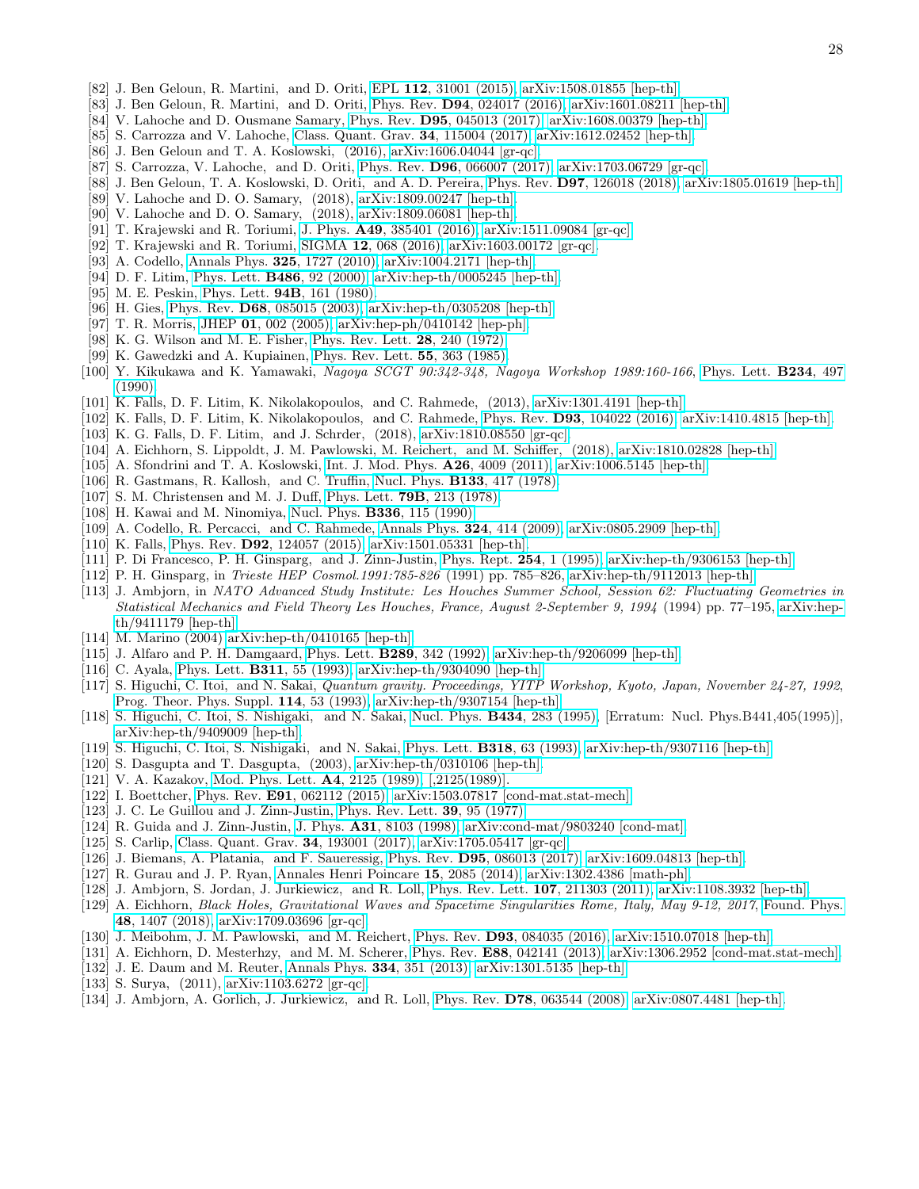[82] J. Ben Geloun, R. Martini, and D. Oriti, EPL **112**, 31001 (2015), arXiv:1508.01855 [hep-th].
[83] J. Ben Geloun, R. Martini, and D. Oriti, Phys. Rev. **D94**, 024017 (2016), arXiv:1601.08211 [hep-th].
[84] V. Lahoche and D. Ousmane Samary, Phys. Rev. **D95**, 045013 (2017), arXiv:1608.00379 [hep-th].
[85] S. Carrozza and V. Lahoche, Class. Quant. Grav. **34**, 115004 (2017), arXiv:1612.02452 [hep-th].
[86] J. Ben Geloun and T. A. Koslowski, (2016), arXiv:1606.04044 [gr-qc].
[87] S. Carrozza, V. Lahoche, and D. Oriti, Phys. Rev. **D96**, 066007 (2017), arXiv:1703.06729 [gr-qc].
[88] J. Ben Geloun, T. A. Koslowski, D. Oriti, and A. D. Pereira, Phys. Rev. **D97**, 126018 (2018), arXiv:1805.01619 [hep-th].
[89] V. Lahoche and D. O. Samary, (2018), arXiv:1809.00247 [hep-th].
[90] V. Lahoche and D. O. Samary, (2018), arXiv:1809.06081 [hep-th].
[91] T. Krajewski and R. Toriumi, J. Phys. **A49**, 385401 (2016), arXiv:1511.09084 [gr-qc].
[92] T. Krajewski and R. Toriumi, SIGMA **12**, 068 (2016), arXiv:1603.00172 [gr-qc].
[93] A. Codello, Annals Phys. **325**, 1727 (2010), arXiv:1004.2171 [hep-th].
[94] D. F. Litim, Phys. Lett. **B486**, 92 (2000), arXiv:hep-th/0005245 [hep-th].
[95] M. E. Peskin, Phys. Lett. **94B**, 161 (1980).
[96] H. Gies, Phys. Rev. **D68**, 085015 (2003), arXiv:hep-th/0305208 [hep-th].
[97] T. R. Morris, JHEP **01**, 002 (2005), arXiv:hep-ph/0410142 [hep-ph].
[98] K. G. Wilson and M. E. Fisher, Phys. Rev. Lett. **28**, 240 (1972).
[99] K. Gawedzki and A. Kupiainen, Phys. Rev. Lett. **55**, 363 (1985).
[100] Y. Kikukawa and K. Yamawaki, *Nagoya SCGT 90:342-348, Nagoya Workshop 1989:160-166*, Phys. Lett. **B234**, 497 (1990).
[101] K. Falls, D. F. Litim, K. Nikolakopoulos, and C. Rahmede, (2013), arXiv:1301.4191 [hep-th].
[102] K. Falls, D. F. Litim, K. Nikolakopoulos, and C. Rahmede, Phys. Rev. **D93**, 104022 (2016), arXiv:1410.4815 [hep-th].
[103] K. G. Falls, D. F. Litim, and J. Schrder, (2018), arXiv:1810.08550 [gr-qc].
[104] A. Eichhorn, S. Lippoldt, J. M. Pawlowski, M. Reichert, and M. Schiffer, (2018), arXiv:1810.02828 [hep-th].
[105] A. Sfondrini and T. A. Koslowski, Int. J. Mod. Phys. **A26**, 4009 (2011), arXiv:1006.5145 [hep-th].
[106] R. Gastmans, R. Kallosh, and C. Truffin, Nucl. Phys. **B133**, 417 (1978).
[107] S. M. Christensen and M. J. Duff, Phys. Lett. **79B**, 213 (1978).
[108] H. Kawai and M. Ninomiya, Nucl. Phys. **B336**, 115 (1990).
[109] A. Codello, R. Percacci, and C. Rahmede, Annals Phys. **324**, 414 (2009), arXiv:0805.2909 [hep-th].
[110] K. Falls, Phys. Rev. **D92**, 124057 (2015), arXiv:1501.05331 [hep-th].
[111] P. Di Francesco, P. H. Ginsparg, and J. Zinn-Justin, Phys. Rept. **254**, 1 (1995), arXiv:hep-th/9306153 [hep-th].
[112] P. H. Ginsparg, in *Trieste HEP Cosmol.1991:785-826* (1991) pp. 785–826, arXiv:hep-th/9112013 [hep-th].
[113] J. Ambjorn, in *NATO Advanced Study Institute: Les Houches Summer School, Session 62: Fluctuating Geometries in Statistical Mechanics and Field Theory Les Houches, France, August 2-September 9, 1994* (1994) pp. 77–195, arXiv:hep-th/9411179 [hep-th].
[114] M. Marino (2004) arXiv:hep-th/0410165 [hep-th].
[115] J. Alfaro and P. H. Damgaard, Phys. Lett. **B289**, 342 (1992), arXiv:hep-th/9206099 [hep-th].
[116] C. Ayala, Phys. Lett. **B311**, 55 (1993), arXiv:hep-th/9304090 [hep-th].
[117] S. Higuchi, C. Itoi, and N. Sakai, *Quantum gravity. Proceedings, YITP Workshop, Kyoto, Japan, November 24-27, 1992*, Prog. Theor. Phys. Suppl. **114**, 53 (1993), arXiv:hep-th/9307154 [hep-th].
[118] S. Higuchi, C. Itoi, S. Nishigaki, and N. Sakai, Nucl. Phys. **B434**, 283 (1995), [Erratum: Nucl. Phys.B441,405(1995)], arXiv:hep-th/9409009 [hep-th].
[119] S. Higuchi, C. Itoi, S. Nishigaki, and N. Sakai, Phys. Lett. **B318**, 63 (1993), arXiv:hep-th/9307116 [hep-th].
[120] S. Dasgupta and T. Dasgupta, (2003), arXiv:hep-th/0310106 [hep-th].
[121] V. A. Kazakov, Mod. Phys. Lett. **A4**, 2125 (1989), [,2125(1989)].
[122] I. Boettcher, Phys. Rev. **E91**, 062112 (2015), arXiv:1503.07817 [cond-mat.stat-mech].
[123] J. C. Le Guillou and J. Zinn-Justin, Phys. Rev. Lett. **39**, 95 (1977).
[124] R. Guida and J. Zinn-Justin, J. Phys. **A31**, 8103 (1998), arXiv:cond-mat/9803240 [cond-mat].
[125] S. Carlip, Class. Quant. Grav. **34**, 193001 (2017), arXiv:1705.05417 [gr-qc].
[126] J. Biemans, A. Platania, and F. Saueressig, Phys. Rev. **D95**, 086013 (2017), arXiv:1609.04813 [hep-th].
[127] R. Gurau and J. P. Ryan, Annales Henri Poincare **15**, 2085 (2014), arXiv:1302.4386 [math-ph].
[128] J. Ambjorn, S. Jordan, J. Jurkiewicz, and R. Loll, Phys. Rev. Lett. **107**, 211303 (2011), arXiv:1108.3932 [hep-th].
[129] A. Eichhorn, *Black Holes, Gravitational Waves and Spacetime Singularities Rome, Italy, May 9-12, 2017*, Found. Phys. **48**, 1407 (2018), arXiv:1709.03696 [gr-qc].
[130] J. Meibohm, J. M. Pawlowski, and M. Reichert, Phys. Rev. **D93**, 084035 (2016), arXiv:1510.07018 [hep-th].
[131] A. Eichhorn, D. Mesterhzy, and M. M. Scherer, Phys. Rev. **E88**, 042141 (2013), arXiv:1306.2952 [cond-mat.stat-mech].
[132] J. E. Daum and M. Reuter, Annals Phys. **334**, 351 (2013), arXiv:1301.5135 [hep-th].
[133] S. Surya, (2011), arXiv:1103.6272 [gr-qc].
[134] J. Ambjorn, A. Gorlich, J. Jurkiewicz, and R. Loll, Phys. Rev. **D78**, 063544 (2008), arXiv:0807.4481 [hep-th].